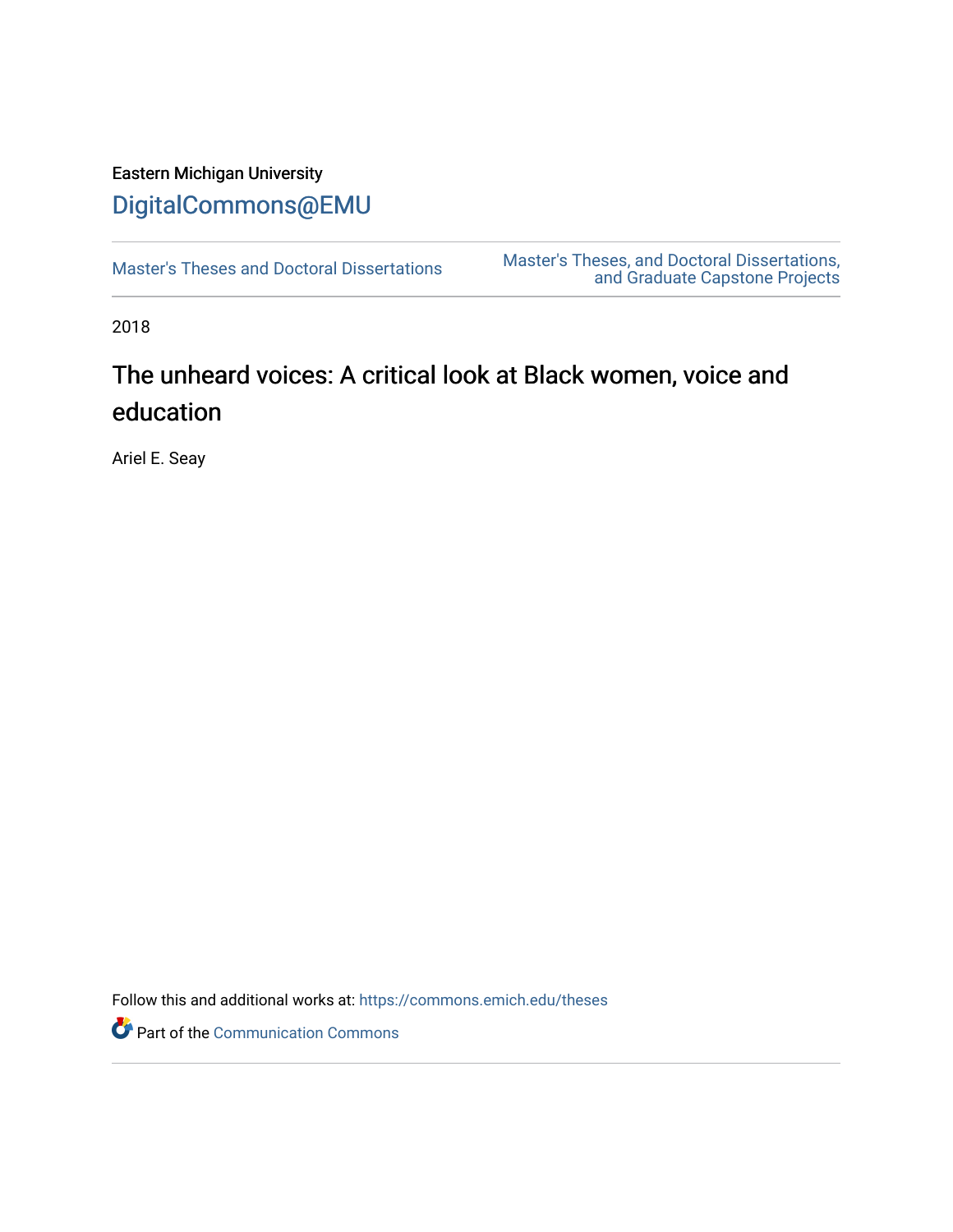Eastern Michigan University

DigitalCommons@EMU

Master's Theses and Doctoral Dissertations

Master's Theses, and Doctoral Dissertations, and Graduate Capstone Projects

2018

# The unheard voices: A critical look at Black women, voice and education

Ariel E. Seay

Follow this and additional works at: https://commons.emich.edu/theses

Part of the Communication Commons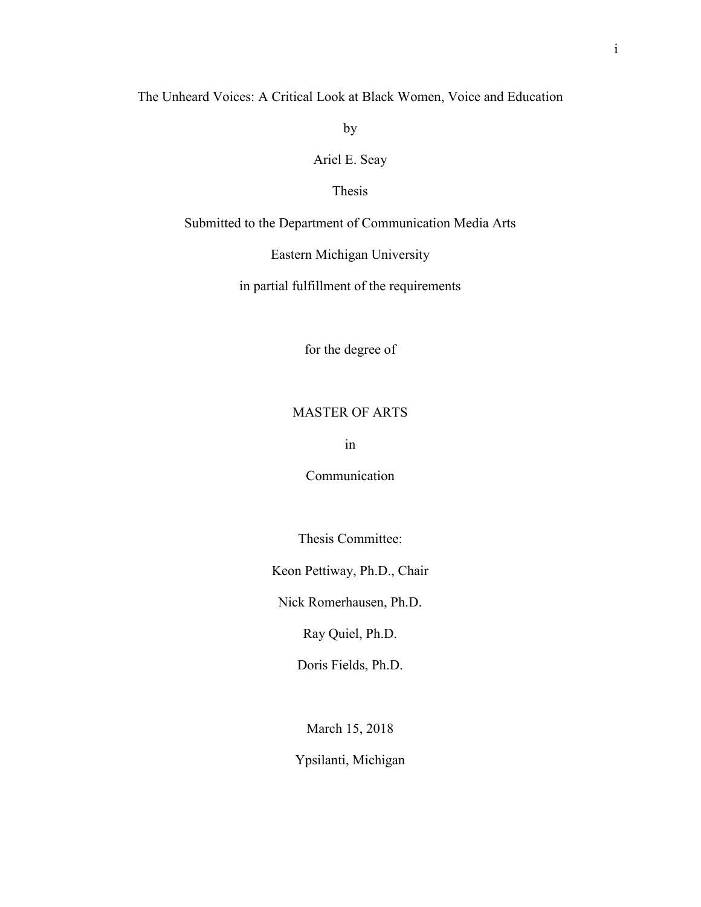The Unheard Voices: A Critical Look at Black Women, Voice and Education

by

Ariel E. Seay

Thesis

Submitted to the Department of Communication Media Arts

Eastern Michigan University

in partial fulfillment of the requirements

for the degree of

MASTER OF ARTS

in

Communication

Thesis Committee:

Keon Pettiway, Ph.D., Chair

Nick Romerhausen, Ph.D.

Ray Quiel, Ph.D.

Doris Fields, Ph.D.

March 15, 2018

Ypsilanti, Michigan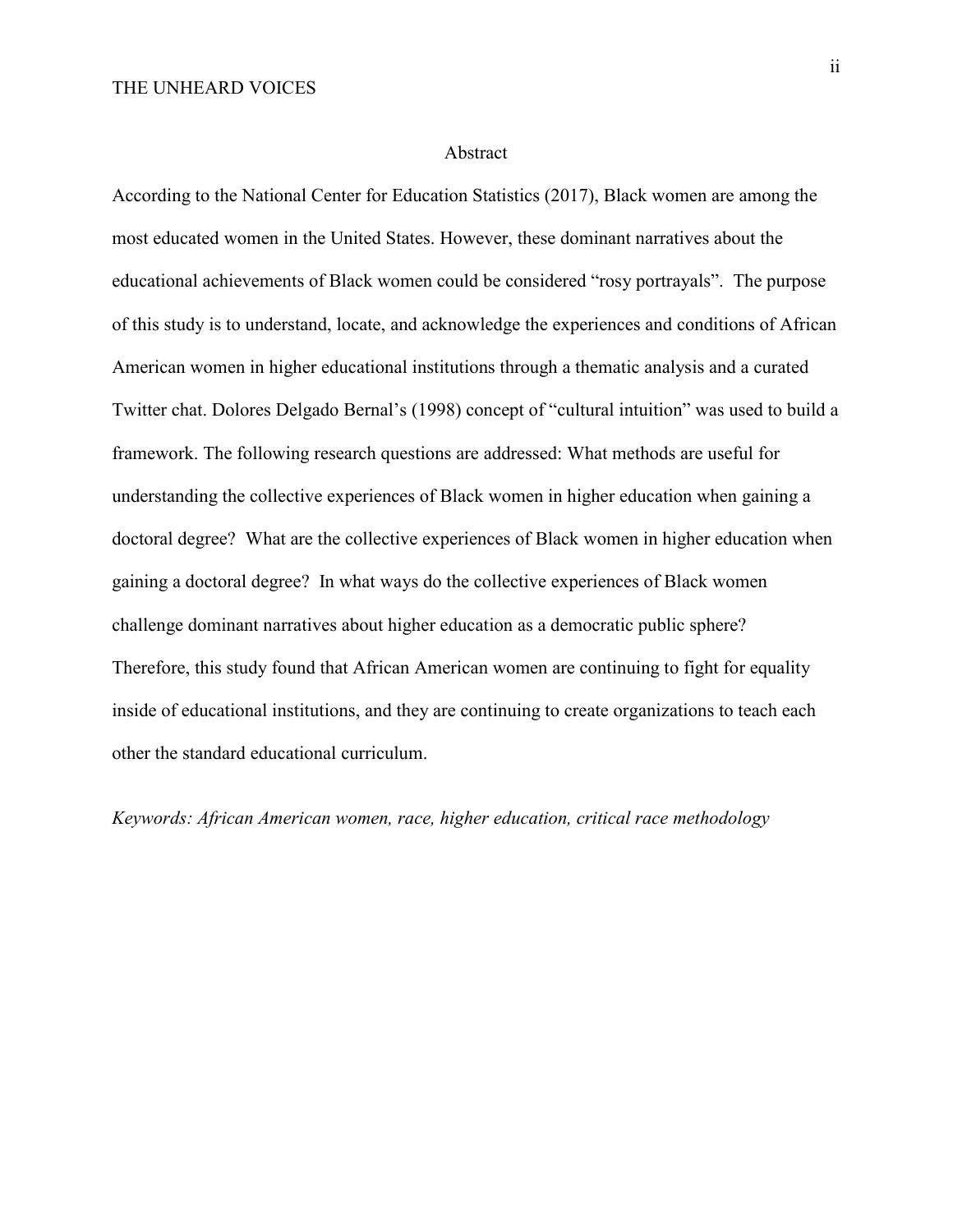## Abstract

According to the National Center for Education Statistics (2017), Black women are among the most educated women in the United States. However, these dominant narratives about the educational achievements of Black women could be considered "rosy portrayals". The purpose of this study is to understand, locate, and acknowledge the experiences and conditions of African American women in higher educational institutions through a thematic analysis and a curated Twitter chat. Dolores Delgado Bernal's (1998) concept of "cultural intuition" was used to build a framework. The following research questions are addressed: What methods are useful for understanding the collective experiences of Black women in higher education when gaining a doctoral degree? What are the collective experiences of Black women in higher education when gaining a doctoral degree? In what ways do the collective experiences of Black women challenge dominant narratives about higher education as a democratic public sphere? Therefore, this study found that African American women are continuing to fight for equality inside of educational institutions, and they are continuing to create organizations to teach each other the standard educational curriculum.

*Keywords: African American women, race, higher education, critical race methodology*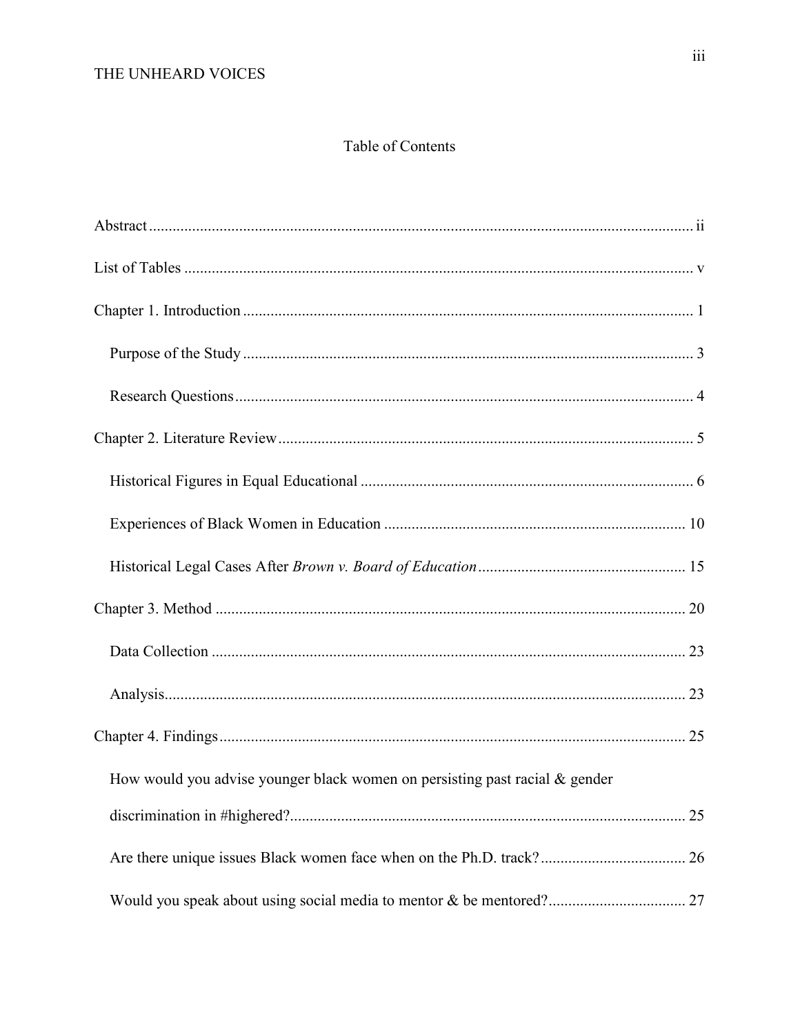## Table of Contents

Abstract .......... ii

List of Tables .......... v

Chapter 1. Introduction .......... 1

  Purpose of the Study .......... 3

  Research Questions .......... 4

Chapter 2. Literature Review .......... 5

  Historical Figures in Equal Educational .......... 6

  Experiences of Black Women in Education .......... 10

  Historical Legal Cases After *Brown v. Board of Education* .......... 15

Chapter 3. Method .......... 20

  Data Collection .......... 23

  Analysis .......... 23

Chapter 4. Findings .......... 25

  How would you advise younger black women on persisting past racial & gender discrimination in #highered? .......... 25

  Are there unique issues Black women face when on the Ph.D. track? .......... 26

  Would you speak about using social media to mentor & be mentored? .......... 27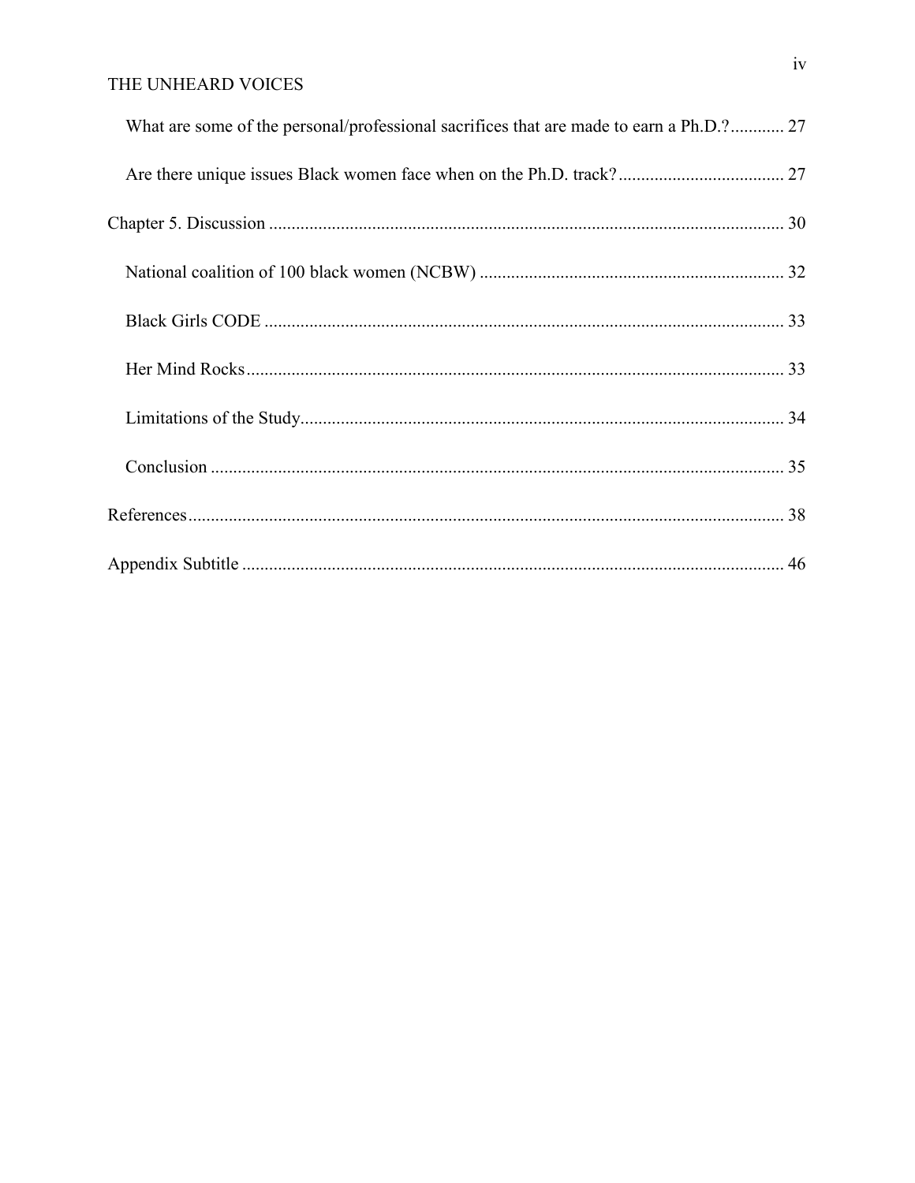What are some of the personal/professional sacrifices that are made to earn a Ph.D.? ............ 27

Are there unique issues Black women face when on the Ph.D. track? ..................................... 27

Chapter 5. Discussion ..................................................................................................................... 30

National coalition of 100 black women (NCBW) ..................................................................... 32

Black Girls CODE ..................................................................................................................... 33

Her Mind Rocks ......................................................................................................................... 33

Limitations of the Study ............................................................................................................. 34

Conclusion ................................................................................................................................. 35

References ...................................................................................................................................... 38

Appendix Subtitle .......................................................................................................................... 46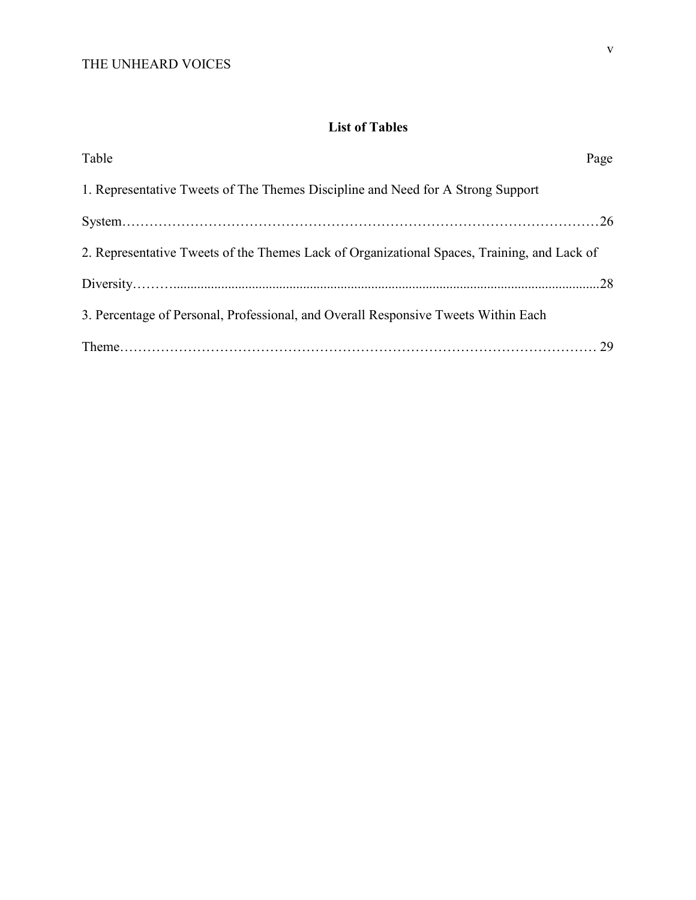## List of Tables

Table Page

1. Representative Tweets of The Themes Discipline and Need for A Strong Support System……………………………………………………………………………………………26
2. Representative Tweets of the Themes Lack of Organizational Spaces, Training, and Lack of Diversity………...........................................................................................................................28
3. Percentage of Personal, Professional, and Overall Responsive Tweets Within Each Theme………………………………………………………………………………………… 29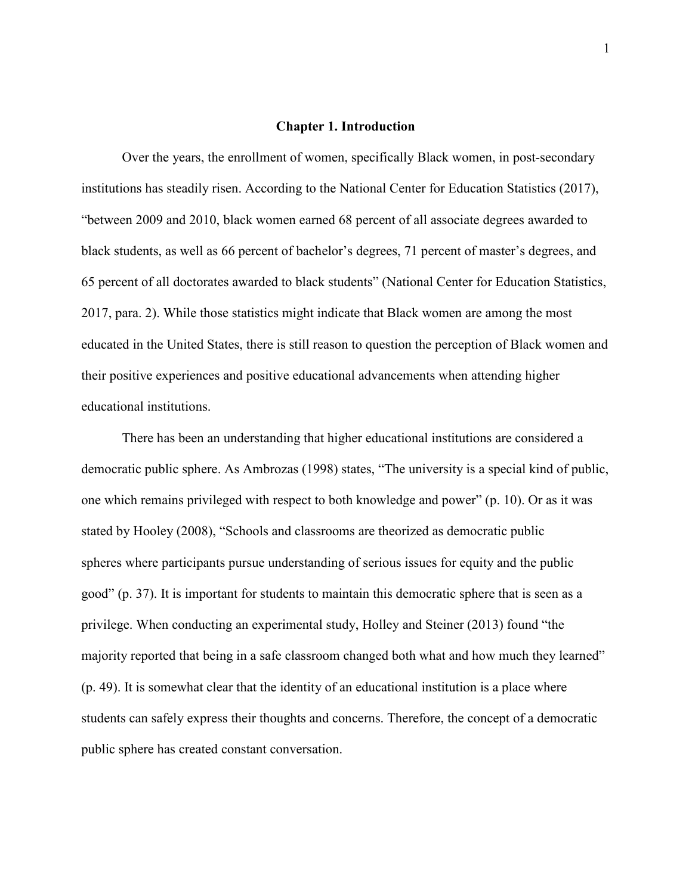# Chapter 1. Introduction

Over the years, the enrollment of women, specifically Black women, in post-secondary institutions has steadily risen. According to the National Center for Education Statistics (2017), "between 2009 and 2010, black women earned 68 percent of all associate degrees awarded to black students, as well as 66 percent of bachelor's degrees, 71 percent of master's degrees, and 65 percent of all doctorates awarded to black students" (National Center for Education Statistics, 2017, para. 2). While those statistics might indicate that Black women are among the most educated in the United States, there is still reason to question the perception of Black women and their positive experiences and positive educational advancements when attending higher educational institutions.

There has been an understanding that higher educational institutions are considered a democratic public sphere. As Ambrozas (1998) states, "The university is a special kind of public, one which remains privileged with respect to both knowledge and power" (p. 10). Or as it was stated by Hooley (2008), "Schools and classrooms are theorized as democratic public spheres where participants pursue understanding of serious issues for equity and the public good" (p. 37). It is important for students to maintain this democratic sphere that is seen as a privilege. When conducting an experimental study, Holley and Steiner (2013) found "the majority reported that being in a safe classroom changed both what and how much they learned" (p. 49). It is somewhat clear that the identity of an educational institution is a place where students can safely express their thoughts and concerns. Therefore, the concept of a democratic public sphere has created constant conversation.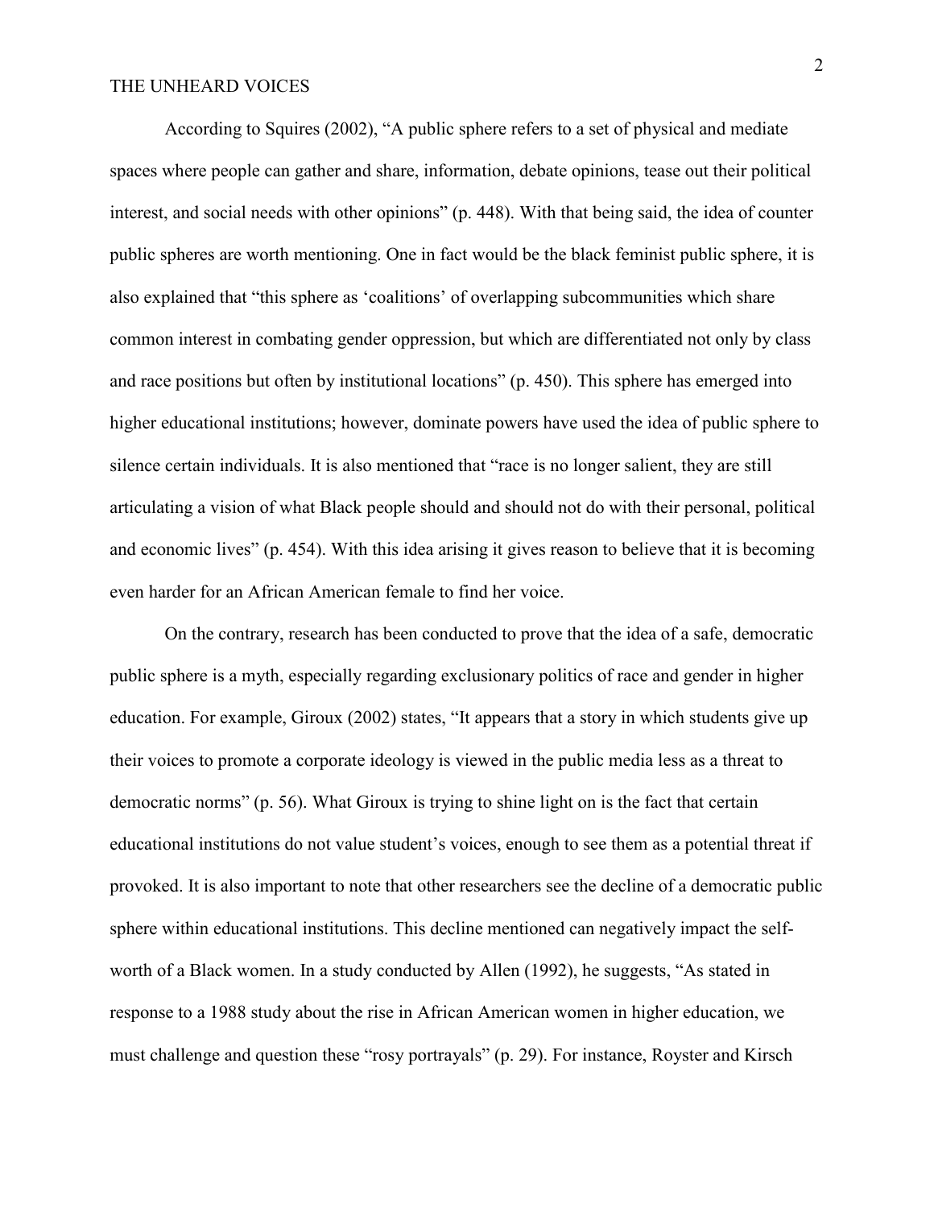According to Squires (2002), "A public sphere refers to a set of physical and mediate spaces where people can gather and share, information, debate opinions, tease out their political interest, and social needs with other opinions" (p. 448). With that being said, the idea of counter public spheres are worth mentioning. One in fact would be the black feminist public sphere, it is also explained that "this sphere as 'coalitions' of overlapping subcommunities which share common interest in combating gender oppression, but which are differentiated not only by class and race positions but often by institutional locations" (p. 450). This sphere has emerged into higher educational institutions; however, dominate powers have used the idea of public sphere to silence certain individuals. It is also mentioned that "race is no longer salient, they are still articulating a vision of what Black people should and should not do with their personal, political and economic lives" (p. 454). With this idea arising it gives reason to believe that it is becoming even harder for an African American female to find her voice.

On the contrary, research has been conducted to prove that the idea of a safe, democratic public sphere is a myth, especially regarding exclusionary politics of race and gender in higher education. For example, Giroux (2002) states, "It appears that a story in which students give up their voices to promote a corporate ideology is viewed in the public media less as a threat to democratic norms" (p. 56). What Giroux is trying to shine light on is the fact that certain educational institutions do not value student's voices, enough to see them as a potential threat if provoked. It is also important to note that other researchers see the decline of a democratic public sphere within educational institutions. This decline mentioned can negatively impact the self-worth of a Black women. In a study conducted by Allen (1992), he suggests, "As stated in response to a 1988 study about the rise in African American women in higher education, we must challenge and question these "rosy portrayals" (p. 29). For instance, Royster and Kirsch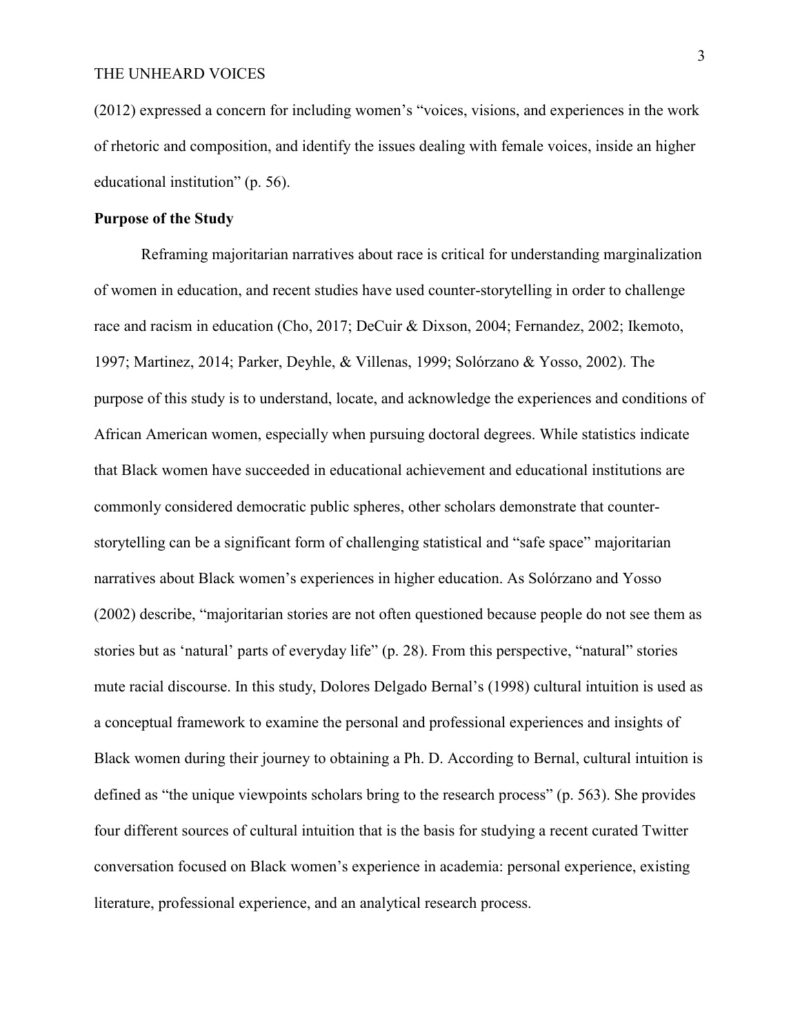(2012) expressed a concern for including women's "voices, visions, and experiences in the work of rhetoric and composition, and identify the issues dealing with female voices, inside an higher educational institution" (p. 56).

**Purpose of the Study**

Reframing majoritarian narratives about race is critical for understanding marginalization of women in education, and recent studies have used counter-storytelling in order to challenge race and racism in education (Cho, 2017; DeCuir & Dixson, 2004; Fernandez, 2002; Ikemoto, 1997; Martinez, 2014; Parker, Deyhle, & Villenas, 1999; Solórzano & Yosso, 2002). The purpose of this study is to understand, locate, and acknowledge the experiences and conditions of African American women, especially when pursuing doctoral degrees. While statistics indicate that Black women have succeeded in educational achievement and educational institutions are commonly considered democratic public spheres, other scholars demonstrate that counter-storytelling can be a significant form of challenging statistical and "safe space" majoritarian narratives about Black women's experiences in higher education. As Solórzano and Yosso (2002) describe, "majoritarian stories are not often questioned because people do not see them as stories but as 'natural' parts of everyday life" (p. 28). From this perspective, "natural" stories mute racial discourse. In this study, Dolores Delgado Bernal's (1998) cultural intuition is used as a conceptual framework to examine the personal and professional experiences and insights of Black women during their journey to obtaining a Ph. D. According to Bernal, cultural intuition is defined as "the unique viewpoints scholars bring to the research process" (p. 563). She provides four different sources of cultural intuition that is the basis for studying a recent curated Twitter conversation focused on Black women's experience in academia: personal experience, existing literature, professional experience, and an analytical research process.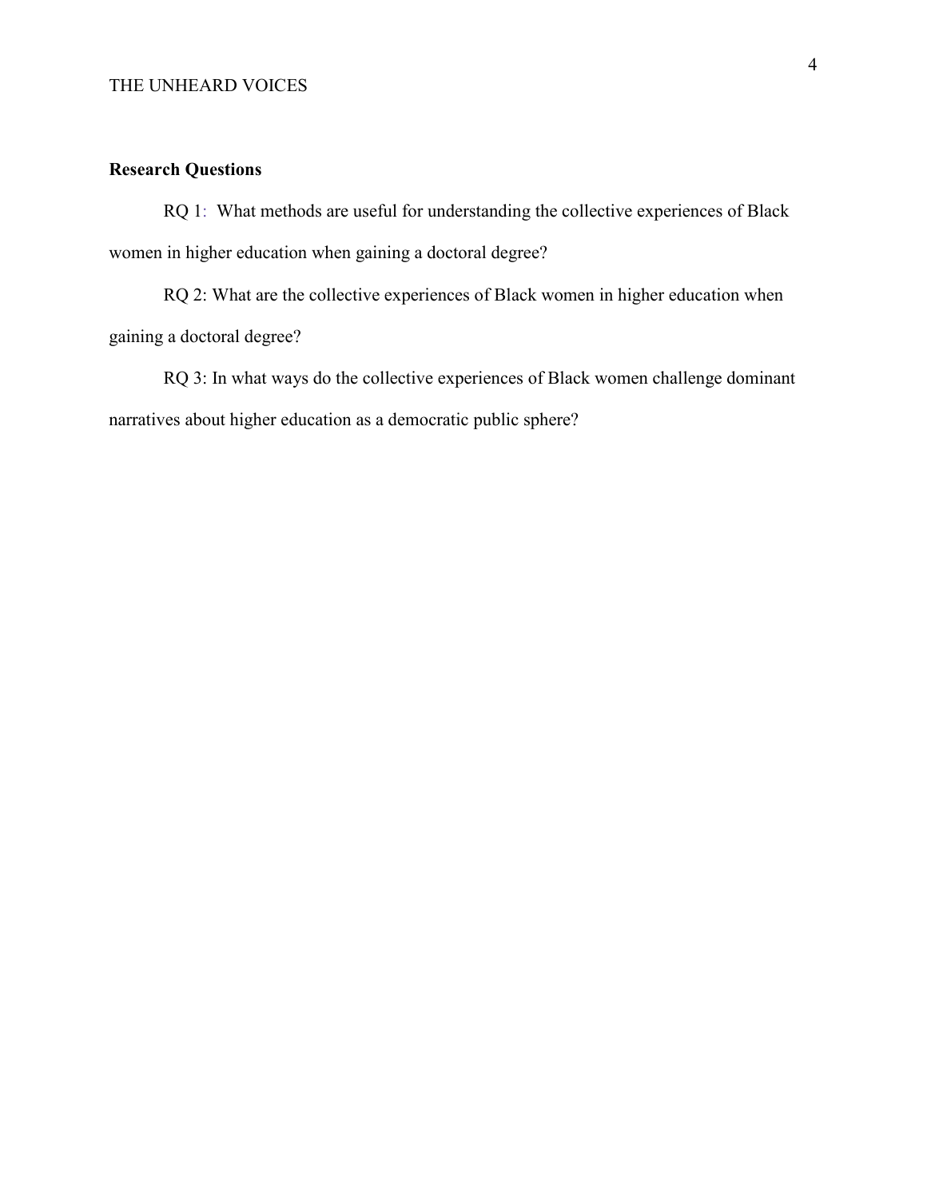## Research Questions

RQ 1: What methods are useful for understanding the collective experiences of Black women in higher education when gaining a doctoral degree?

RQ 2: What are the collective experiences of Black women in higher education when gaining a doctoral degree?

RQ 3: In what ways do the collective experiences of Black women challenge dominant narratives about higher education as a democratic public sphere?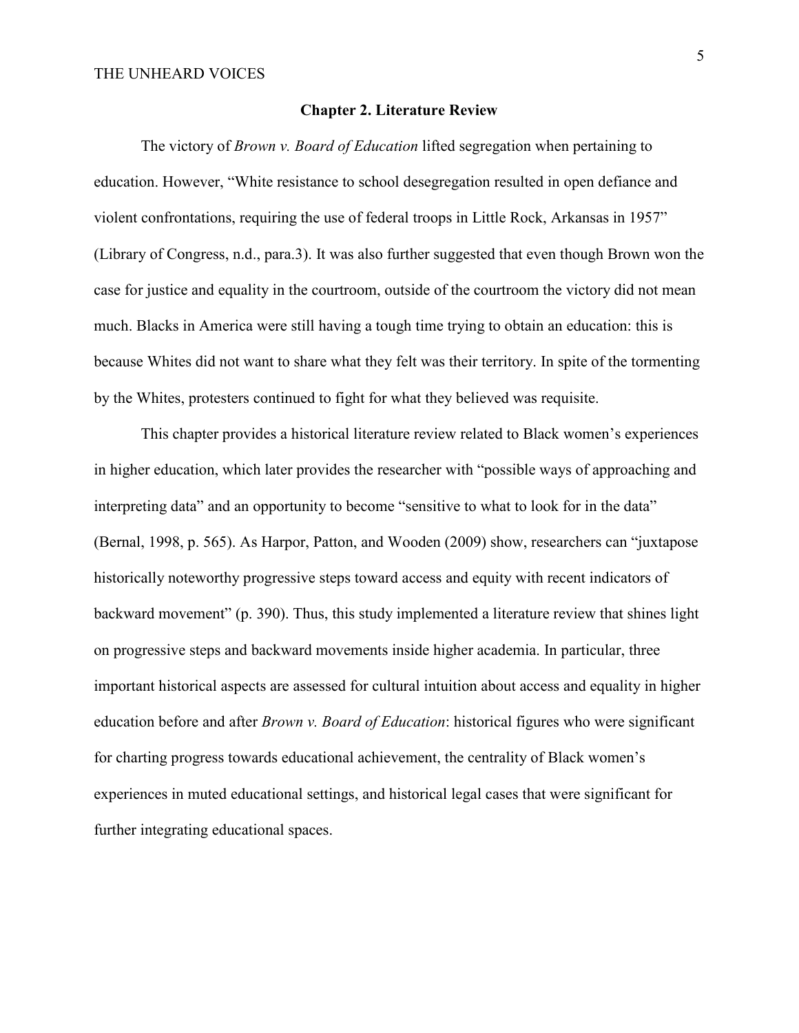## Chapter 2. Literature Review

The victory of *Brown v. Board of Education* lifted segregation when pertaining to education. However, "White resistance to school desegregation resulted in open defiance and violent confrontations, requiring the use of federal troops in Little Rock, Arkansas in 1957" (Library of Congress, n.d., para.3). It was also further suggested that even though Brown won the case for justice and equality in the courtroom, outside of the courtroom the victory did not mean much. Blacks in America were still having a tough time trying to obtain an education: this is because Whites did not want to share what they felt was their territory. In spite of the tormenting by the Whites, protesters continued to fight for what they believed was requisite.

This chapter provides a historical literature review related to Black women's experiences in higher education, which later provides the researcher with "possible ways of approaching and interpreting data" and an opportunity to become "sensitive to what to look for in the data" (Bernal, 1998, p. 565). As Harpor, Patton, and Wooden (2009) show, researchers can "juxtapose historically noteworthy progressive steps toward access and equity with recent indicators of backward movement" (p. 390). Thus, this study implemented a literature review that shines light on progressive steps and backward movements inside higher academia. In particular, three important historical aspects are assessed for cultural intuition about access and equality in higher education before and after *Brown v. Board of Education*: historical figures who were significant for charting progress towards educational achievement, the centrality of Black women's experiences in muted educational settings, and historical legal cases that were significant for further integrating educational spaces.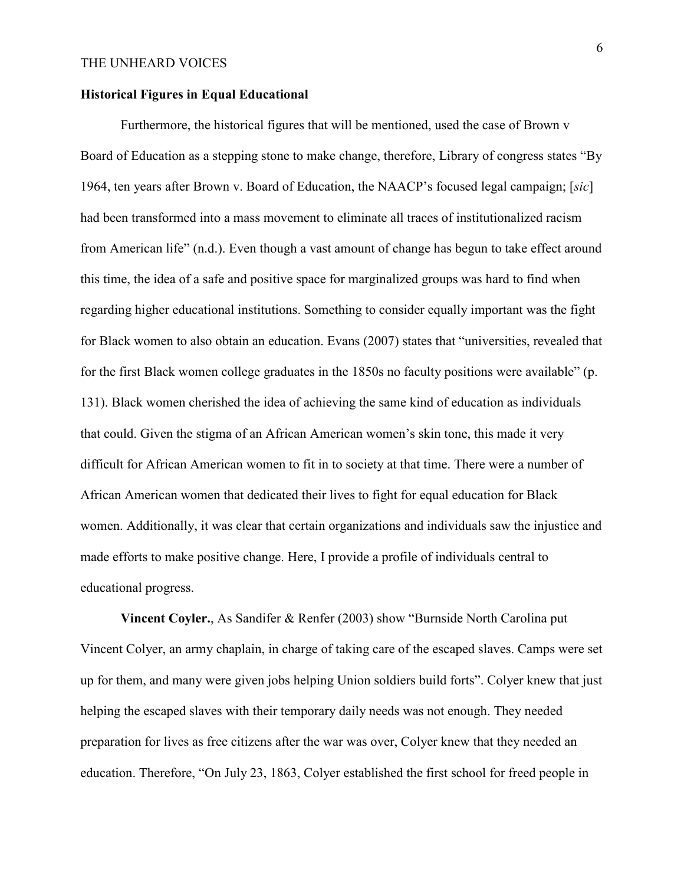## Historical Figures in Equal Educational

Furthermore, the historical figures that will be mentioned, used the case of Brown v Board of Education as a stepping stone to make change, therefore, Library of congress states "By 1964, ten years after Brown v. Board of Education, the NAACP's focused legal campaign; [*sic*] had been transformed into a mass movement to eliminate all traces of institutionalized racism from American life" (n.d.). Even though a vast amount of change has begun to take effect around this time, the idea of a safe and positive space for marginalized groups was hard to find when regarding higher educational institutions. Something to consider equally important was the fight for Black women to also obtain an education. Evans (2007) states that "universities, revealed that for the first Black women college graduates in the 1850s no faculty positions were available" (p. 131). Black women cherished the idea of achieving the same kind of education as individuals that could. Given the stigma of an African American women's skin tone, this made it very difficult for African American women to fit in to society at that time. There were a number of African American women that dedicated their lives to fight for equal education for Black women. Additionally, it was clear that certain organizations and individuals saw the injustice and made efforts to make positive change. Here, I provide a profile of individuals central to educational progress.

**Vincent Coyler.**, As Sandifer & Renfer (2003) show "Burnside North Carolina put Vincent Colyer, an army chaplain, in charge of taking care of the escaped slaves. Camps were set up for them, and many were given jobs helping Union soldiers build forts". Colyer knew that just helping the escaped slaves with their temporary daily needs was not enough. They needed preparation for lives as free citizens after the war was over, Colyer knew that they needed an education. Therefore, "On July 23, 1863, Colyer established the first school for freed people in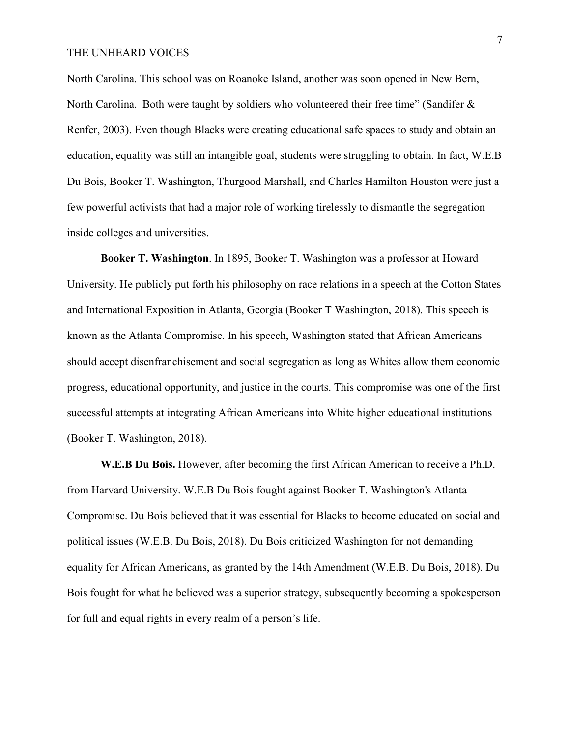North Carolina. This school was on Roanoke Island, another was soon opened in New Bern, North Carolina. Both were taught by soldiers who volunteered their free time" (Sandifer & Renfer, 2003). Even though Blacks were creating educational safe spaces to study and obtain an education, equality was still an intangible goal, students were struggling to obtain. In fact, W.E.B Du Bois, Booker T. Washington, Thurgood Marshall, and Charles Hamilton Houston were just a few powerful activists that had a major role of working tirelessly to dismantle the segregation inside colleges and universities.

**Booker T. Washington**. In 1895, Booker T. Washington was a professor at Howard University. He publicly put forth his philosophy on race relations in a speech at the Cotton States and International Exposition in Atlanta, Georgia (Booker T Washington, 2018). This speech is known as the Atlanta Compromise. In his speech, Washington stated that African Americans should accept disenfranchisement and social segregation as long as Whites allow them economic progress, educational opportunity, and justice in the courts. This compromise was one of the first successful attempts at integrating African Americans into White higher educational institutions (Booker T. Washington, 2018).

**W.E.B Du Bois.** However, after becoming the first African American to receive a Ph.D. from Harvard University. W.E.B Du Bois fought against Booker T. Washington's Atlanta Compromise. Du Bois believed that it was essential for Blacks to become educated on social and political issues (W.E.B. Du Bois, 2018). Du Bois criticized Washington for not demanding equality for African Americans, as granted by the 14th Amendment (W.E.B. Du Bois, 2018). Du Bois fought for what he believed was a superior strategy, subsequently becoming a spokesperson for full and equal rights in every realm of a person's life.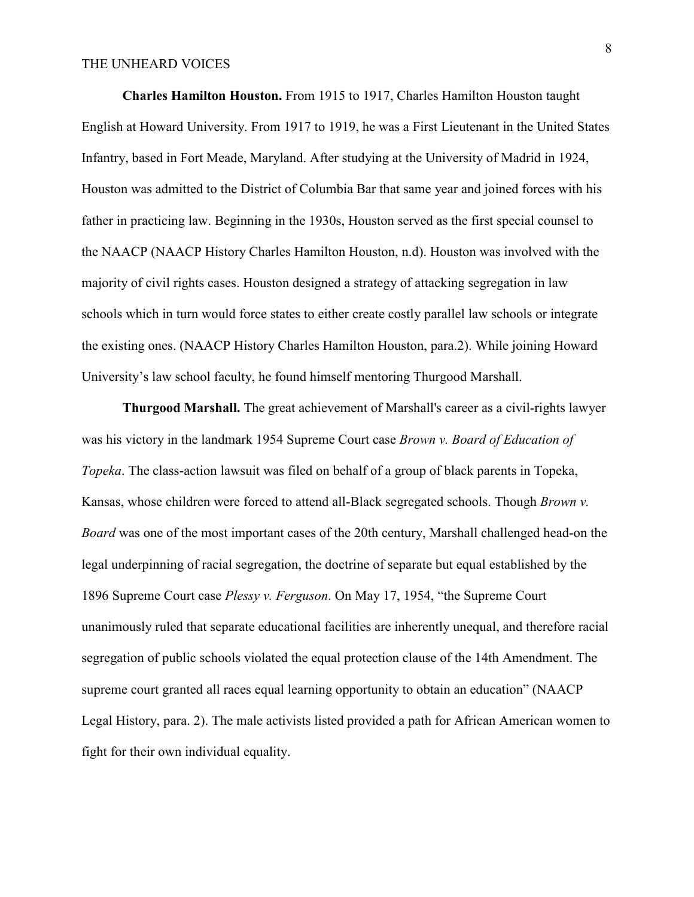**Charles Hamilton Houston.** From 1915 to 1917, Charles Hamilton Houston taught English at Howard University. From 1917 to 1919, he was a First Lieutenant in the United States Infantry, based in Fort Meade, Maryland. After studying at the University of Madrid in 1924, Houston was admitted to the District of Columbia Bar that same year and joined forces with his father in practicing law. Beginning in the 1930s, Houston served as the first special counsel to the NAACP (NAACP History Charles Hamilton Houston, n.d). Houston was involved with the majority of civil rights cases. Houston designed a strategy of attacking segregation in law schools which in turn would force states to either create costly parallel law schools or integrate the existing ones. (NAACP History Charles Hamilton Houston, para.2). While joining Howard University's law school faculty, he found himself mentoring Thurgood Marshall.

**Thurgood Marshall.** The great achievement of Marshall's career as a civil-rights lawyer was his victory in the landmark 1954 Supreme Court case *Brown v. Board of Education of Topeka*. The class-action lawsuit was filed on behalf of a group of black parents in Topeka, Kansas, whose children were forced to attend all-Black segregated schools. Though *Brown v. Board* was one of the most important cases of the 20th century, Marshall challenged head-on the legal underpinning of racial segregation, the doctrine of separate but equal established by the 1896 Supreme Court case *Plessy v. Ferguson*. On May 17, 1954, "the Supreme Court unanimously ruled that separate educational facilities are inherently unequal, and therefore racial segregation of public schools violated the equal protection clause of the 14th Amendment. The supreme court granted all races equal learning opportunity to obtain an education" (NAACP Legal History, para. 2). The male activists listed provided a path for African American women to fight for their own individual equality.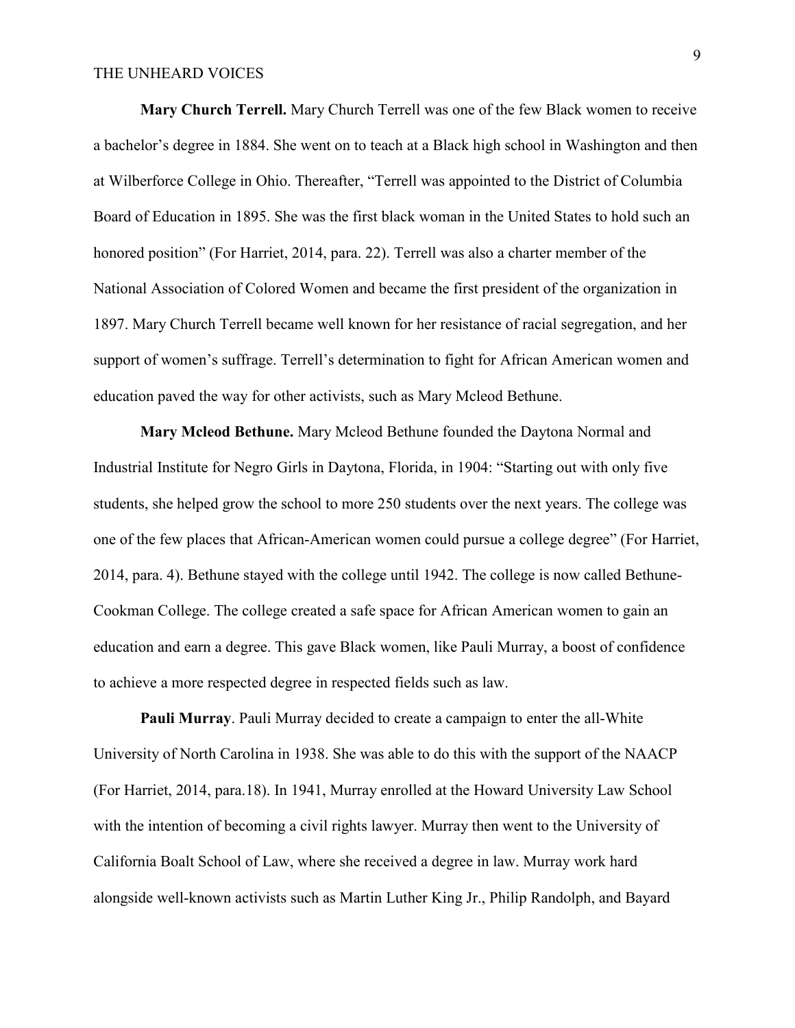**Mary Church Terrell.** Mary Church Terrell was one of the few Black women to receive a bachelor's degree in 1884. She went on to teach at a Black high school in Washington and then at Wilberforce College in Ohio. Thereafter, "Terrell was appointed to the District of Columbia Board of Education in 1895. She was the first black woman in the United States to hold such an honored position" (For Harriet, 2014, para. 22). Terrell was also a charter member of the National Association of Colored Women and became the first president of the organization in 1897. Mary Church Terrell became well known for her resistance of racial segregation, and her support of women's suffrage. Terrell's determination to fight for African American women and education paved the way for other activists, such as Mary Mcleod Bethune.

**Mary Mcleod Bethune.** Mary Mcleod Bethune founded the Daytona Normal and Industrial Institute for Negro Girls in Daytona, Florida, in 1904: "Starting out with only five students, she helped grow the school to more 250 students over the next years. The college was one of the few places that African-American women could pursue a college degree" (For Harriet, 2014, para. 4). Bethune stayed with the college until 1942. The college is now called Bethune-Cookman College. The college created a safe space for African American women to gain an education and earn a degree. This gave Black women, like Pauli Murray, a boost of confidence to achieve a more respected degree in respected fields such as law.

**Pauli Murray**. Pauli Murray decided to create a campaign to enter the all-White University of North Carolina in 1938. She was able to do this with the support of the NAACP (For Harriet, 2014, para.18). In 1941, Murray enrolled at the Howard University Law School with the intention of becoming a civil rights lawyer. Murray then went to the University of California Boalt School of Law, where she received a degree in law. Murray work hard alongside well-known activists such as Martin Luther King Jr., Philip Randolph, and Bayard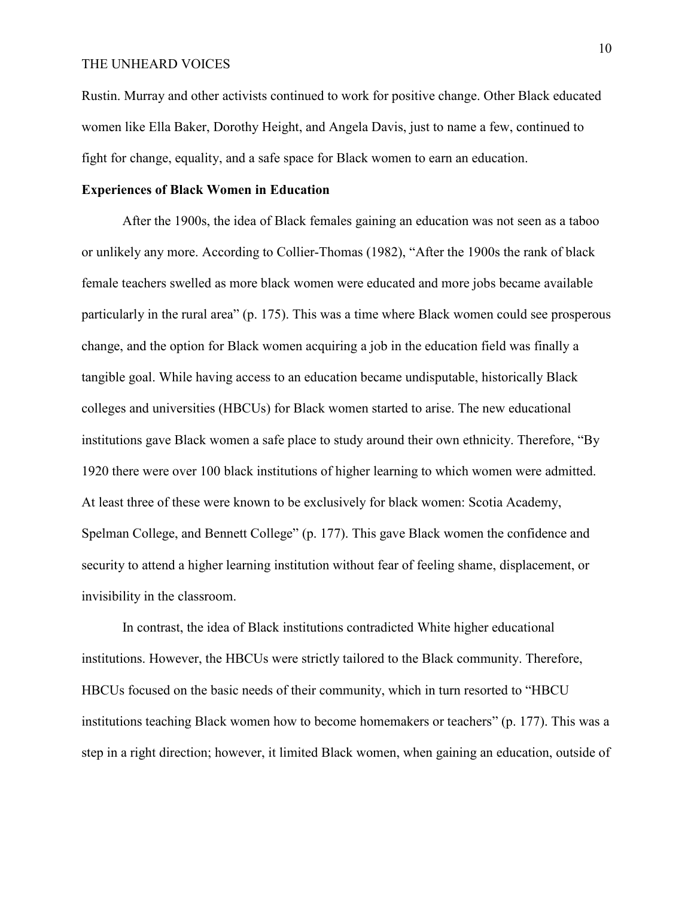Rustin. Murray and other activists continued to work for positive change. Other Black educated women like Ella Baker, Dorothy Height, and Angela Davis, just to name a few, continued to fight for change, equality, and a safe space for Black women to earn an education.

**Experiences of Black Women in Education**

After the 1900s, the idea of Black females gaining an education was not seen as a taboo or unlikely any more. According to Collier-Thomas (1982), "After the 1900s the rank of black female teachers swelled as more black women were educated and more jobs became available particularly in the rural area" (p. 175). This was a time where Black women could see prosperous change, and the option for Black women acquiring a job in the education field was finally a tangible goal. While having access to an education became undisputable, historically Black colleges and universities (HBCUs) for Black women started to arise. The new educational institutions gave Black women a safe place to study around their own ethnicity. Therefore, "By 1920 there were over 100 black institutions of higher learning to which women were admitted. At least three of these were known to be exclusively for black women: Scotia Academy, Spelman College, and Bennett College" (p. 177). This gave Black women the confidence and security to attend a higher learning institution without fear of feeling shame, displacement, or invisibility in the classroom.

In contrast, the idea of Black institutions contradicted White higher educational institutions. However, the HBCUs were strictly tailored to the Black community. Therefore, HBCUs focused on the basic needs of their community, which in turn resorted to "HBCU institutions teaching Black women how to become homemakers or teachers" (p. 177). This was a step in a right direction; however, it limited Black women, when gaining an education, outside of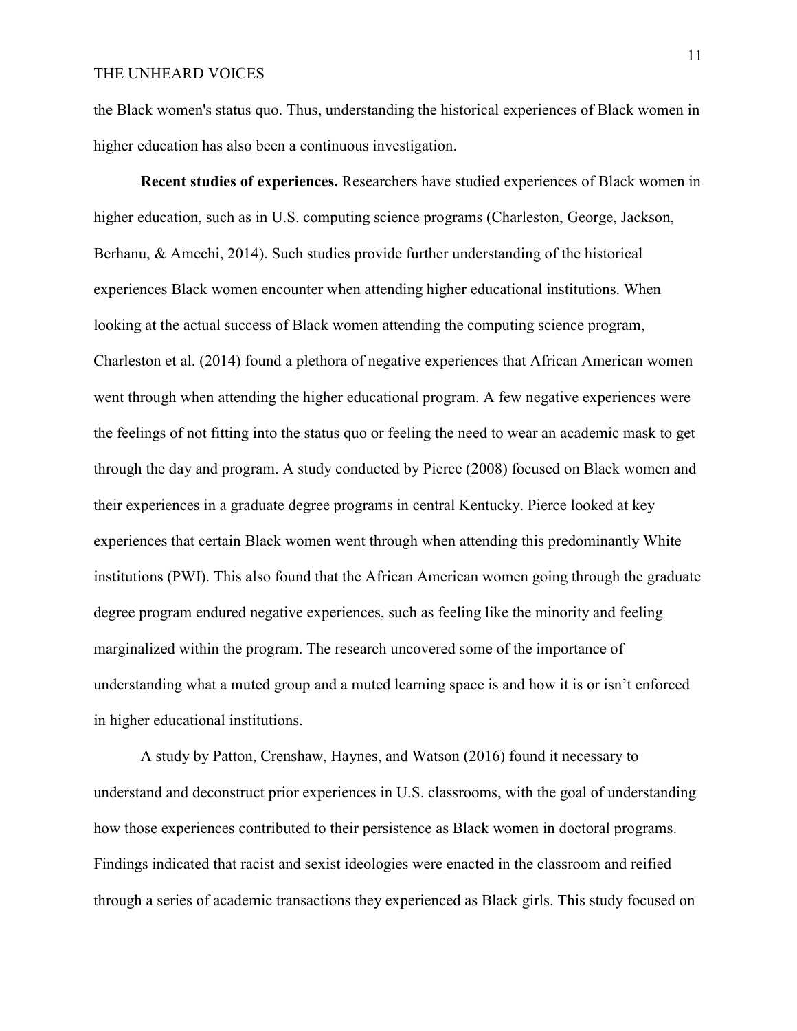the Black women's status quo. Thus, understanding the historical experiences of Black women in higher education has also been a continuous investigation.

**Recent studies of experiences.** Researchers have studied experiences of Black women in higher education, such as in U.S. computing science programs (Charleston, George, Jackson, Berhanu, & Amechi, 2014). Such studies provide further understanding of the historical experiences Black women encounter when attending higher educational institutions. When looking at the actual success of Black women attending the computing science program, Charleston et al. (2014) found a plethora of negative experiences that African American women went through when attending the higher educational program. A few negative experiences were the feelings of not fitting into the status quo or feeling the need to wear an academic mask to get through the day and program. A study conducted by Pierce (2008) focused on Black women and their experiences in a graduate degree programs in central Kentucky. Pierce looked at key experiences that certain Black women went through when attending this predominantly White institutions (PWI). This also found that the African American women going through the graduate degree program endured negative experiences, such as feeling like the minority and feeling marginalized within the program. The research uncovered some of the importance of understanding what a muted group and a muted learning space is and how it is or isn't enforced in higher educational institutions.

A study by Patton, Crenshaw, Haynes, and Watson (2016) found it necessary to understand and deconstruct prior experiences in U.S. classrooms, with the goal of understanding how those experiences contributed to their persistence as Black women in doctoral programs. Findings indicated that racist and sexist ideologies were enacted in the classroom and reified through a series of academic transactions they experienced as Black girls. This study focused on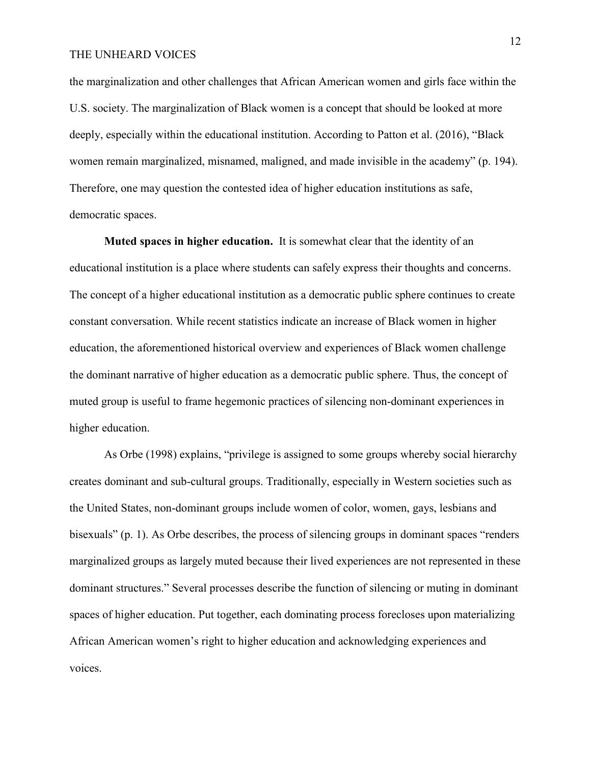the marginalization and other challenges that African American women and girls face within the U.S. society. The marginalization of Black women is a concept that should be looked at more deeply, especially within the educational institution. According to Patton et al. (2016), "Black women remain marginalized, misnamed, maligned, and made invisible in the academy" (p. 194). Therefore, one may question the contested idea of higher education institutions as safe, democratic spaces.

**Muted spaces in higher education.** It is somewhat clear that the identity of an educational institution is a place where students can safely express their thoughts and concerns. The concept of a higher educational institution as a democratic public sphere continues to create constant conversation. While recent statistics indicate an increase of Black women in higher education, the aforementioned historical overview and experiences of Black women challenge the dominant narrative of higher education as a democratic public sphere. Thus, the concept of muted group is useful to frame hegemonic practices of silencing non-dominant experiences in higher education.

As Orbe (1998) explains, "privilege is assigned to some groups whereby social hierarchy creates dominant and sub-cultural groups. Traditionally, especially in Western societies such as the United States, non-dominant groups include women of color, women, gays, lesbians and bisexuals" (p. 1). As Orbe describes, the process of silencing groups in dominant spaces "renders marginalized groups as largely muted because their lived experiences are not represented in these dominant structures." Several processes describe the function of silencing or muting in dominant spaces of higher education. Put together, each dominating process forecloses upon materializing African American women's right to higher education and acknowledging experiences and voices.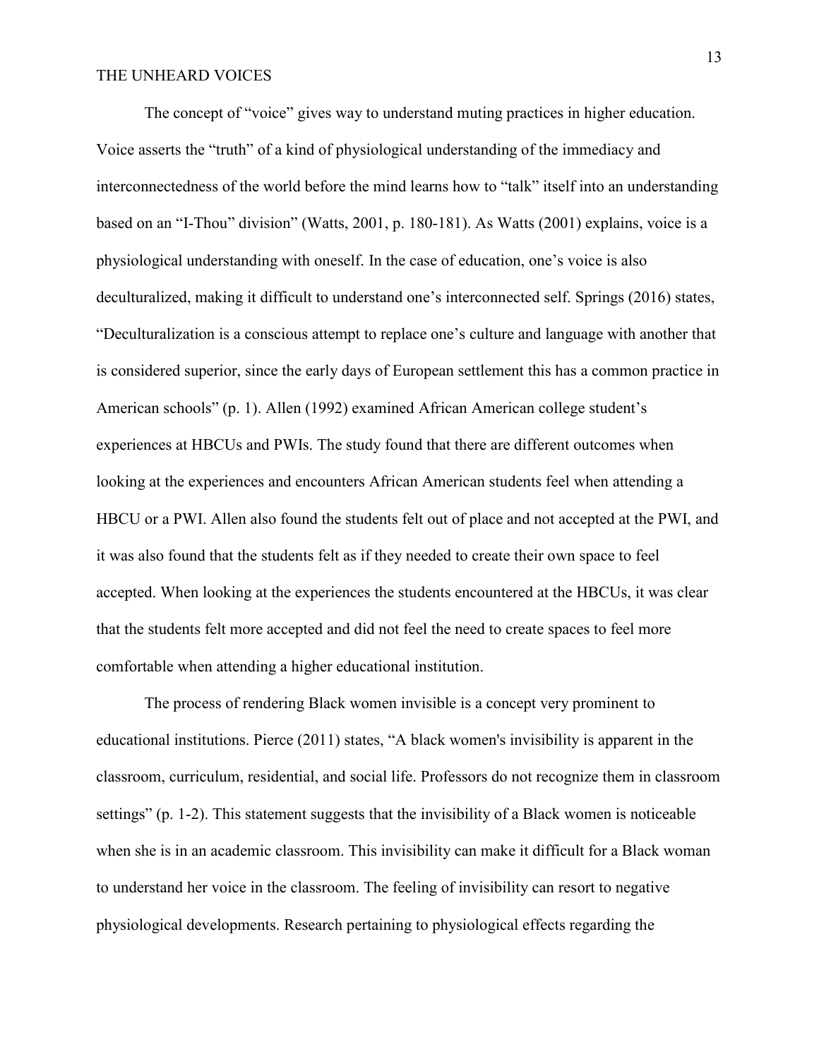The concept of "voice" gives way to understand muting practices in higher education. Voice asserts the "truth" of a kind of physiological understanding of the immediacy and interconnectedness of the world before the mind learns how to "talk" itself into an understanding based on an "I-Thou" division" (Watts, 2001, p. 180-181). As Watts (2001) explains, voice is a physiological understanding with oneself. In the case of education, one's voice is also deculturalized, making it difficult to understand one's interconnected self. Springs (2016) states, "Deculturalization is a conscious attempt to replace one's culture and language with another that is considered superior, since the early days of European settlement this has a common practice in American schools" (p. 1). Allen (1992) examined African American college student's experiences at HBCUs and PWIs. The study found that there are different outcomes when looking at the experiences and encounters African American students feel when attending a HBCU or a PWI. Allen also found the students felt out of place and not accepted at the PWI, and it was also found that the students felt as if they needed to create their own space to feel accepted. When looking at the experiences the students encountered at the HBCUs, it was clear that the students felt more accepted and did not feel the need to create spaces to feel more comfortable when attending a higher educational institution.

The process of rendering Black women invisible is a concept very prominent to educational institutions. Pierce (2011) states, "A black women's invisibility is apparent in the classroom, curriculum, residential, and social life. Professors do not recognize them in classroom settings" (p. 1-2). This statement suggests that the invisibility of a Black women is noticeable when she is in an academic classroom. This invisibility can make it difficult for a Black woman to understand her voice in the classroom. The feeling of invisibility can resort to negative physiological developments. Research pertaining to physiological effects regarding the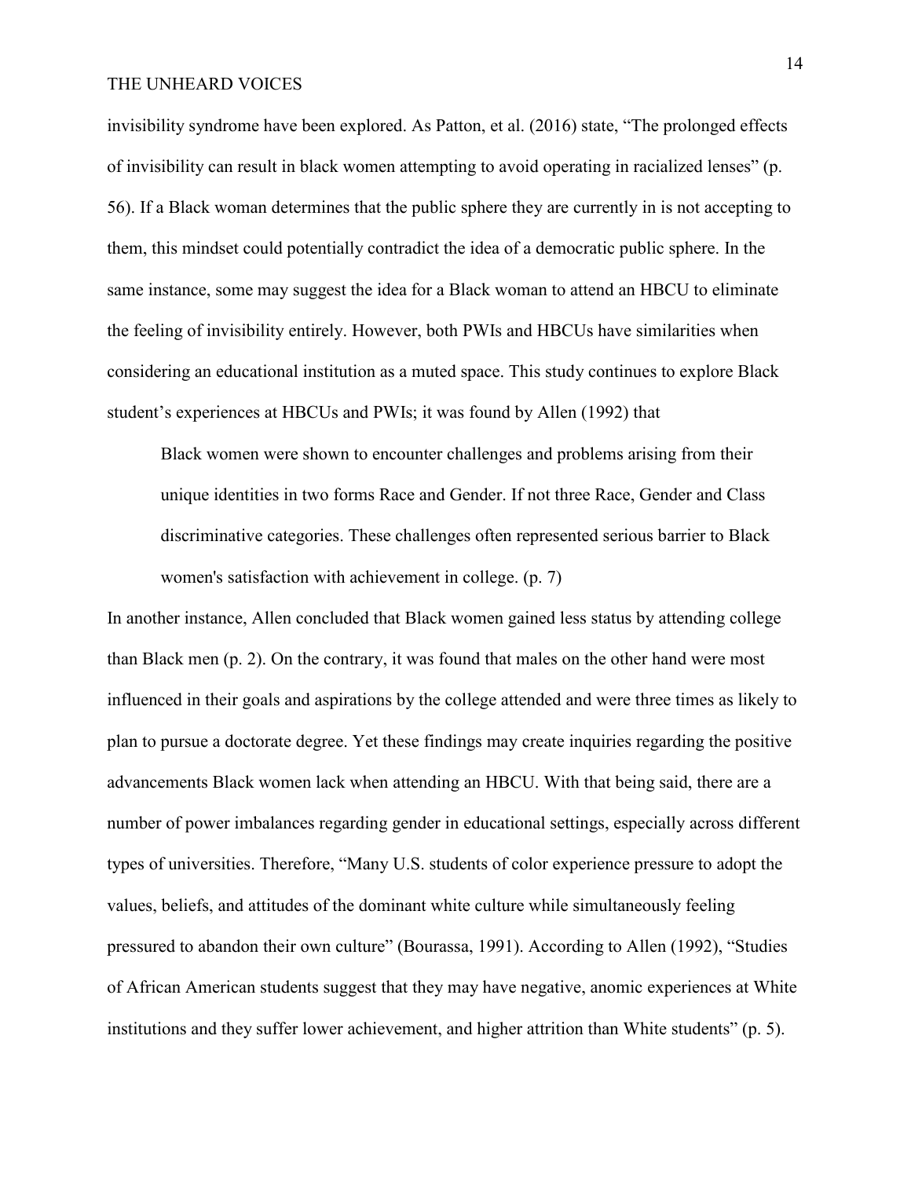invisibility syndrome have been explored. As Patton, et al. (2016) state, "The prolonged effects of invisibility can result in black women attempting to avoid operating in racialized lenses" (p. 56). If a Black woman determines that the public sphere they are currently in is not accepting to them, this mindset could potentially contradict the idea of a democratic public sphere. In the same instance, some may suggest the idea for a Black woman to attend an HBCU to eliminate the feeling of invisibility entirely. However, both PWIs and HBCUs have similarities when considering an educational institution as a muted space. This study continues to explore Black student's experiences at HBCUs and PWIs; it was found by Allen (1992) that

> Black women were shown to encounter challenges and problems arising from their unique identities in two forms Race and Gender. If not three Race, Gender and Class discriminative categories. These challenges often represented serious barrier to Black women's satisfaction with achievement in college. (p. 7)

In another instance, Allen concluded that Black women gained less status by attending college than Black men (p. 2). On the contrary, it was found that males on the other hand were most influenced in their goals and aspirations by the college attended and were three times as likely to plan to pursue a doctorate degree. Yet these findings may create inquiries regarding the positive advancements Black women lack when attending an HBCU. With that being said, there are a number of power imbalances regarding gender in educational settings, especially across different types of universities. Therefore, "Many U.S. students of color experience pressure to adopt the values, beliefs, and attitudes of the dominant white culture while simultaneously feeling pressured to abandon their own culture" (Bourassa, 1991). According to Allen (1992), "Studies of African American students suggest that they may have negative, anomic experiences at White institutions and they suffer lower achievement, and higher attrition than White students" (p. 5).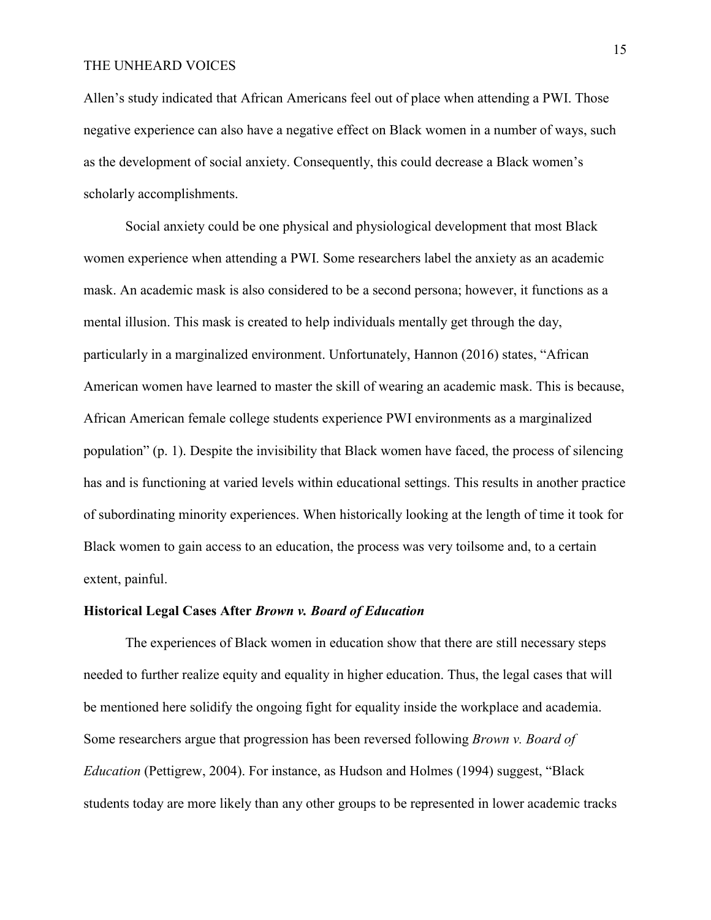Allen's study indicated that African Americans feel out of place when attending a PWI. Those negative experience can also have a negative effect on Black women in a number of ways, such as the development of social anxiety. Consequently, this could decrease a Black women's scholarly accomplishments.

Social anxiety could be one physical and physiological development that most Black women experience when attending a PWI. Some researchers label the anxiety as an academic mask. An academic mask is also considered to be a second persona; however, it functions as a mental illusion. This mask is created to help individuals mentally get through the day, particularly in a marginalized environment. Unfortunately, Hannon (2016) states, "African American women have learned to master the skill of wearing an academic mask. This is because, African American female college students experience PWI environments as a marginalized population" (p. 1). Despite the invisibility that Black women have faced, the process of silencing has and is functioning at varied levels within educational settings. This results in another practice of subordinating minority experiences. When historically looking at the length of time it took for Black women to gain access to an education, the process was very toilsome and, to a certain extent, painful.

## Historical Legal Cases After *Brown v. Board of Education*

The experiences of Black women in education show that there are still necessary steps needed to further realize equity and equality in higher education. Thus, the legal cases that will be mentioned here solidify the ongoing fight for equality inside the workplace and academia. Some researchers argue that progression has been reversed following *Brown v. Board of Education* (Pettigrew, 2004). For instance, as Hudson and Holmes (1994) suggest, "Black students today are more likely than any other groups to be represented in lower academic tracks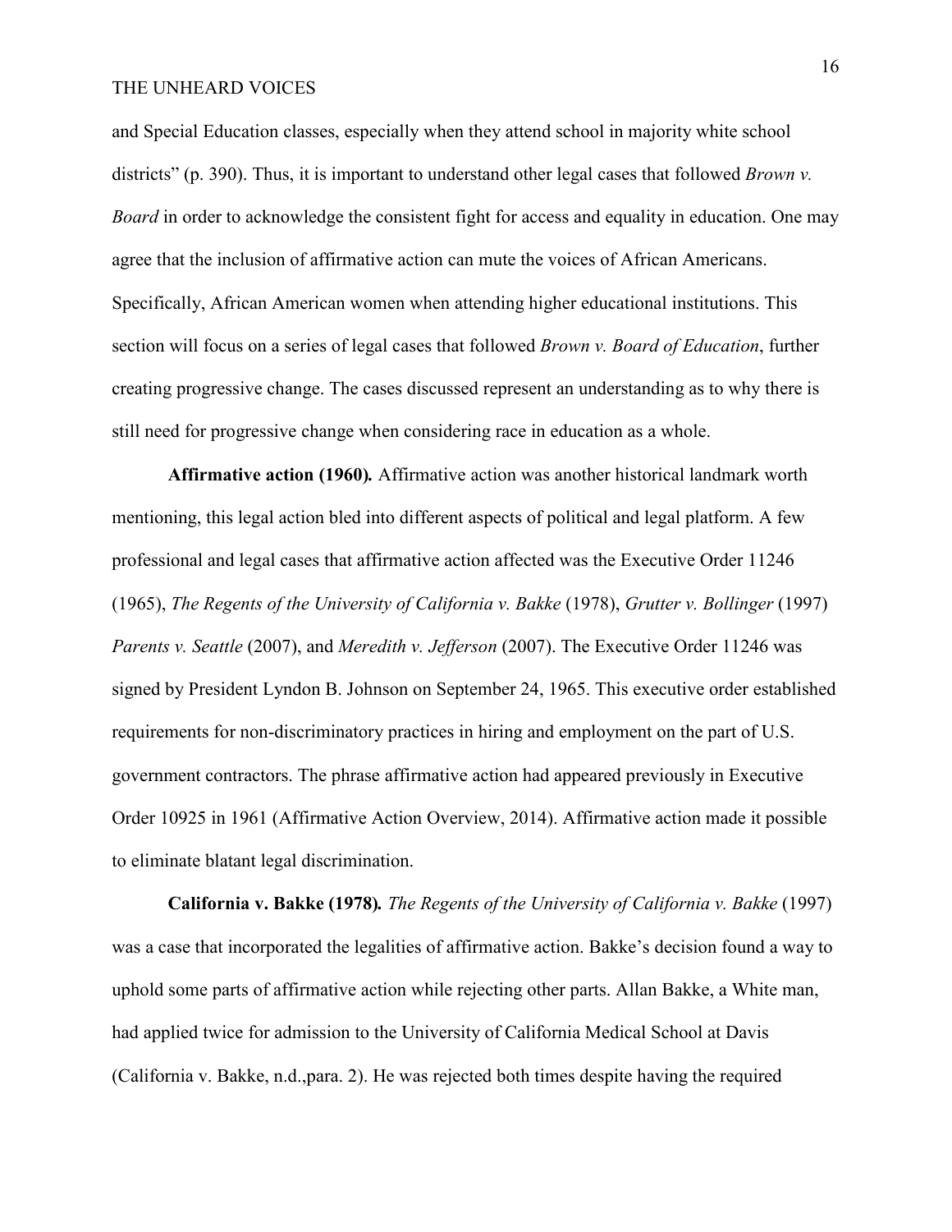and Special Education classes, especially when they attend school in majority white school districts" (p. 390). Thus, it is important to understand other legal cases that followed *Brown v. Board* in order to acknowledge the consistent fight for access and equality in education. One may agree that the inclusion of affirmative action can mute the voices of African Americans. Specifically, African American women when attending higher educational institutions. This section will focus on a series of legal cases that followed *Brown v. Board of Education*, further creating progressive change. The cases discussed represent an understanding as to why there is still need for progressive change when considering race in education as a whole.

**Affirmative action (1960)*.*** Affirmative action was another historical landmark worth mentioning, this legal action bled into different aspects of political and legal platform. A few professional and legal cases that affirmative action affected was the Executive Order 11246 (1965), *The Regents of the University of California v. Bakke* (1978), *Grutter v. Bollinger* (1997) *Parents v. Seattle* (2007), and *Meredith v. Jefferson* (2007). The Executive Order 11246 was signed by President Lyndon B. Johnson on September 24, 1965. This executive order established requirements for non-discriminatory practices in hiring and employment on the part of U.S. government contractors. The phrase affirmative action had appeared previously in Executive Order 10925 in 1961 (Affirmative Action Overview, 2014). Affirmative action made it possible to eliminate blatant legal discrimination.

**California v. Bakke (1978)*.*** *The Regents of the University of California v. Bakke* (1997) was a case that incorporated the legalities of affirmative action. Bakke's decision found a way to uphold some parts of affirmative action while rejecting other parts. Allan Bakke, a White man, had applied twice for admission to the University of California Medical School at Davis (California v. Bakke, n.d.,para. 2). He was rejected both times despite having the required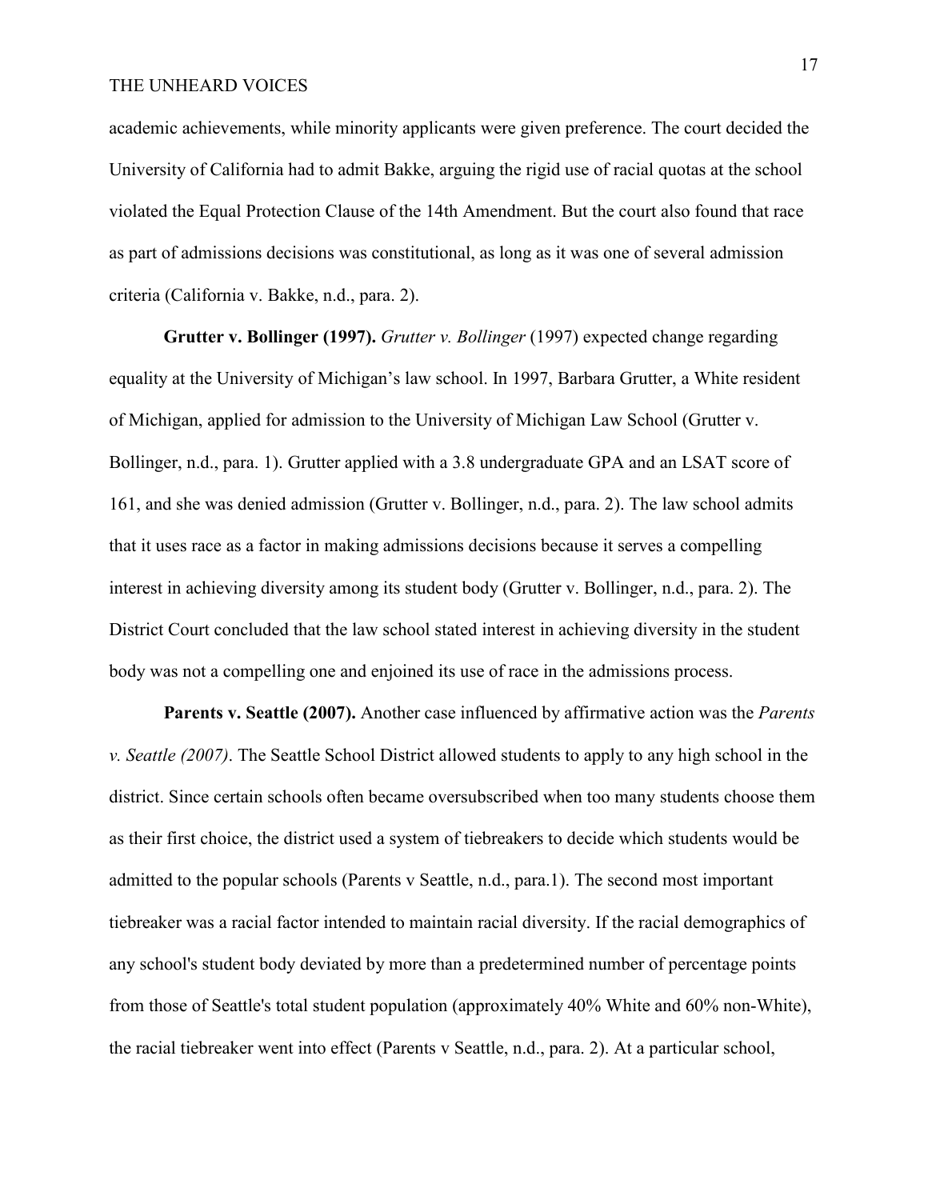academic achievements, while minority applicants were given preference. The court decided the University of California had to admit Bakke, arguing the rigid use of racial quotas at the school violated the Equal Protection Clause of the 14th Amendment. But the court also found that race as part of admissions decisions was constitutional, as long as it was one of several admission criteria (California v. Bakke, n.d., para. 2).

**Grutter v. Bollinger (1997).** *Grutter v. Bollinger* (1997) expected change regarding equality at the University of Michigan's law school. In 1997, Barbara Grutter, a White resident of Michigan, applied for admission to the University of Michigan Law School (Grutter v. Bollinger, n.d., para. 1). Grutter applied with a 3.8 undergraduate GPA and an LSAT score of 161, and she was denied admission (Grutter v. Bollinger, n.d., para. 2). The law school admits that it uses race as a factor in making admissions decisions because it serves a compelling interest in achieving diversity among its student body (Grutter v. Bollinger, n.d., para. 2). The District Court concluded that the law school stated interest in achieving diversity in the student body was not a compelling one and enjoined its use of race in the admissions process.

**Parents v. Seattle (2007).** Another case influenced by affirmative action was the *Parents v. Seattle (2007)*. The Seattle School District allowed students to apply to any high school in the district. Since certain schools often became oversubscribed when too many students choose them as their first choice, the district used a system of tiebreakers to decide which students would be admitted to the popular schools (Parents v Seattle, n.d., para.1). The second most important tiebreaker was a racial factor intended to maintain racial diversity. If the racial demographics of any school's student body deviated by more than a predetermined number of percentage points from those of Seattle's total student population (approximately 40% White and 60% non-White), the racial tiebreaker went into effect (Parents v Seattle, n.d., para. 2). At a particular school,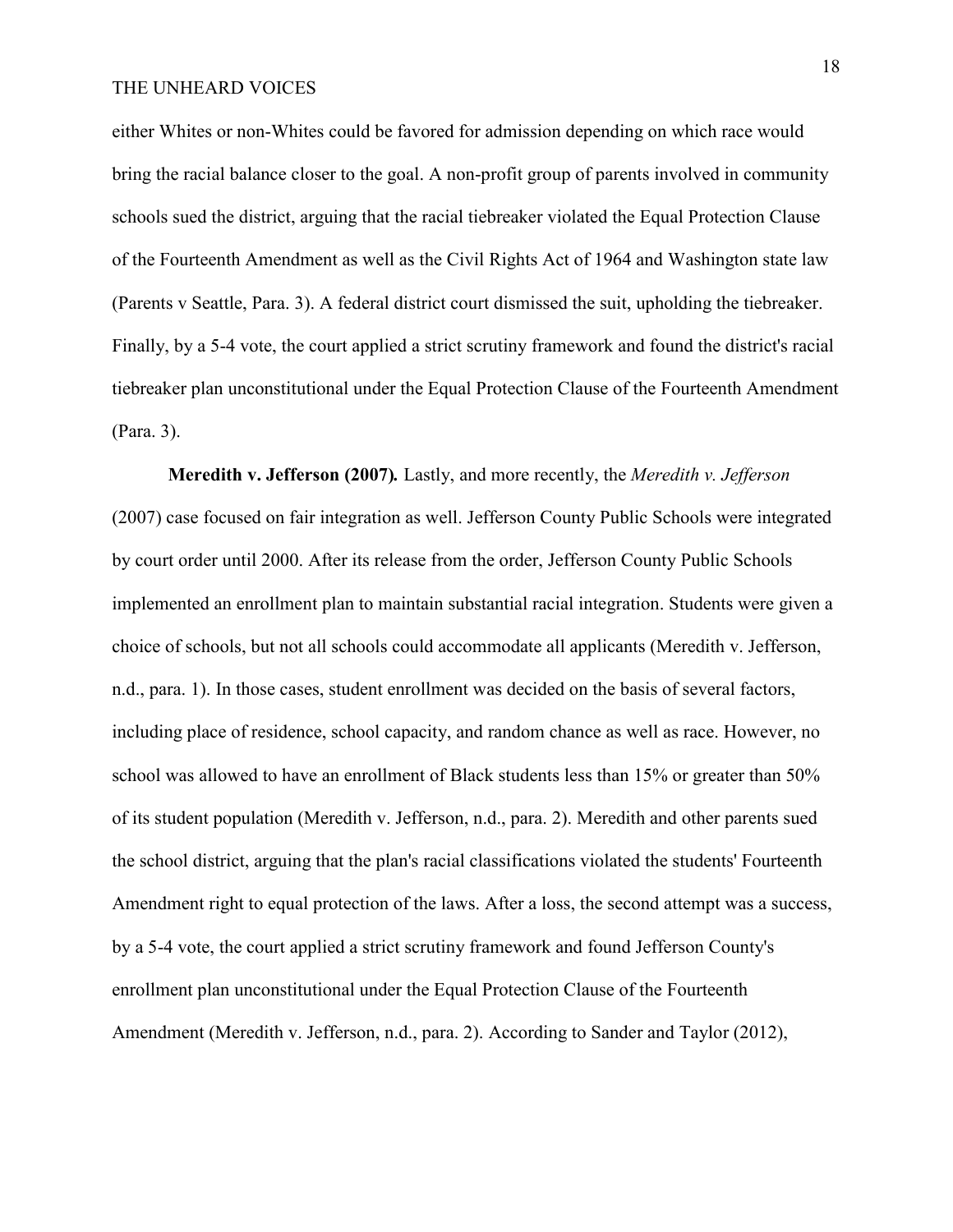either Whites or non-Whites could be favored for admission depending on which race would bring the racial balance closer to the goal. A non-profit group of parents involved in community schools sued the district, arguing that the racial tiebreaker violated the Equal Protection Clause of the Fourteenth Amendment as well as the Civil Rights Act of 1964 and Washington state law (Parents v Seattle, Para. 3). A federal district court dismissed the suit, upholding the tiebreaker. Finally, by a 5-4 vote, the court applied a strict scrutiny framework and found the district's racial tiebreaker plan unconstitutional under the Equal Protection Clause of the Fourteenth Amendment (Para. 3).

**Meredith v. Jefferson (2007).** Lastly, and more recently, the *Meredith v. Jefferson* (2007) case focused on fair integration as well. Jefferson County Public Schools were integrated by court order until 2000. After its release from the order, Jefferson County Public Schools implemented an enrollment plan to maintain substantial racial integration. Students were given a choice of schools, but not all schools could accommodate all applicants (Meredith v. Jefferson, n.d., para. 1). In those cases, student enrollment was decided on the basis of several factors, including place of residence, school capacity, and random chance as well as race. However, no school was allowed to have an enrollment of Black students less than 15% or greater than 50% of its student population (Meredith v. Jefferson, n.d., para. 2). Meredith and other parents sued the school district, arguing that the plan's racial classifications violated the students' Fourteenth Amendment right to equal protection of the laws. After a loss, the second attempt was a success, by a 5-4 vote, the court applied a strict scrutiny framework and found Jefferson County's enrollment plan unconstitutional under the Equal Protection Clause of the Fourteenth Amendment (Meredith v. Jefferson, n.d., para. 2). According to Sander and Taylor (2012),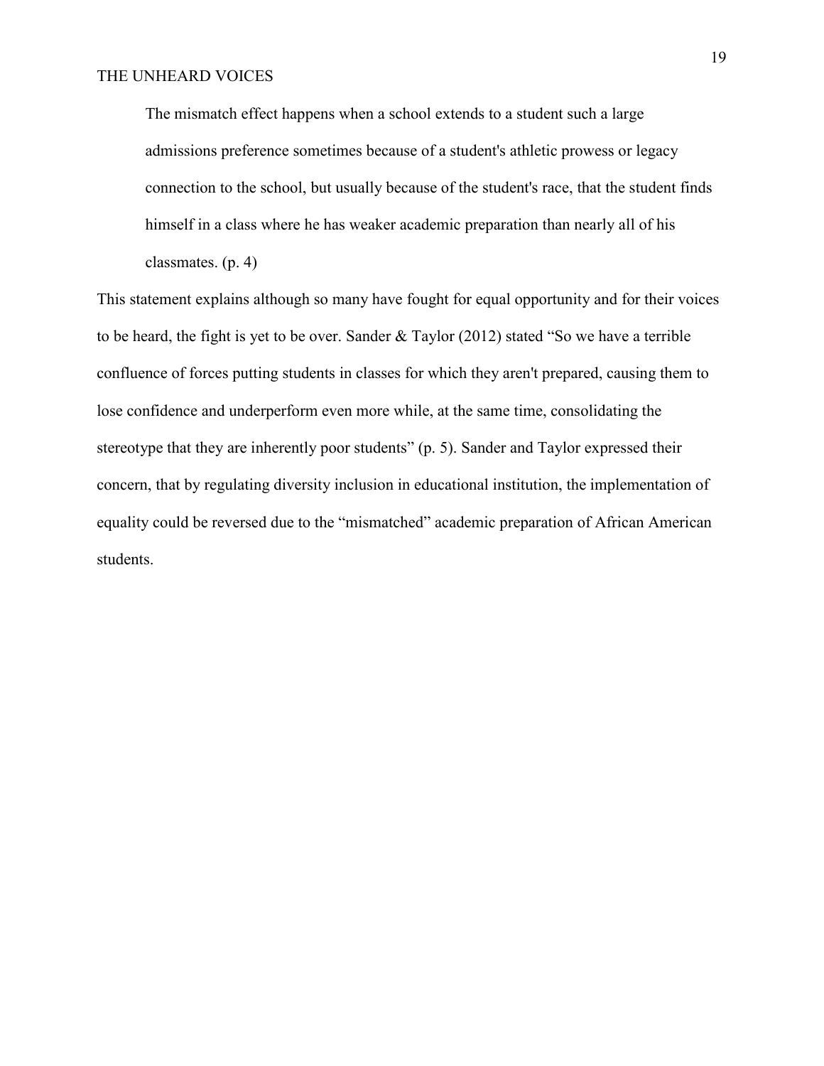> The mismatch effect happens when a school extends to a student such a large admissions preference sometimes because of a student's athletic prowess or legacy connection to the school, but usually because of the student's race, that the student finds himself in a class where he has weaker academic preparation than nearly all of his classmates. (p. 4)

This statement explains although so many have fought for equal opportunity and for their voices to be heard, the fight is yet to be over. Sander & Taylor (2012) stated "So we have a terrible confluence of forces putting students in classes for which they aren't prepared, causing them to lose confidence and underperform even more while, at the same time, consolidating the stereotype that they are inherently poor students" (p. 5). Sander and Taylor expressed their concern, that by regulating diversity inclusion in educational institution, the implementation of equality could be reversed due to the "mismatched" academic preparation of African American students.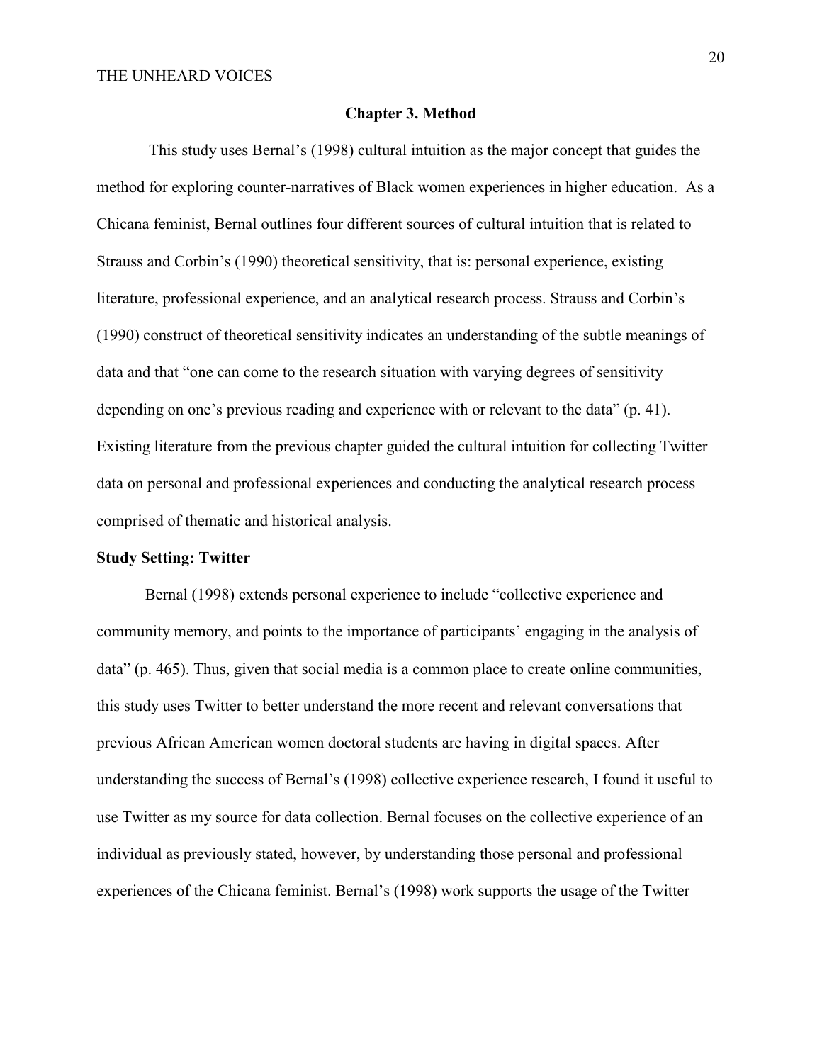## Chapter 3. Method

This study uses Bernal's (1998) cultural intuition as the major concept that guides the method for exploring counter-narratives of Black women experiences in higher education. As a Chicana feminist, Bernal outlines four different sources of cultural intuition that is related to Strauss and Corbin's (1990) theoretical sensitivity, that is: personal experience, existing literature, professional experience, and an analytical research process. Strauss and Corbin's (1990) construct of theoretical sensitivity indicates an understanding of the subtle meanings of data and that "one can come to the research situation with varying degrees of sensitivity depending on one's previous reading and experience with or relevant to the data" (p. 41). Existing literature from the previous chapter guided the cultural intuition for collecting Twitter data on personal and professional experiences and conducting the analytical research process comprised of thematic and historical analysis.

### Study Setting: Twitter

Bernal (1998) extends personal experience to include "collective experience and community memory, and points to the importance of participants' engaging in the analysis of data" (p. 465). Thus, given that social media is a common place to create online communities, this study uses Twitter to better understand the more recent and relevant conversations that previous African American women doctoral students are having in digital spaces. After understanding the success of Bernal's (1998) collective experience research, I found it useful to use Twitter as my source for data collection. Bernal focuses on the collective experience of an individual as previously stated, however, by understanding those personal and professional experiences of the Chicana feminist. Bernal's (1998) work supports the usage of the Twitter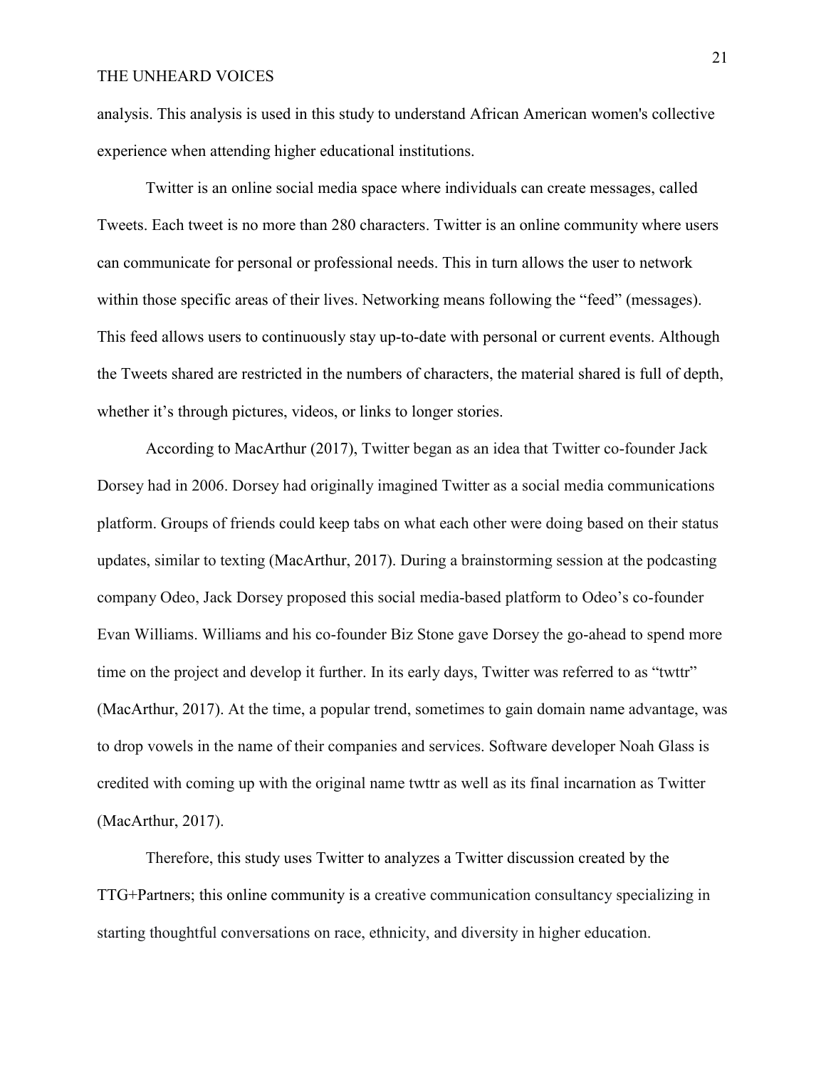analysis. This analysis is used in this study to understand African American women's collective experience when attending higher educational institutions.

Twitter is an online social media space where individuals can create messages, called Tweets. Each tweet is no more than 280 characters. Twitter is an online community where users can communicate for personal or professional needs. This in turn allows the user to network within those specific areas of their lives. Networking means following the "feed" (messages). This feed allows users to continuously stay up-to-date with personal or current events. Although the Tweets shared are restricted in the numbers of characters, the material shared is full of depth, whether it's through pictures, videos, or links to longer stories.

According to MacArthur (2017), Twitter began as an idea that Twitter co-founder Jack Dorsey had in 2006. Dorsey had originally imagined Twitter as a social media communications platform. Groups of friends could keep tabs on what each other were doing based on their status updates, similar to texting (MacArthur, 2017). During a brainstorming session at the podcasting company Odeo, Jack Dorsey proposed this social media-based platform to Odeo's co-founder Evan Williams. Williams and his co-founder Biz Stone gave Dorsey the go-ahead to spend more time on the project and develop it further. In its early days, Twitter was referred to as "twttr" (MacArthur, 2017). At the time, a popular trend, sometimes to gain domain name advantage, was to drop vowels in the name of their companies and services. Software developer Noah Glass is credited with coming up with the original name twttr as well as its final incarnation as Twitter (MacArthur, 2017).

Therefore, this study uses Twitter to analyzes a Twitter discussion created by the TTG+Partners; this online community is a creative communication consultancy specializing in starting thoughtful conversations on race, ethnicity, and diversity in higher education.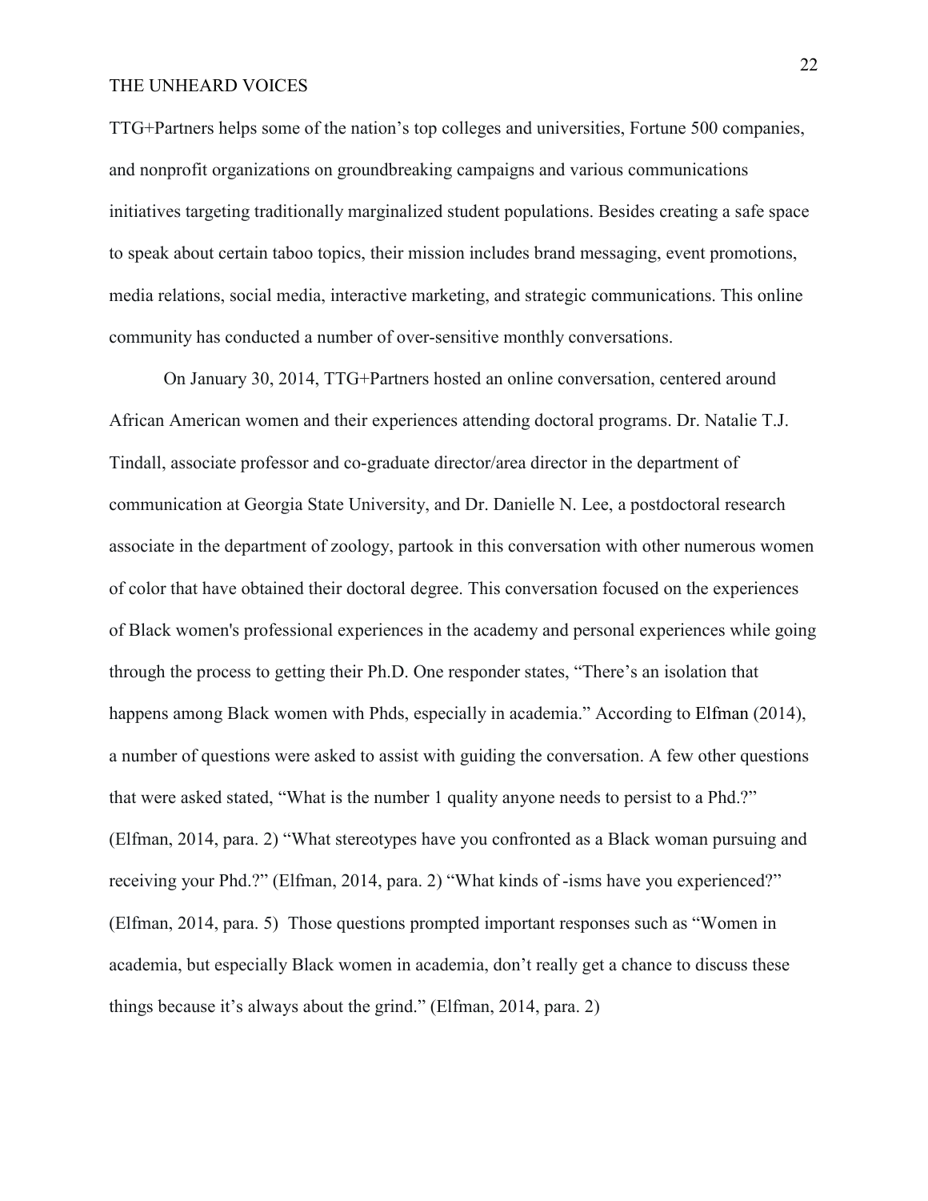TTG+Partners helps some of the nation's top colleges and universities, Fortune 500 companies, and nonprofit organizations on groundbreaking campaigns and various communications initiatives targeting traditionally marginalized student populations. Besides creating a safe space to speak about certain taboo topics, their mission includes brand messaging, event promotions, media relations, social media, interactive marketing, and strategic communications. This online community has conducted a number of over-sensitive monthly conversations.

On January 30, 2014, TTG+Partners hosted an online conversation, centered around African American women and their experiences attending doctoral programs. Dr. Natalie T.J. Tindall, associate professor and co-graduate director/area director in the department of communication at Georgia State University, and Dr. Danielle N. Lee, a postdoctoral research associate in the department of zoology, partook in this conversation with other numerous women of color that have obtained their doctoral degree. This conversation focused on the experiences of Black women's professional experiences in the academy and personal experiences while going through the process to getting their Ph.D. One responder states, "There's an isolation that happens among Black women with Phds, especially in academia." According to Elfman (2014), a number of questions were asked to assist with guiding the conversation. A few other questions that were asked stated, "What is the number 1 quality anyone needs to persist to a Phd.?" (Elfman, 2014, para. 2) "What stereotypes have you confronted as a Black woman pursuing and receiving your Phd.?" (Elfman, 2014, para. 2) "What kinds of -isms have you experienced?" (Elfman, 2014, para. 5) Those questions prompted important responses such as "Women in academia, but especially Black women in academia, don't really get a chance to discuss these things because it's always about the grind." (Elfman, 2014, para. 2)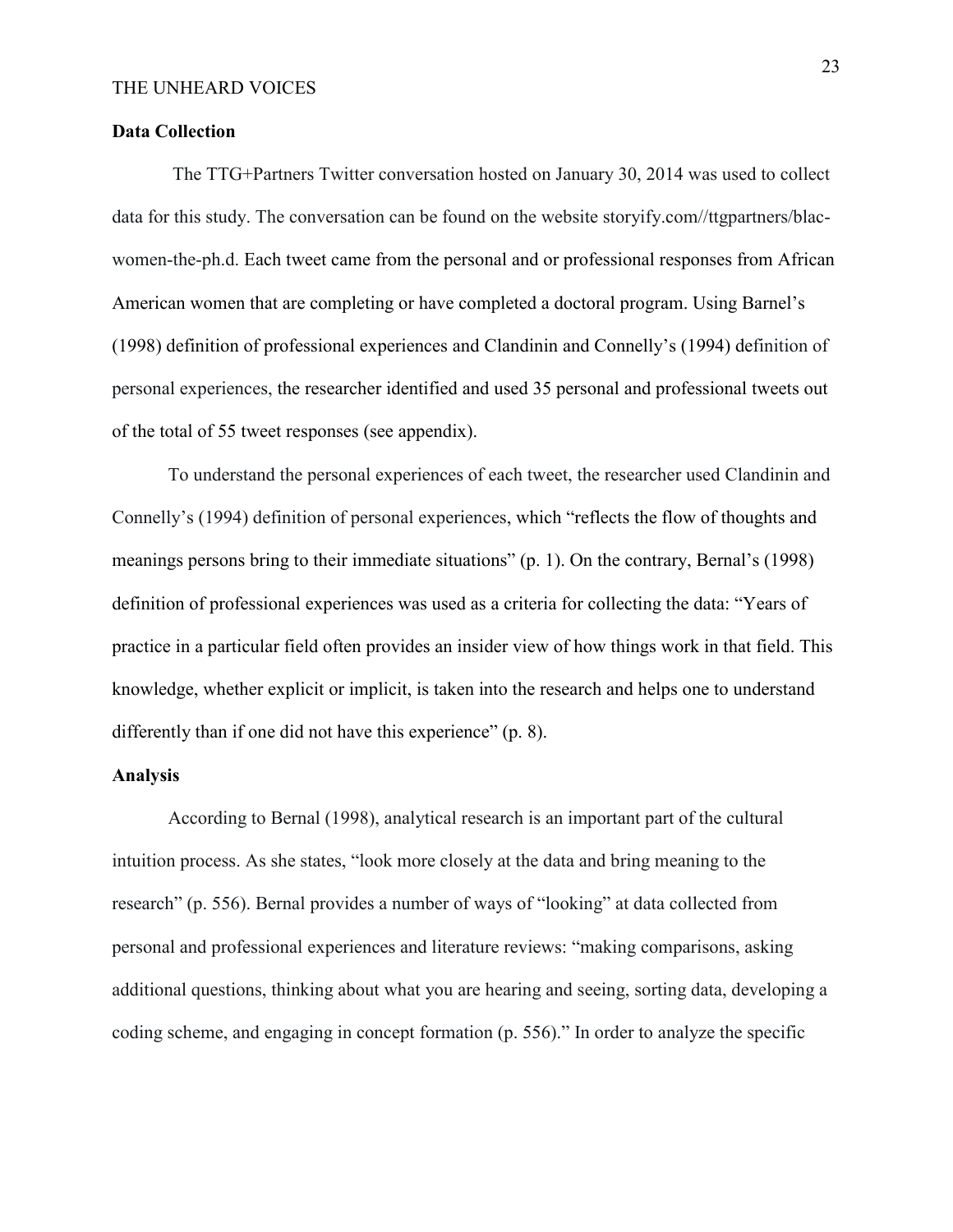## Data Collection

The TTG+Partners Twitter conversation hosted on January 30, 2014 was used to collect data for this study. The conversation can be found on the website storyify.com//ttgpartners/blac-women-the-ph.d. Each tweet came from the personal and or professional responses from African American women that are completing or have completed a doctoral program. Using Barnel's (1998) definition of professional experiences and Clandinin and Connelly's (1994) definition of personal experiences, the researcher identified and used 35 personal and professional tweets out of the total of 55 tweet responses (see appendix).

To understand the personal experiences of each tweet, the researcher used Clandinin and Connelly's (1994) definition of personal experiences, which "reflects the flow of thoughts and meanings persons bring to their immediate situations" (p. 1). On the contrary, Bernal's (1998) definition of professional experiences was used as a criteria for collecting the data: "Years of practice in a particular field often provides an insider view of how things work in that field. This knowledge, whether explicit or implicit, is taken into the research and helps one to understand differently than if one did not have this experience" (p. 8).

## Analysis

According to Bernal (1998), analytical research is an important part of the cultural intuition process. As she states, "look more closely at the data and bring meaning to the research" (p. 556). Bernal provides a number of ways of "looking" at data collected from personal and professional experiences and literature reviews: "making comparisons, asking additional questions, thinking about what you are hearing and seeing, sorting data, developing a coding scheme, and engaging in concept formation (p. 556)." In order to analyze the specific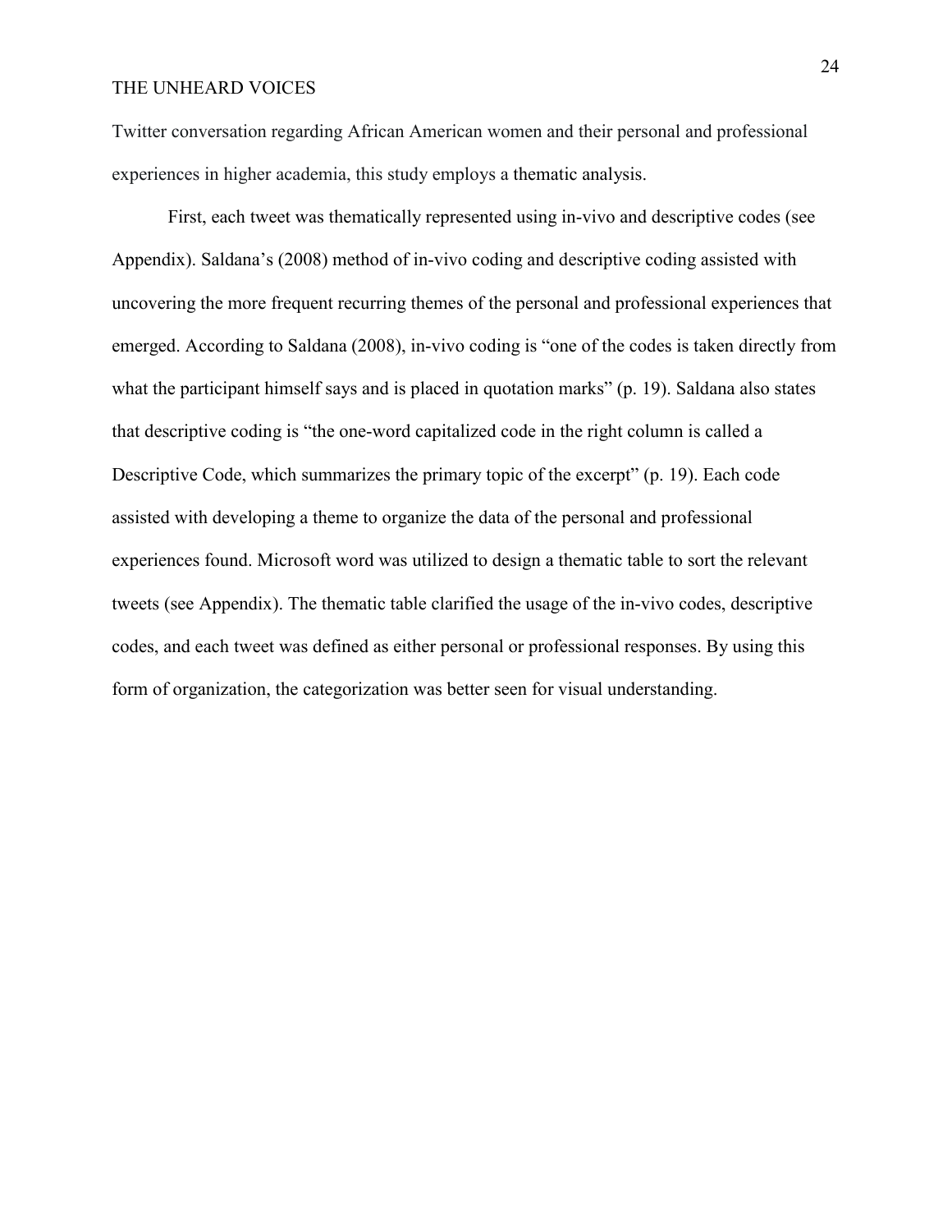Twitter conversation regarding African American women and their personal and professional experiences in higher academia, this study employs a thematic analysis.

First, each tweet was thematically represented using in-vivo and descriptive codes (see Appendix). Saldana's (2008) method of in-vivo coding and descriptive coding assisted with uncovering the more frequent recurring themes of the personal and professional experiences that emerged. According to Saldana (2008), in-vivo coding is "one of the codes is taken directly from what the participant himself says and is placed in quotation marks" (p. 19). Saldana also states that descriptive coding is "the one-word capitalized code in the right column is called a Descriptive Code, which summarizes the primary topic of the excerpt" (p. 19). Each code assisted with developing a theme to organize the data of the personal and professional experiences found. Microsoft word was utilized to design a thematic table to sort the relevant tweets (see Appendix). The thematic table clarified the usage of the in-vivo codes, descriptive codes, and each tweet was defined as either personal or professional responses. By using this form of organization, the categorization was better seen for visual understanding.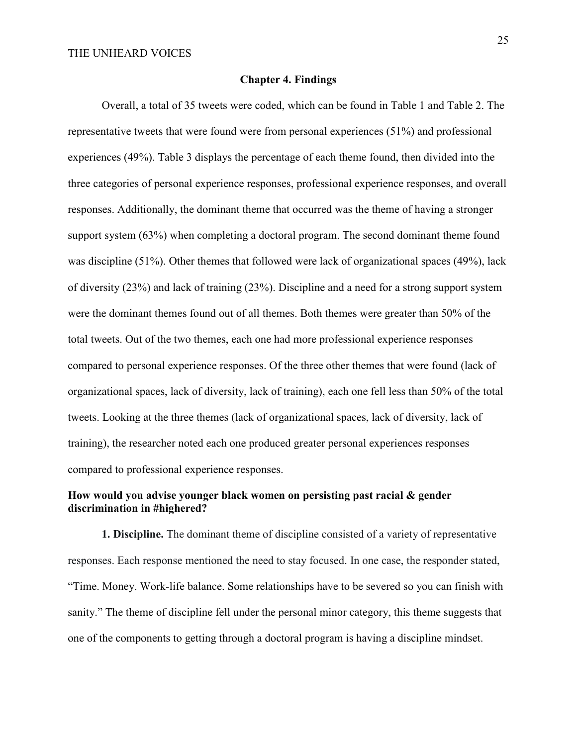## Chapter 4. Findings

Overall, a total of 35 tweets were coded, which can be found in Table 1 and Table 2. The representative tweets that were found were from personal experiences (51%) and professional experiences (49%). Table 3 displays the percentage of each theme found, then divided into the three categories of personal experience responses, professional experience responses, and overall responses. Additionally, the dominant theme that occurred was the theme of having a stronger support system (63%) when completing a doctoral program. The second dominant theme found was discipline (51%). Other themes that followed were lack of organizational spaces (49%), lack of diversity (23%) and lack of training (23%). Discipline and a need for a strong support system were the dominant themes found out of all themes. Both themes were greater than 50% of the total tweets. Out of the two themes, each one had more professional experience responses compared to personal experience responses. Of the three other themes that were found (lack of organizational spaces, lack of diversity, lack of training), each one fell less than 50% of the total tweets. Looking at the three themes (lack of organizational spaces, lack of diversity, lack of training), the researcher noted each one produced greater personal experiences responses compared to professional experience responses.

### How would you advise younger black women on persisting past racial & gender discrimination in #highered?

**1. Discipline.** The dominant theme of discipline consisted of a variety of representative responses. Each response mentioned the need to stay focused. In one case, the responder stated, "Time. Money. Work-life balance. Some relationships have to be severed so you can finish with sanity." The theme of discipline fell under the personal minor category, this theme suggests that one of the components to getting through a doctoral program is having a discipline mindset.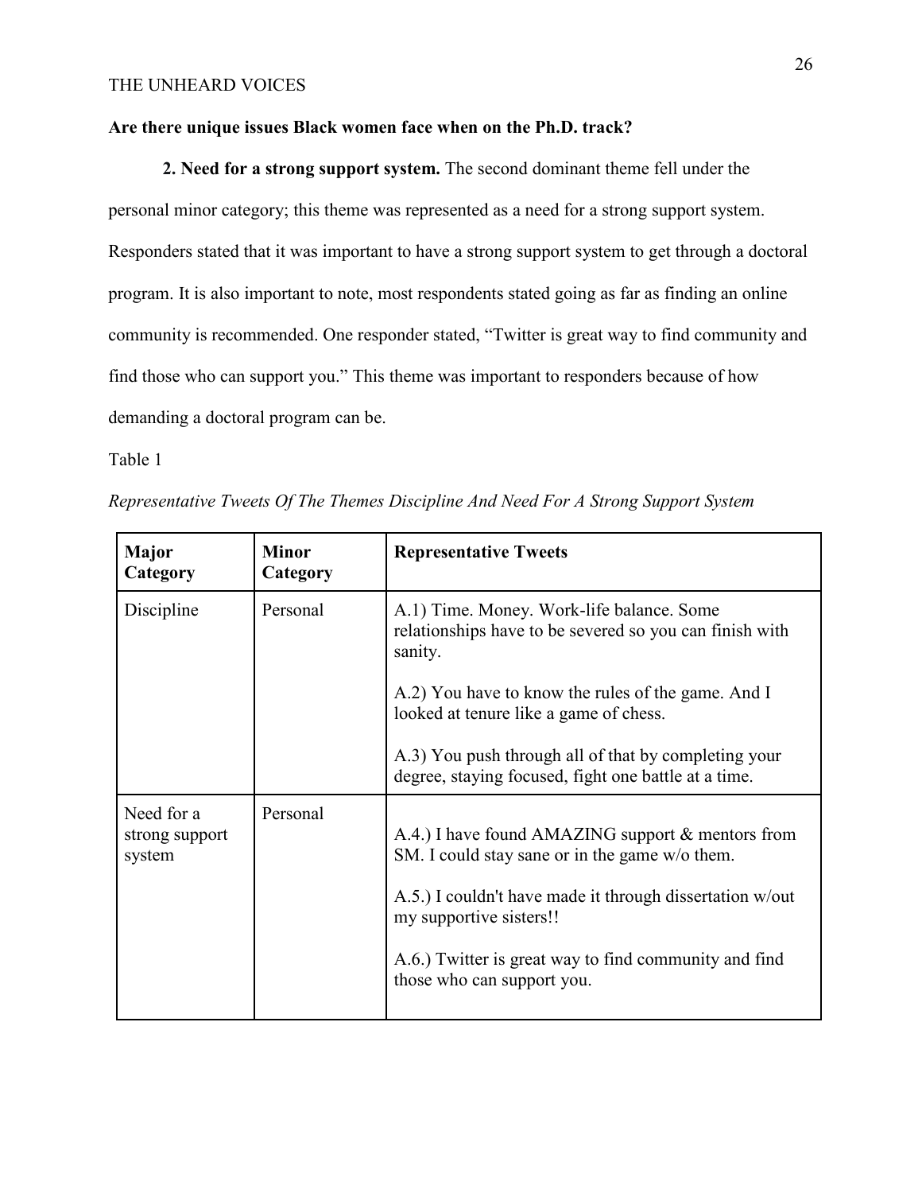**Are there unique issues Black women face when on the Ph.D. track?**

**2. Need for a strong support system.** The second dominant theme fell under the personal minor category; this theme was represented as a need for a strong support system. Responders stated that it was important to have a strong support system to get through a doctoral program. It is also important to note, most respondents stated going as far as finding an online community is recommended. One responder stated, "Twitter is great way to find community and find those who can support you." This theme was important to responders because of how demanding a doctoral program can be.

Table 1

*Representative Tweets Of The Themes Discipline And Need For A Strong Support System*

| **Major Category** | **Minor Category** | **Representative Tweets** |
|---|---|---|
| Discipline | Personal | A.1) Time. Money. Work-life balance. Some relationships have to be severed so you can finish with sanity.<br><br>A.2) You have to know the rules of the game. And I looked at tenure like a game of chess.<br><br>A.3) You push through all of that by completing your degree, staying focused, fight one battle at a time. |
| Need for a strong support system | Personal | A.4.) I have found AMAZING support & mentors from SM. I could stay sane or in the game w/o them.<br><br>A.5.) I couldn't have made it through dissertation w/out my supportive sisters!!<br><br>A.6.) Twitter is great way to find community and find those who can support you. |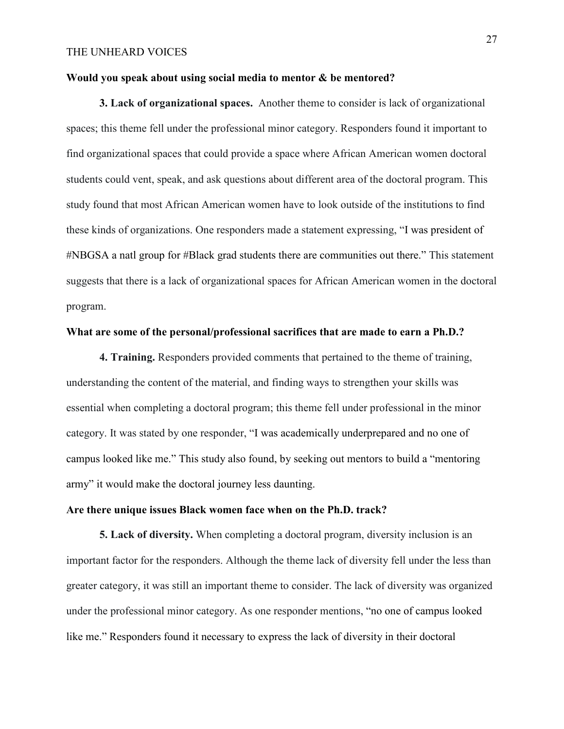**Would you speak about using social media to mentor & be mentored?**

**3. Lack of organizational spaces.** Another theme to consider is lack of organizational spaces; this theme fell under the professional minor category. Responders found it important to find organizational spaces that could provide a space where African American women doctoral students could vent, speak, and ask questions about different area of the doctoral program. This study found that most African American women have to look outside of the institutions to find these kinds of organizations. One responders made a statement expressing, "I was president of #NBGSA a natl group for #Black grad students there are communities out there." This statement suggests that there is a lack of organizational spaces for African American women in the doctoral program.

**What are some of the personal/professional sacrifices that are made to earn a Ph.D.?**

**4. Training.** Responders provided comments that pertained to the theme of training, understanding the content of the material, and finding ways to strengthen your skills was essential when completing a doctoral program; this theme fell under professional in the minor category. It was stated by one responder, "I was academically underprepared and no one of campus looked like me." This study also found, by seeking out mentors to build a "mentoring army" it would make the doctoral journey less daunting.

**Are there unique issues Black women face when on the Ph.D. track?**

**5. Lack of diversity.** When completing a doctoral program, diversity inclusion is an important factor for the responders. Although the theme lack of diversity fell under the less than greater category, it was still an important theme to consider. The lack of diversity was organized under the professional minor category. As one responder mentions, "no one of campus looked like me." Responders found it necessary to express the lack of diversity in their doctoral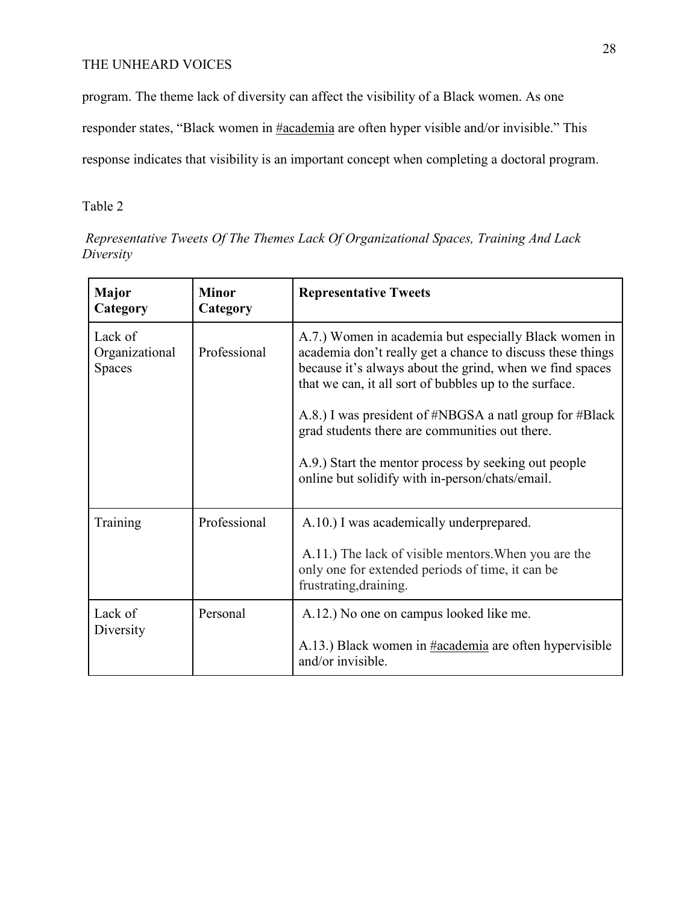program. The theme lack of diversity can affect the visibility of a Black women. As one responder states, "Black women in #academia are often hyper visible and/or invisible." This response indicates that visibility is an important concept when completing a doctoral program.

Table 2

*Representative Tweets Of The Themes Lack Of Organizational Spaces, Training And Lack Diversity*

| **Major Category** | **Minor Category** | **Representative Tweets** |
|---|---|---|
| Lack of Organizational Spaces | Professional | A.7.) Women in academia but especially Black women in academia don't really get a chance to discuss these things because it's always about the grind, when we find spaces that we can, it all sort of bubbles up to the surface.<br><br>A.8.) I was president of #NBGSA a natl group for #Black grad students there are communities out there.<br><br>A.9.) Start the mentor process by seeking out people online but solidify with in-person/chats/email. |
| Training | Professional | A.10.) I was academically underprepared.<br><br>A.11.) The lack of visible mentors.When you are the only one for extended periods of time, it can be frustrating,draining. |
| Lack of Diversity | Personal | A.12.) No one on campus looked like me.<br><br>A.13.) Black women in #academia are often hypervisible and/or invisible. |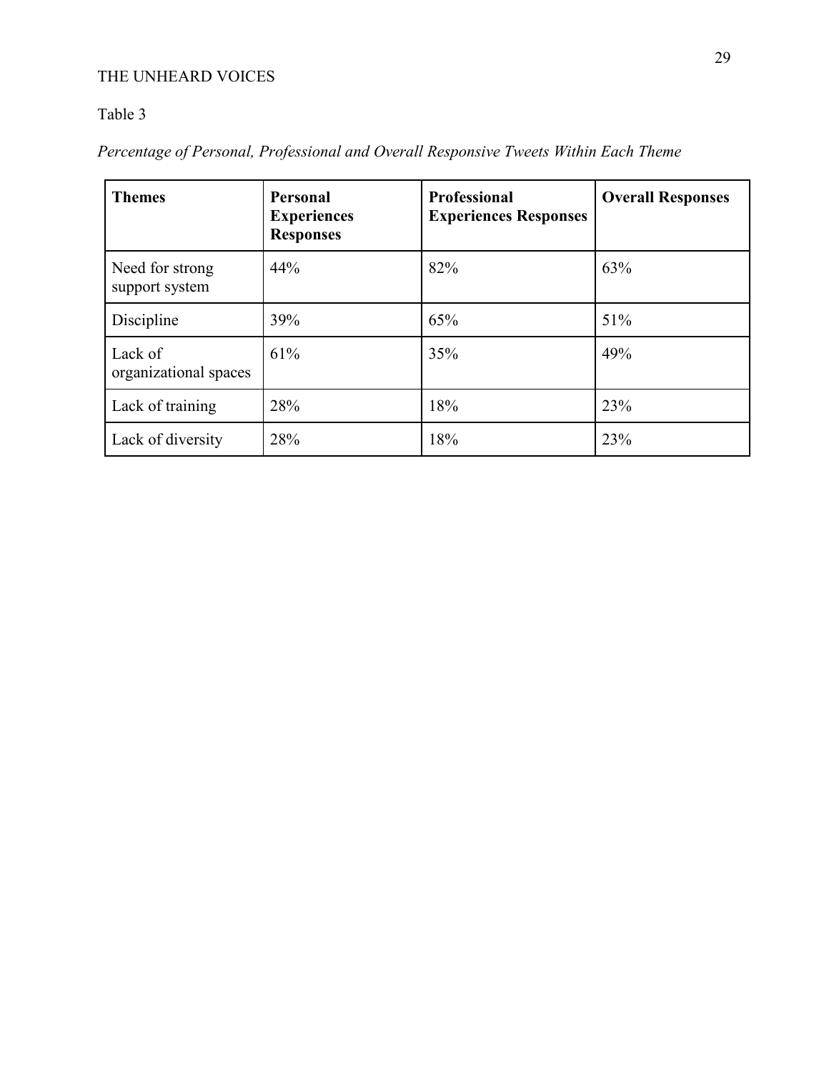Table 3

*Percentage of Personal, Professional and Overall Responsive Tweets Within Each Theme*

| Themes | Personal Experiences Responses | Professional Experiences Responses | Overall Responses |
|---|---|---|---|
| Need for strong support system | 44% | 82% | 63% |
| Discipline | 39% | 65% | 51% |
| Lack of organizational spaces | 61% | 35% | 49% |
| Lack of training | 28% | 18% | 23% |
| Lack of diversity | 28% | 18% | 23% |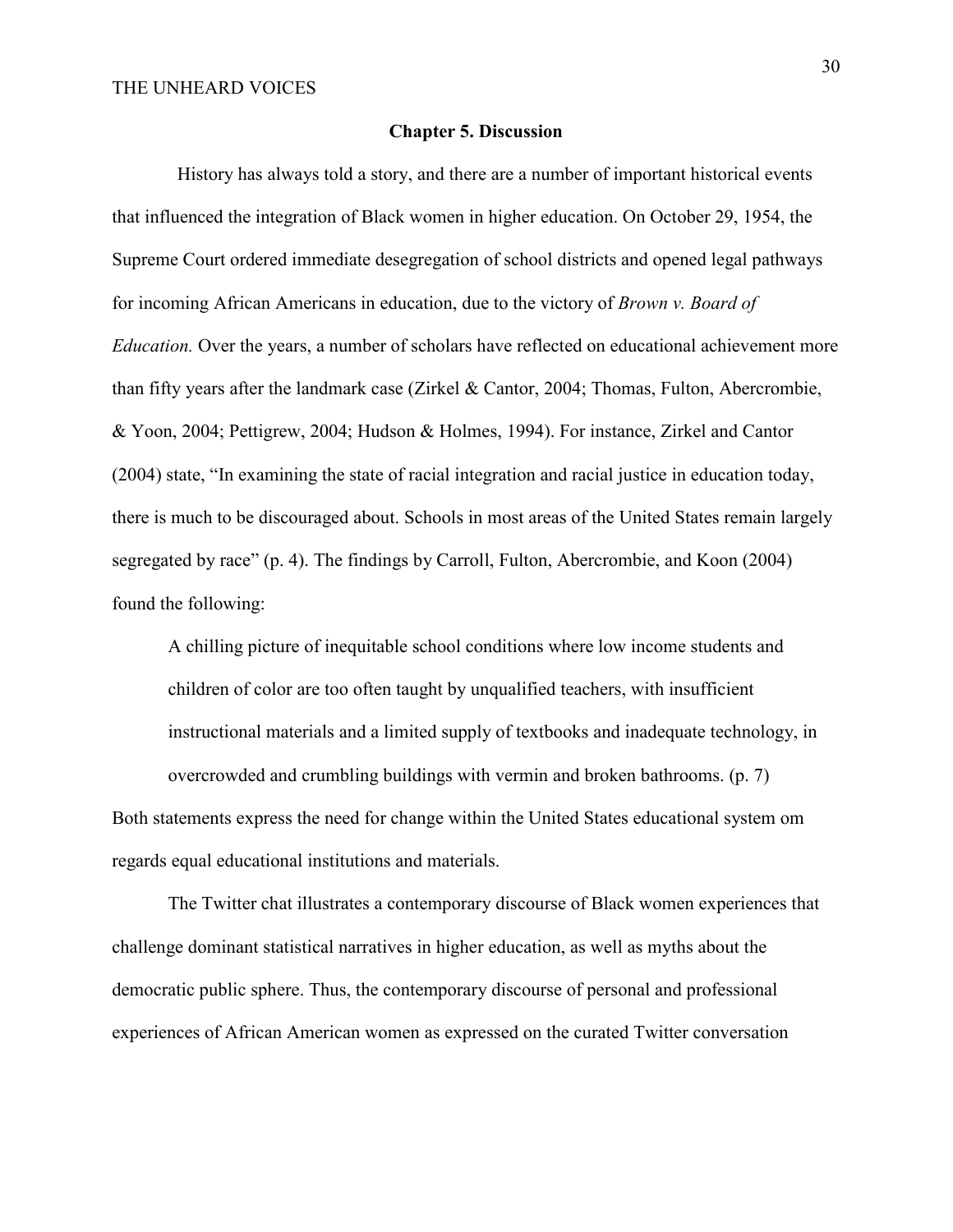## Chapter 5. Discussion

History has always told a story, and there are a number of important historical events that influenced the integration of Black women in higher education. On October 29, 1954, the Supreme Court ordered immediate desegregation of school districts and opened legal pathways for incoming African Americans in education, due to the victory of *Brown v. Board of Education.* Over the years, a number of scholars have reflected on educational achievement more than fifty years after the landmark case (Zirkel & Cantor, 2004; Thomas, Fulton, Abercrombie, & Yoon, 2004; Pettigrew, 2004; Hudson & Holmes, 1994). For instance, Zirkel and Cantor (2004) state, "In examining the state of racial integration and racial justice in education today, there is much to be discouraged about. Schools in most areas of the United States remain largely segregated by race" (p. 4). The findings by Carroll, Fulton, Abercrombie, and Koon (2004) found the following:

> A chilling picture of inequitable school conditions where low income students and children of color are too often taught by unqualified teachers, with insufficient instructional materials and a limited supply of textbooks and inadequate technology, in overcrowded and crumbling buildings with vermin and broken bathrooms. (p. 7)

Both statements express the need for change within the United States educational system om regards equal educational institutions and materials.

The Twitter chat illustrates a contemporary discourse of Black women experiences that challenge dominant statistical narratives in higher education, as well as myths about the democratic public sphere. Thus, the contemporary discourse of personal and professional experiences of African American women as expressed on the curated Twitter conversation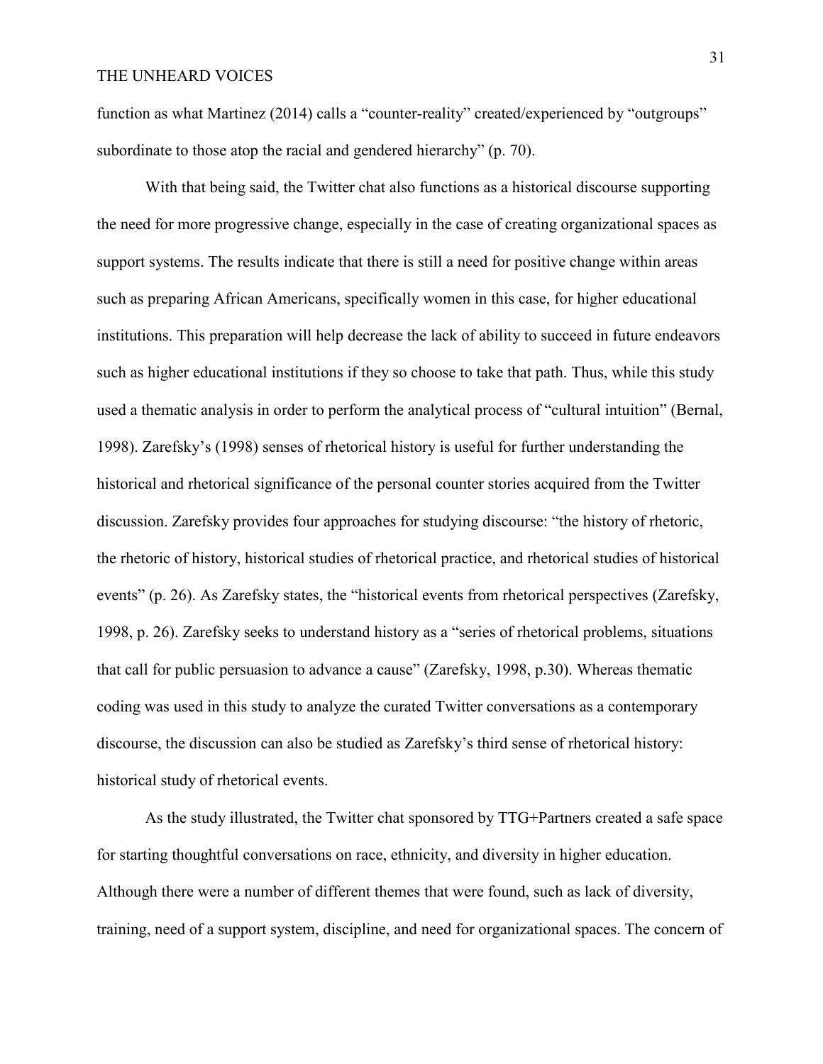function as what Martinez (2014) calls a "counter-reality" created/experienced by "outgroups" subordinate to those atop the racial and gendered hierarchy" (p. 70).

With that being said, the Twitter chat also functions as a historical discourse supporting the need for more progressive change, especially in the case of creating organizational spaces as support systems. The results indicate that there is still a need for positive change within areas such as preparing African Americans, specifically women in this case, for higher educational institutions. This preparation will help decrease the lack of ability to succeed in future endeavors such as higher educational institutions if they so choose to take that path. Thus, while this study used a thematic analysis in order to perform the analytical process of "cultural intuition" (Bernal, 1998). Zarefsky's (1998) senses of rhetorical history is useful for further understanding the historical and rhetorical significance of the personal counter stories acquired from the Twitter discussion. Zarefsky provides four approaches for studying discourse: "the history of rhetoric, the rhetoric of history, historical studies of rhetorical practice, and rhetorical studies of historical events" (p. 26). As Zarefsky states, the "historical events from rhetorical perspectives (Zarefsky, 1998, p. 26). Zarefsky seeks to understand history as a "series of rhetorical problems, situations that call for public persuasion to advance a cause" (Zarefsky, 1998, p.30). Whereas thematic coding was used in this study to analyze the curated Twitter conversations as a contemporary discourse, the discussion can also be studied as Zarefsky's third sense of rhetorical history: historical study of rhetorical events.

As the study illustrated, the Twitter chat sponsored by TTG+Partners created a safe space for starting thoughtful conversations on race, ethnicity, and diversity in higher education. Although there were a number of different themes that were found, such as lack of diversity, training, need of a support system, discipline, and need for organizational spaces. The concern of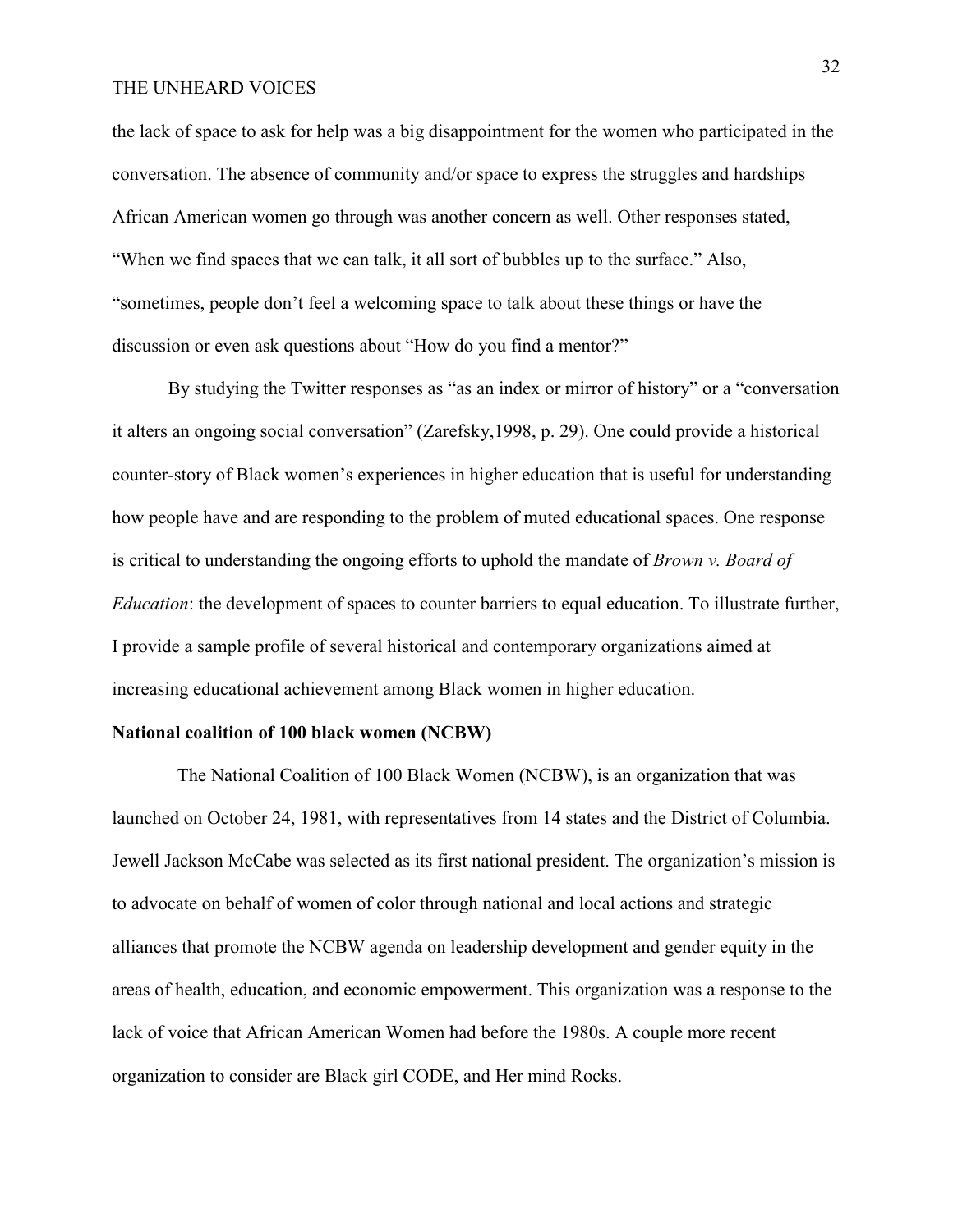the lack of space to ask for help was a big disappointment for the women who participated in the conversation. The absence of community and/or space to express the struggles and hardships African American women go through was another concern as well. Other responses stated, "When we find spaces that we can talk, it all sort of bubbles up to the surface." Also, "sometimes, people don't feel a welcoming space to talk about these things or have the discussion or even ask questions about "How do you find a mentor?"

By studying the Twitter responses as "as an index or mirror of history" or a "conversation it alters an ongoing social conversation" (Zarefsky,1998, p. 29). One could provide a historical counter-story of Black women's experiences in higher education that is useful for understanding how people have and are responding to the problem of muted educational spaces. One response is critical to understanding the ongoing efforts to uphold the mandate of *Brown v. Board of Education*: the development of spaces to counter barriers to equal education. To illustrate further, I provide a sample profile of several historical and contemporary organizations aimed at increasing educational achievement among Black women in higher education.

**National coalition of 100 black women (NCBW)**

The National Coalition of 100 Black Women (NCBW), is an organization that was launched on October 24, 1981, with representatives from 14 states and the District of Columbia. Jewell Jackson McCabe was selected as its first national president. The organization's mission is to advocate on behalf of women of color through national and local actions and strategic alliances that promote the NCBW agenda on leadership development and gender equity in the areas of health, education, and economic empowerment. This organization was a response to the lack of voice that African American Women had before the 1980s. A couple more recent organization to consider are Black girl CODE, and Her mind Rocks.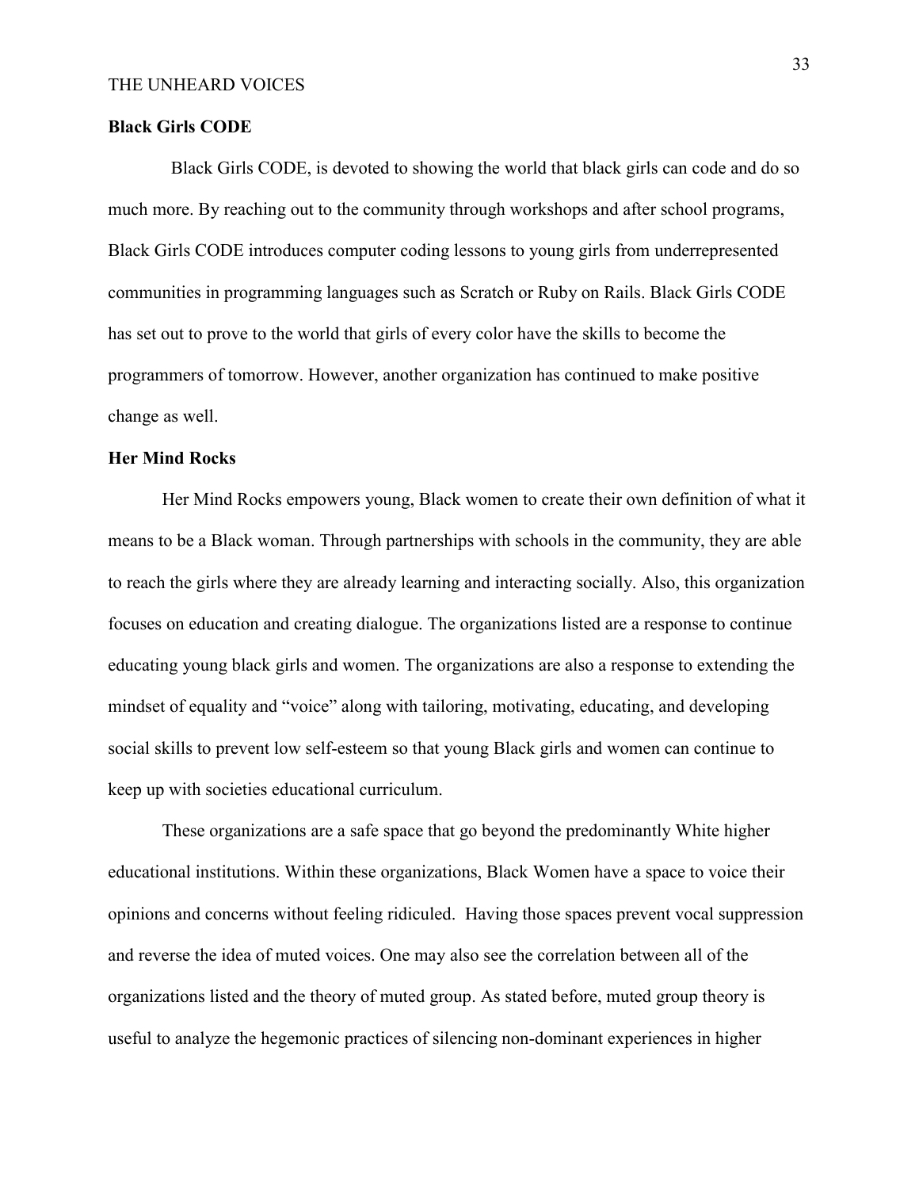**Black Girls CODE**

Black Girls CODE, is devoted to showing the world that black girls can code and do so much more. By reaching out to the community through workshops and after school programs, Black Girls CODE introduces computer coding lessons to young girls from underrepresented communities in programming languages such as Scratch or Ruby on Rails. Black Girls CODE has set out to prove to the world that girls of every color have the skills to become the programmers of tomorrow. However, another organization has continued to make positive change as well.

**Her Mind Rocks**

Her Mind Rocks empowers young, Black women to create their own definition of what it means to be a Black woman. Through partnerships with schools in the community, they are able to reach the girls where they are already learning and interacting socially. Also, this organization focuses on education and creating dialogue. The organizations listed are a response to continue educating young black girls and women. The organizations are also a response to extending the mindset of equality and "voice" along with tailoring, motivating, educating, and developing social skills to prevent low self-esteem so that young Black girls and women can continue to keep up with societies educational curriculum.

These organizations are a safe space that go beyond the predominantly White higher educational institutions. Within these organizations, Black Women have a space to voice their opinions and concerns without feeling ridiculed. Having those spaces prevent vocal suppression and reverse the idea of muted voices. One may also see the correlation between all of the organizations listed and the theory of muted group. As stated before, muted group theory is useful to analyze the hegemonic practices of silencing non-dominant experiences in higher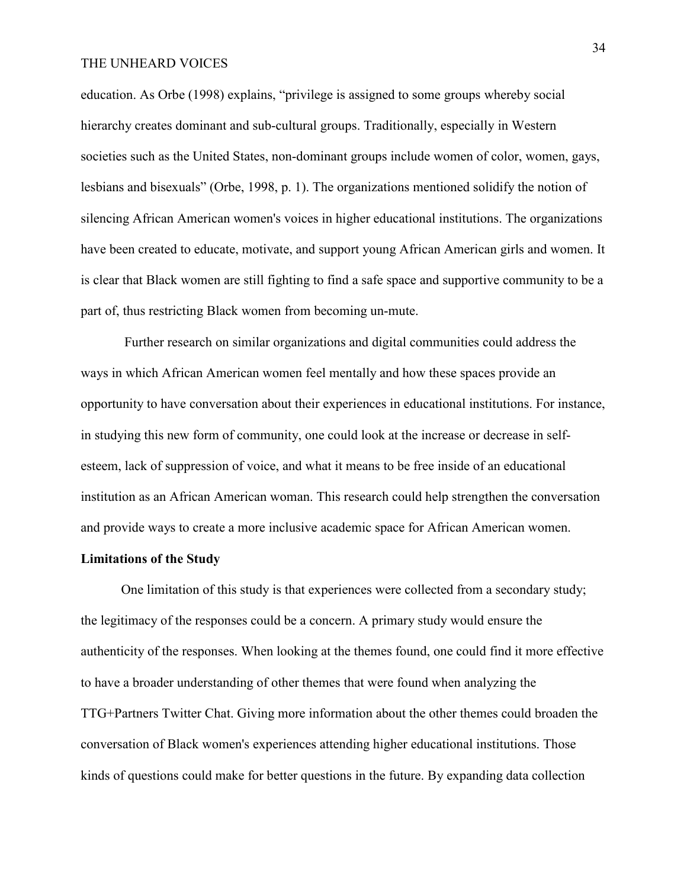education. As Orbe (1998) explains, "privilege is assigned to some groups whereby social hierarchy creates dominant and sub-cultural groups. Traditionally, especially in Western societies such as the United States, non-dominant groups include women of color, women, gays, lesbians and bisexuals" (Orbe, 1998, p. 1). The organizations mentioned solidify the notion of silencing African American women's voices in higher educational institutions. The organizations have been created to educate, motivate, and support young African American girls and women. It is clear that Black women are still fighting to find a safe space and supportive community to be a part of, thus restricting Black women from becoming un-mute.

Further research on similar organizations and digital communities could address the ways in which African American women feel mentally and how these spaces provide an opportunity to have conversation about their experiences in educational institutions. For instance, in studying this new form of community, one could look at the increase or decrease in self-esteem, lack of suppression of voice, and what it means to be free inside of an educational institution as an African American woman. This research could help strengthen the conversation and provide ways to create a more inclusive academic space for African American women.

**Limitations of the Study**

One limitation of this study is that experiences were collected from a secondary study; the legitimacy of the responses could be a concern. A primary study would ensure the authenticity of the responses. When looking at the themes found, one could find it more effective to have a broader understanding of other themes that were found when analyzing the TTG+Partners Twitter Chat. Giving more information about the other themes could broaden the conversation of Black women's experiences attending higher educational institutions. Those kinds of questions could make for better questions in the future. By expanding data collection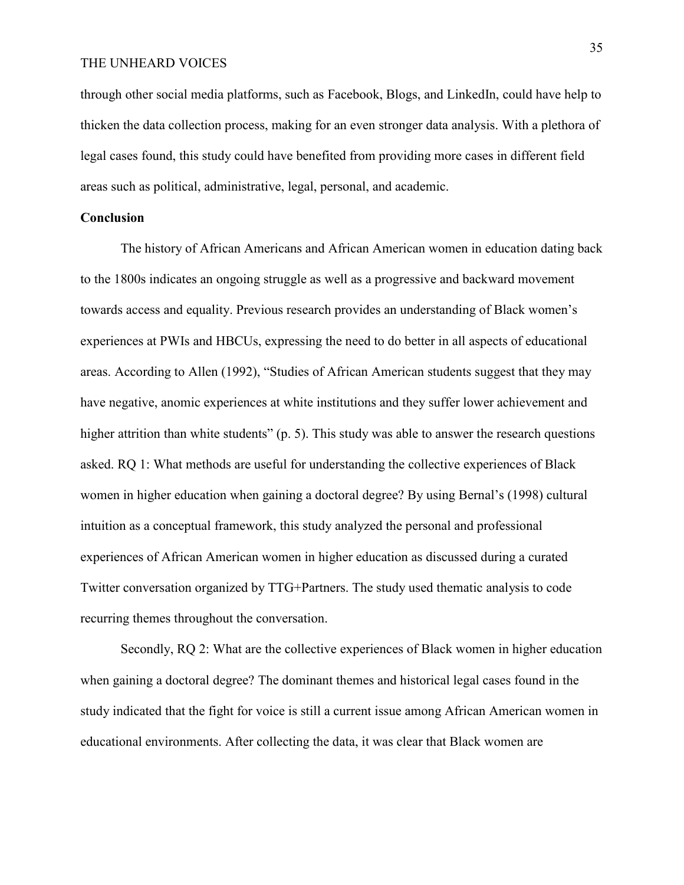through other social media platforms, such as Facebook, Blogs, and LinkedIn, could have help to thicken the data collection process, making for an even stronger data analysis. With a plethora of legal cases found, this study could have benefited from providing more cases in different field areas such as political, administrative, legal, personal, and academic.

## Conclusion

The history of African Americans and African American women in education dating back to the 1800s indicates an ongoing struggle as well as a progressive and backward movement towards access and equality. Previous research provides an understanding of Black women's experiences at PWIs and HBCUs, expressing the need to do better in all aspects of educational areas. According to Allen (1992), "Studies of African American students suggest that they may have negative, anomic experiences at white institutions and they suffer lower achievement and higher attrition than white students" (p. 5). This study was able to answer the research questions asked. RQ 1: What methods are useful for understanding the collective experiences of Black women in higher education when gaining a doctoral degree? By using Bernal's (1998) cultural intuition as a conceptual framework, this study analyzed the personal and professional experiences of African American women in higher education as discussed during a curated Twitter conversation organized by TTG+Partners. The study used thematic analysis to code recurring themes throughout the conversation.

Secondly, RQ 2: What are the collective experiences of Black women in higher education when gaining a doctoral degree? The dominant themes and historical legal cases found in the study indicated that the fight for voice is still a current issue among African American women in educational environments. After collecting the data, it was clear that Black women are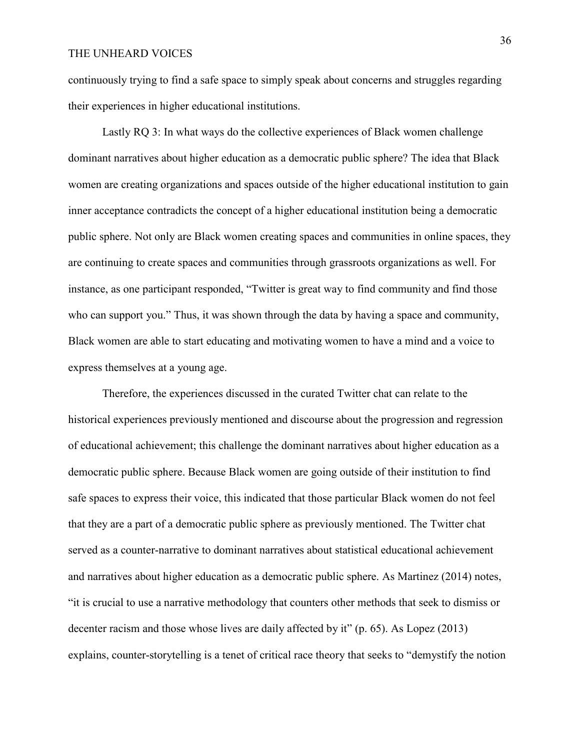continuously trying to find a safe space to simply speak about concerns and struggles regarding their experiences in higher educational institutions.

Lastly RQ 3: In what ways do the collective experiences of Black women challenge dominant narratives about higher education as a democratic public sphere? The idea that Black women are creating organizations and spaces outside of the higher educational institution to gain inner acceptance contradicts the concept of a higher educational institution being a democratic public sphere. Not only are Black women creating spaces and communities in online spaces, they are continuing to create spaces and communities through grassroots organizations as well. For instance, as one participant responded, "Twitter is great way to find community and find those who can support you." Thus, it was shown through the data by having a space and community, Black women are able to start educating and motivating women to have a mind and a voice to express themselves at a young age.

Therefore, the experiences discussed in the curated Twitter chat can relate to the historical experiences previously mentioned and discourse about the progression and regression of educational achievement; this challenge the dominant narratives about higher education as a democratic public sphere. Because Black women are going outside of their institution to find safe spaces to express their voice, this indicated that those particular Black women do not feel that they are a part of a democratic public sphere as previously mentioned. The Twitter chat served as a counter-narrative to dominant narratives about statistical educational achievement and narratives about higher education as a democratic public sphere. As Martinez (2014) notes, "it is crucial to use a narrative methodology that counters other methods that seek to dismiss or decenter racism and those whose lives are daily affected by it" (p. 65). As Lopez (2013) explains, counter-storytelling is a tenet of critical race theory that seeks to "demystify the notion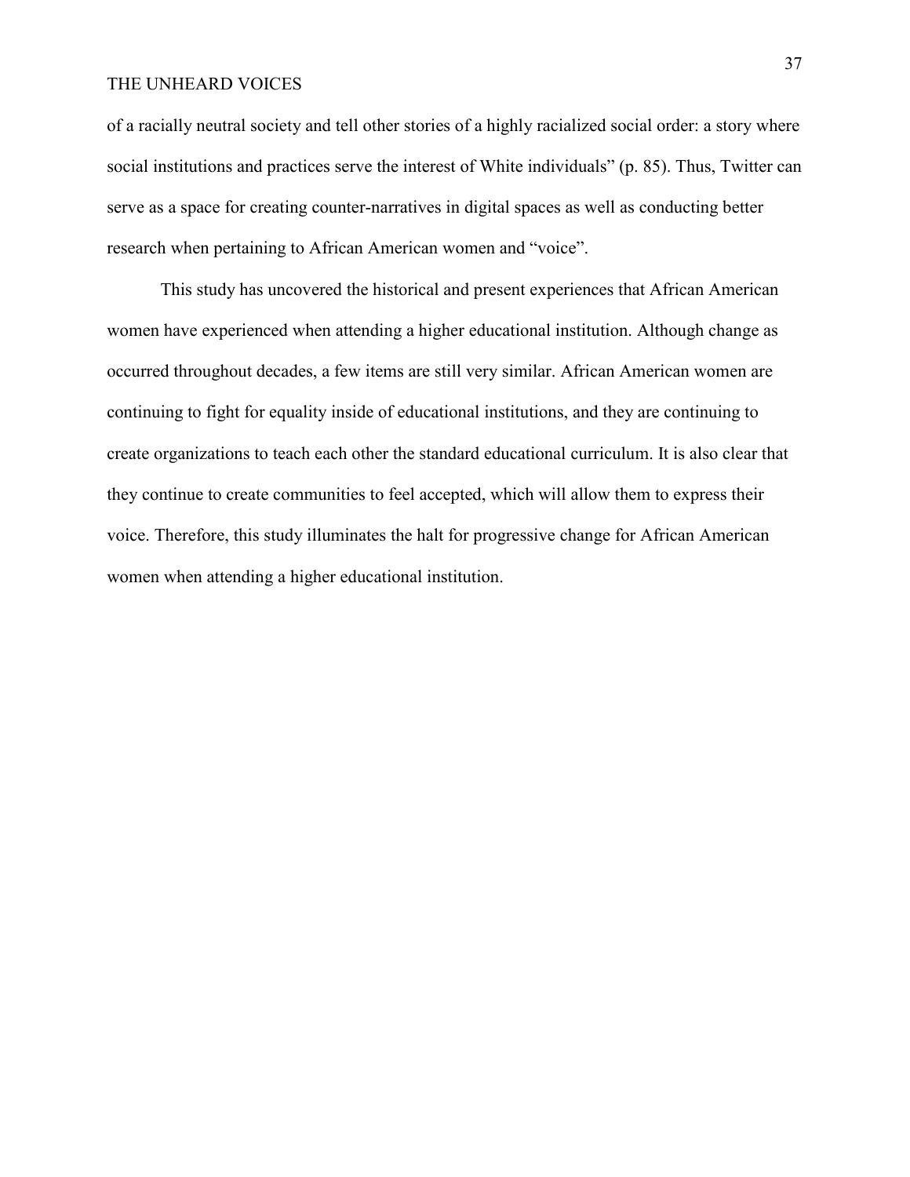of a racially neutral society and tell other stories of a highly racialized social order: a story where social institutions and practices serve the interest of White individuals" (p. 85). Thus, Twitter can serve as a space for creating counter-narratives in digital spaces as well as conducting better research when pertaining to African American women and "voice".

This study has uncovered the historical and present experiences that African American women have experienced when attending a higher educational institution. Although change as occurred throughout decades, a few items are still very similar. African American women are continuing to fight for equality inside of educational institutions, and they are continuing to create organizations to teach each other the standard educational curriculum. It is also clear that they continue to create communities to feel accepted, which will allow them to express their voice. Therefore, this study illuminates the halt for progressive change for African American women when attending a higher educational institution.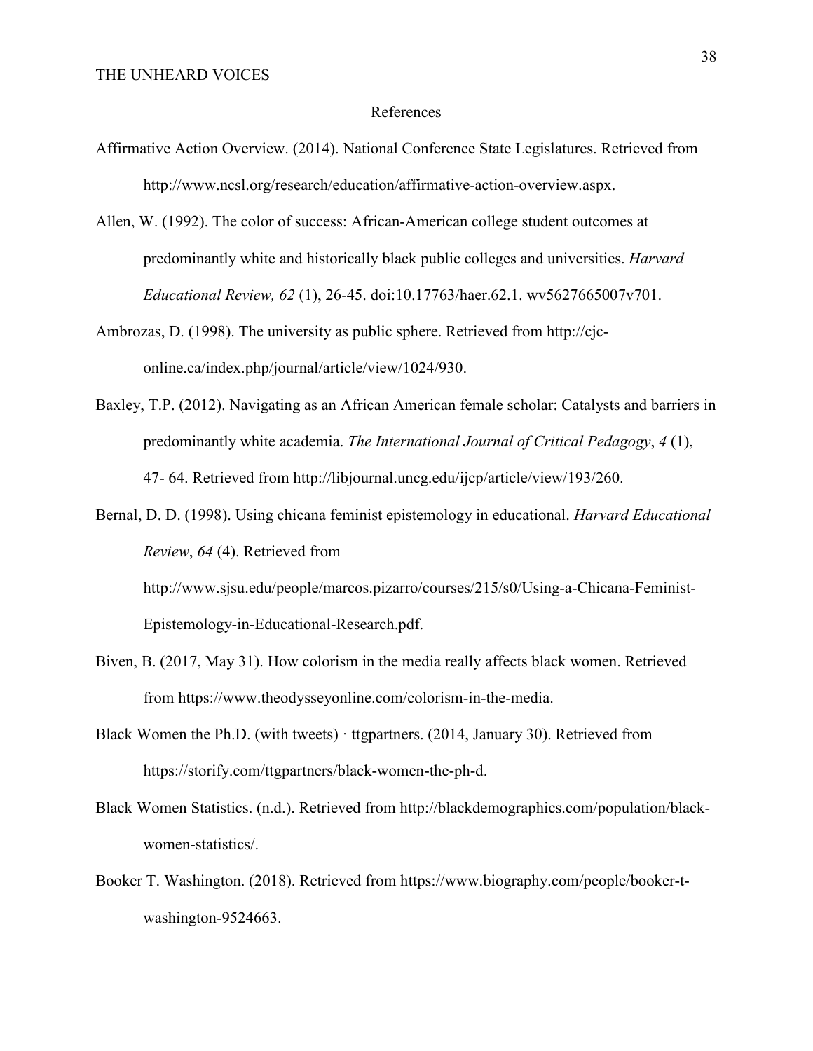## References

Affirmative Action Overview. (2014). National Conference State Legislatures. Retrieved from http://www.ncsl.org/research/education/affirmative-action-overview.aspx.

Allen, W. (1992). The color of success: African-American college student outcomes at predominantly white and historically black public colleges and universities. *Harvard Educational Review, 62* (1), 26-45. doi:10.17763/haer.62.1. wv5627665007v701.

Ambrozas, D. (1998). The university as public sphere. Retrieved from http://cjc-online.ca/index.php/journal/article/view/1024/930.

Baxley, T.P. (2012). Navigating as an African American female scholar: Catalysts and barriers in predominantly white academia. *The International Journal of Critical Pedagogy*, *4* (1), 47- 64. Retrieved from http://libjournal.uncg.edu/ijcp/article/view/193/260.

Bernal, D. D. (1998). Using chicana feminist epistemology in educational. *Harvard Educational Review*, *64* (4). Retrieved from http://www.sjsu.edu/people/marcos.pizarro/courses/215/s0/Using-a-Chicana-Feminist-Epistemology-in-Educational-Research.pdf.

Biven, B. (2017, May 31). How colorism in the media really affects black women. Retrieved from https://www.theodysseyonline.com/colorism-in-the-media.

Black Women the Ph.D. (with tweets) · ttgpartners. (2014, January 30). Retrieved from https://storify.com/ttgpartners/black-women-the-ph-d.

Black Women Statistics. (n.d.). Retrieved from http://blackdemographics.com/population/black-women-statistics/.

Booker T. Washington. (2018). Retrieved from https://www.biography.com/people/booker-t-washington-9524663.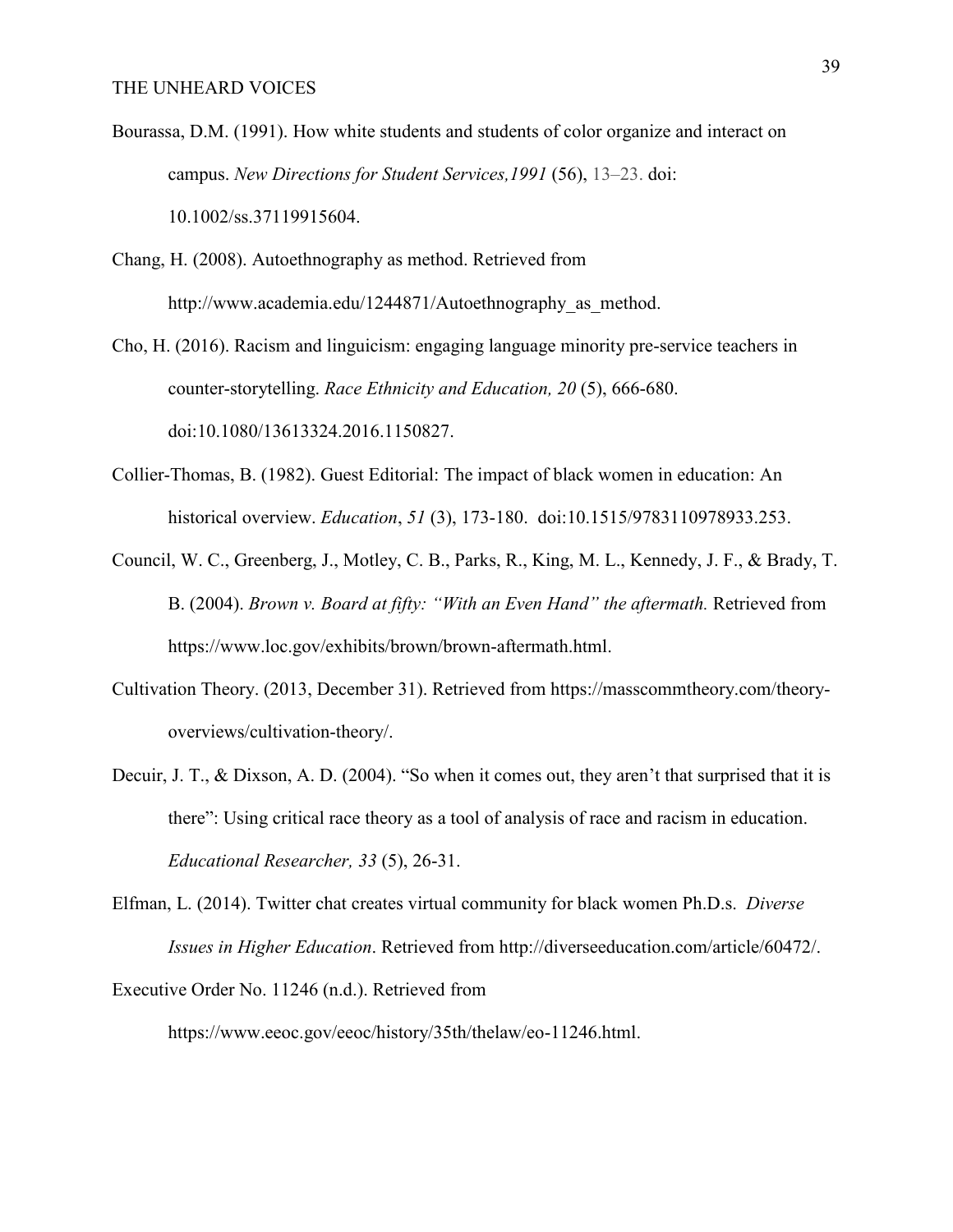Bourassa, D.M. (1991). How white students and students of color organize and interact on campus. *New Directions for Student Services,1991* (56), 13–23. doi: 10.1002/ss.37119915604.

Chang, H. (2008). Autoethnography as method. Retrieved from http://www.academia.edu/1244871/Autoethnography_as_method.

Cho, H. (2016). Racism and linguicism: engaging language minority pre-service teachers in counter-storytelling. *Race Ethnicity and Education, 20* (5), 666-680. doi:10.1080/13613324.2016.1150827.

Collier-Thomas, B. (1982). Guest Editorial: The impact of black women in education: An historical overview. *Education*, *51* (3), 173-180. doi:10.1515/9783110978933.253.

Council, W. C., Greenberg, J., Motley, C. B., Parks, R., King, M. L., Kennedy, J. F., & Brady, T. B. (2004). *Brown v. Board at fifty: "With an Even Hand" the aftermath.* Retrieved from https://www.loc.gov/exhibits/brown/brown-aftermath.html.

Cultivation Theory. (2013, December 31). Retrieved from https://masscommtheory.com/theory-overviews/cultivation-theory/.

Decuir, J. T., & Dixson, A. D. (2004). "So when it comes out, they aren't that surprised that it is there": Using critical race theory as a tool of analysis of race and racism in education. *Educational Researcher, 33* (5), 26-31.

Elfman, L. (2014). Twitter chat creates virtual community for black women Ph.D.s. *Diverse Issues in Higher Education*. Retrieved from http://diverseeducation.com/article/60472/.

Executive Order No. 11246 (n.d.). Retrieved from https://www.eeoc.gov/eeoc/history/35th/thelaw/eo-11246.html.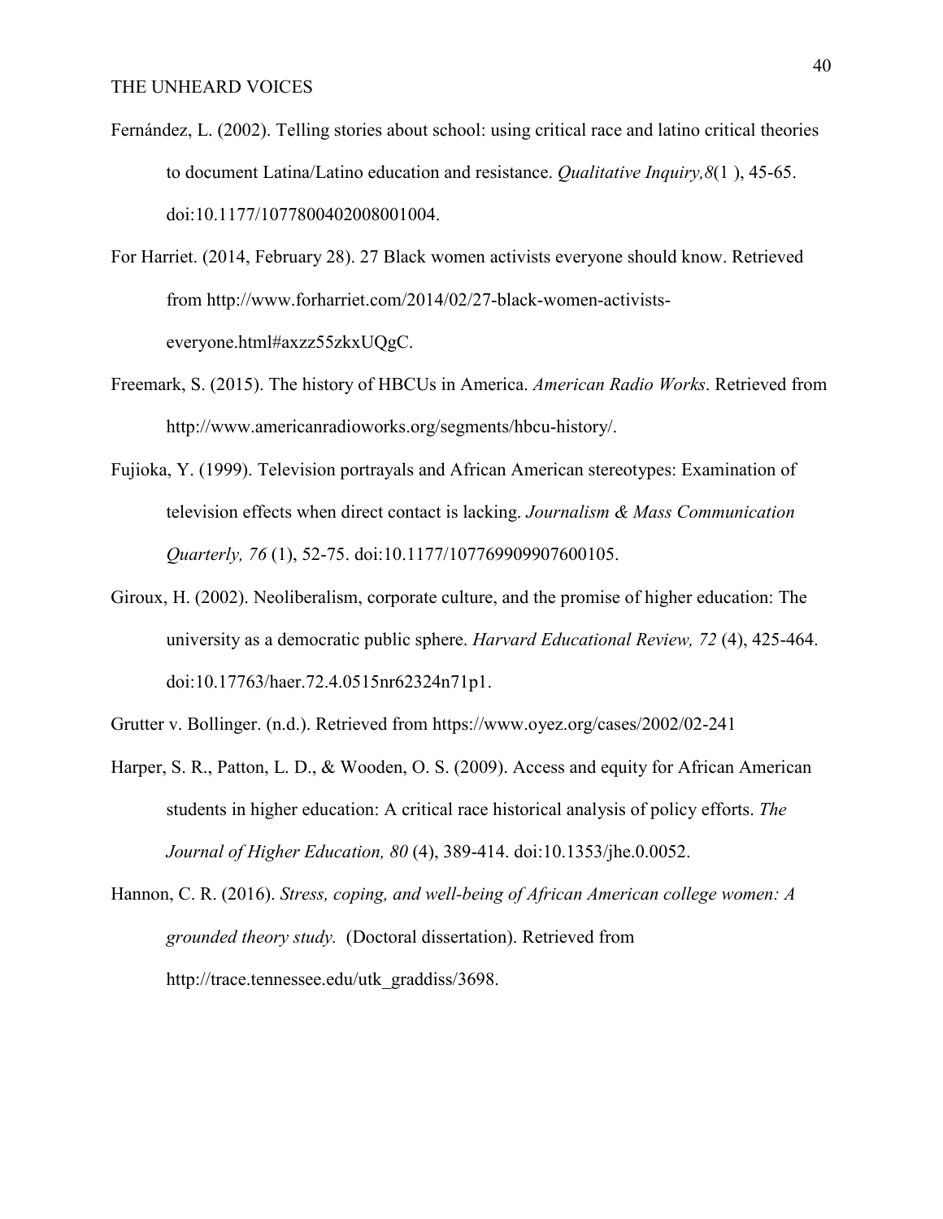Fernández, L. (2002). Telling stories about school: using critical race and latino critical theories to document Latina/Latino education and resistance. *Qualitative Inquiry,8*(1 ), 45-65. doi:10.1177/107780040200800104.

For Harriet. (2014, February 28). 27 Black women activists everyone should know. Retrieved from http://www.forharriet.com/2014/02/27-black-women-activists-everyone.html#axzz55zkxUQgC.

Freemark, S. (2015). The history of HBCUs in America. *American Radio Works*. Retrieved from http://www.americanradioworks.org/segments/hbcu-history/.

Fujioka, Y. (1999). Television portrayals and African American stereotypes: Examination of television effects when direct contact is lacking. *Journalism & Mass Communication Quarterly, 76* (1), 52-75. doi:10.1177/107769909907600105.

Giroux, H. (2002). Neoliberalism, corporate culture, and the promise of higher education: The university as a democratic public sphere. *Harvard Educational Review, 72* (4), 425-464. doi:10.17763/haer.72.4.0515nr62324n71p1.

Grutter v. Bollinger. (n.d.). Retrieved from https://www.oyez.org/cases/2002/02-241

Harper, S. R., Patton, L. D., & Wooden, O. S. (2009). Access and equity for African American students in higher education: A critical race historical analysis of policy efforts. *The Journal of Higher Education, 80* (4), 389-414. doi:10.1353/jhe.0.0052.

Hannon, C. R. (2016). *Stress, coping, and well-being of African American college women: A grounded theory study.* (Doctoral dissertation). Retrieved from http://trace.tennessee.edu/utk_graddiss/3698.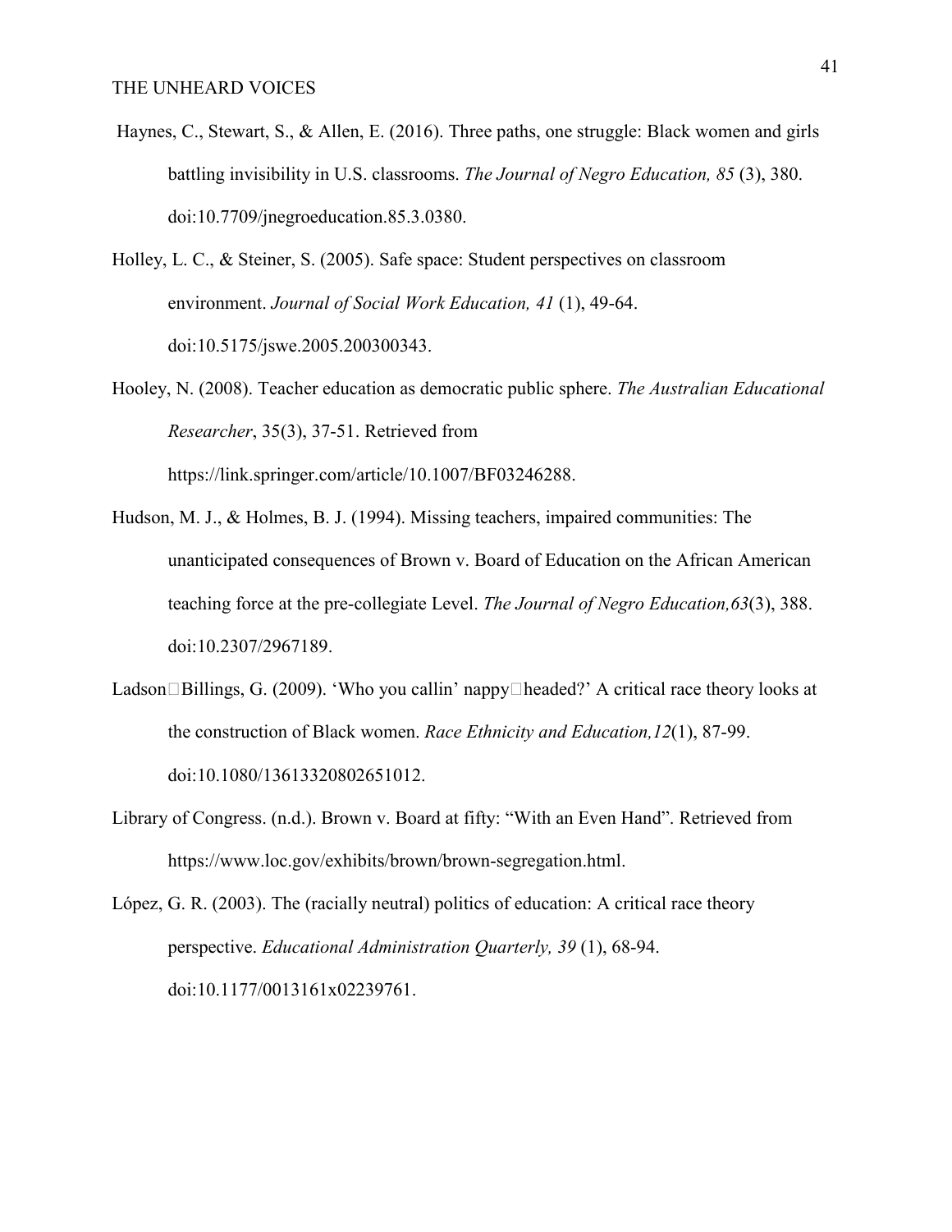Haynes, C., Stewart, S., & Allen, E. (2016). Three paths, one struggle: Black women and girls battling invisibility in U.S. classrooms. *The Journal of Negro Education, 85* (3), 380. doi:10.7709/jnegroeducation.85.3.0380.

Holley, L. C., & Steiner, S. (2005). Safe space: Student perspectives on classroom environment. *Journal of Social Work Education, 41* (1), 49-64. doi:10.5175/jswe.2005.200300343.

Hooley, N. (2008). Teacher education as democratic public sphere. *The Australian Educational Researcher*, 35(3), 37-51. Retrieved from https://link.springer.com/article/10.1007/BF03246288.

Hudson, M. J., & Holmes, B. J. (1994). Missing teachers, impaired communities: The unanticipated consequences of Brown v. Board of Education on the African American teaching force at the pre-collegiate Level. *The Journal of Negro Education,63*(3), 388. doi:10.2307/2967189.

Ladson□Billings, G. (2009). 'Who you callin' nappy□headed?' A critical race theory looks at the construction of Black women. *Race Ethnicity and Education,12*(1), 87-99. doi:10.1080/13613320802651012.

Library of Congress. (n.d.). Brown v. Board at fifty: "With an Even Hand". Retrieved from https://www.loc.gov/exhibits/brown/brown-segregation.html.

López, G. R. (2003). The (racially neutral) politics of education: A critical race theory perspective. *Educational Administration Quarterly, 39* (1), 68-94. doi:10.1177/0013161x02239761.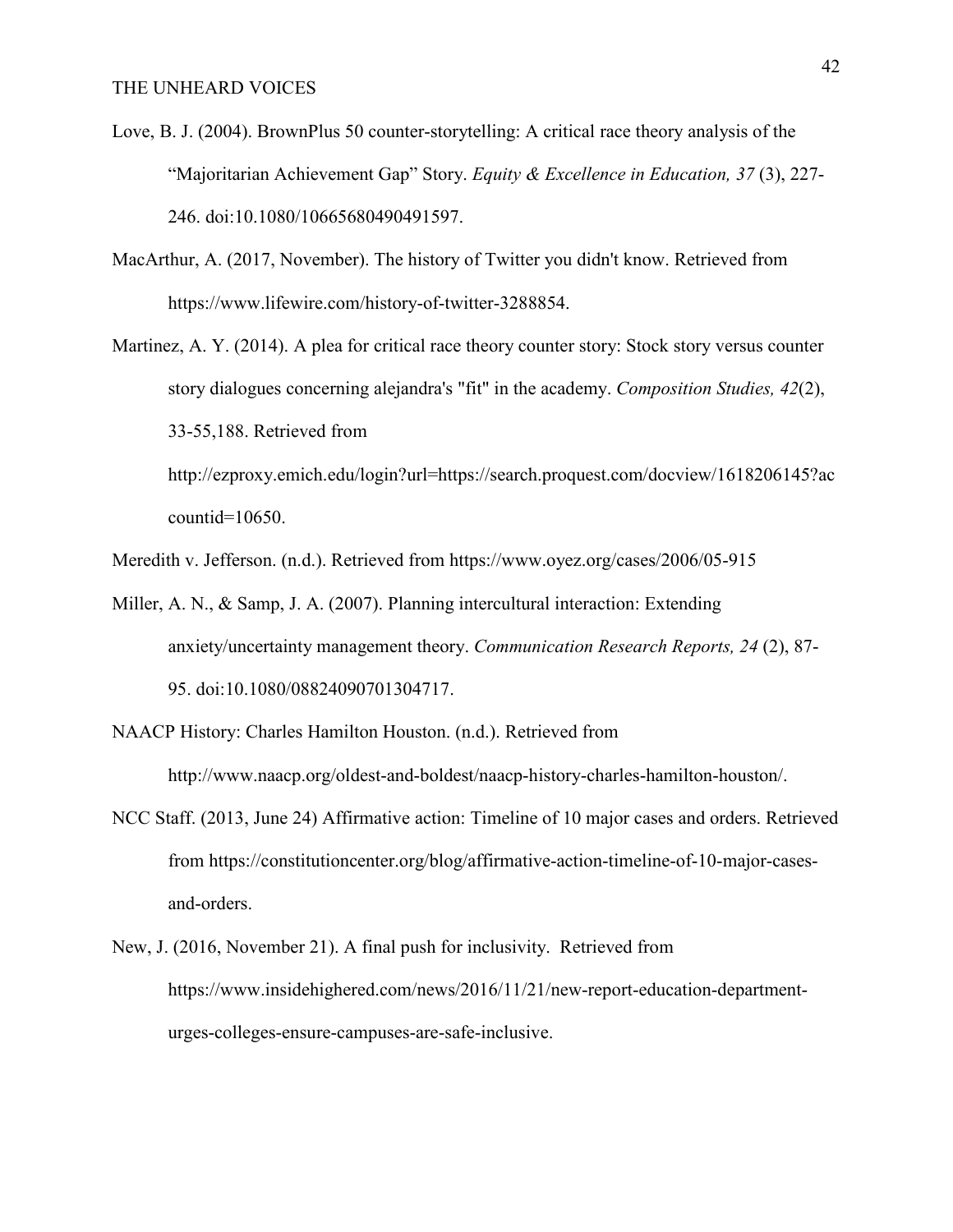Love, B. J. (2004). BrownPlus 50 counter-storytelling: A critical race theory analysis of the "Majoritarian Achievement Gap" Story. *Equity & Excellence in Education, 37* (3), 227-246. doi:10.1080/10665680490491597.

MacArthur, A. (2017, November). The history of Twitter you didn't know. Retrieved from https://www.lifewire.com/history-of-twitter-3288854.

Martinez, A. Y. (2014). A plea for critical race theory counter story: Stock story versus counter story dialogues concerning alejandra's "fit" in the academy. *Composition Studies, 42*(2), 33-55,188. Retrieved from http://ezproxy.emich.edu/login?url=https://search.proquest.com/docview/1618206145?accountid=10650.

Meredith v. Jefferson. (n.d.). Retrieved from https://www.oyez.org/cases/2006/05-915

Miller, A. N., & Samp, J. A. (2007). Planning intercultural interaction: Extending anxiety/uncertainty management theory. *Communication Research Reports, 24* (2), 87-95. doi:10.1080/08824090701304717.

NAACP History: Charles Hamilton Houston. (n.d.). Retrieved from http://www.naacp.org/oldest-and-boldest/naacp-history-charles-hamilton-houston/.

NCC Staff. (2013, June 24) Affirmative action: Timeline of 10 major cases and orders. Retrieved from https://constitutioncenter.org/blog/affirmative-action-timeline-of-10-major-cases-and-orders.

New, J. (2016, November 21). A final push for inclusivity. Retrieved from https://www.insidehighered.com/news/2016/11/21/new-report-education-department-urges-colleges-ensure-campuses-are-safe-inclusive.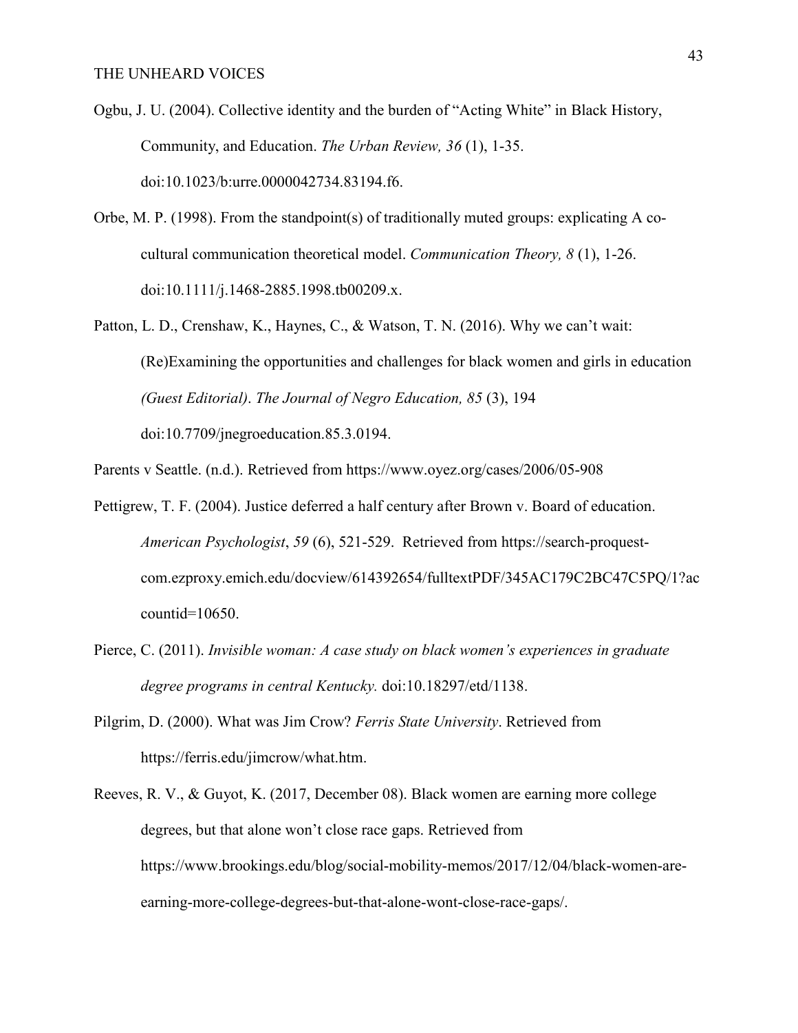Ogbu, J. U. (2004). Collective identity and the burden of "Acting White" in Black History, Community, and Education. *The Urban Review, 36* (1), 1-35. doi:10.1023/b:urre.0000042734.83194.f6.

Orbe, M. P. (1998). From the standpoint(s) of traditionally muted groups: explicating A co-cultural communication theoretical model. *Communication Theory, 8* (1), 1-26. doi:10.1111/j.1468-2885.1998.tb00209.x.

Patton, L. D., Crenshaw, K., Haynes, C., & Watson, T. N. (2016). Why we can't wait: (Re)Examining the opportunities and challenges for black women and girls in education *(Guest Editorial)*. *The Journal of Negro Education, 85* (3), 194 doi:10.7709/jnegroeducation.85.3.0194.

Parents v Seattle. (n.d.). Retrieved from https://www.oyez.org/cases/2006/05-908

Pettigrew, T. F. (2004). Justice deferred a half century after Brown v. Board of education. *American Psychologist*, *59* (6), 521-529. Retrieved from https://search-proquest-com.ezproxy.emich.edu/docview/614392654/fulltextPDF/345AC179C2BC47C5PQ/1?accountid=10650.

Pierce, C. (2011). *Invisible woman: A case study on black women's experiences in graduate degree programs in central Kentucky.* doi:10.18297/etd/1138.

Pilgrim, D. (2000). What was Jim Crow? *Ferris State University*. Retrieved from https://ferris.edu/jimcrow/what.htm.

Reeves, R. V., & Guyot, K. (2017, December 08). Black women are earning more college degrees, but that alone won't close race gaps. Retrieved from https://www.brookings.edu/blog/social-mobility-memos/2017/12/04/black-women-are-earning-more-college-degrees-but-that-alone-wont-close-race-gaps/.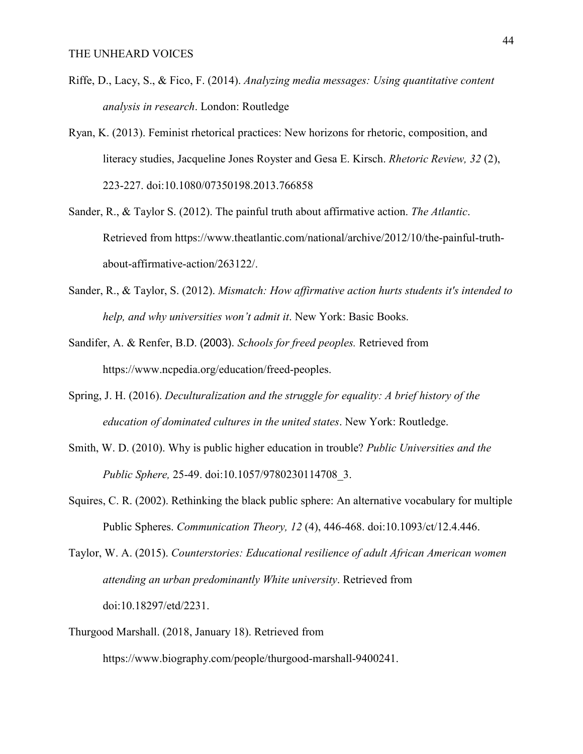Riffe, D., Lacy, S., & Fico, F. (2014). *Analyzing media messages: Using quantitative content analysis in research*. London: Routledge

Ryan, K. (2013). Feminist rhetorical practices: New horizons for rhetoric, composition, and literacy studies, Jacqueline Jones Royster and Gesa E. Kirsch. *Rhetoric Review, 32* (2), 223-227. doi:10.1080/07350198.2013.766858

Sander, R., & Taylor S. (2012). The painful truth about affirmative action. *The Atlantic*. Retrieved from https://www.theatlantic.com/national/archive/2012/10/the-painful-truth-about-affirmative-action/263122/.

Sander, R., & Taylor, S. (2012). *Mismatch: How affirmative action hurts students it's intended to help, and why universities won't admit it*. New York: Basic Books.

Sandifer, A. & Renfer, B.D. (2003). *Schools for freed peoples.* Retrieved from https://www.ncpedia.org/education/freed-peoples.

Spring, J. H. (2016). *Deculturalization and the struggle for equality: A brief history of the education of dominated cultures in the united states*. New York: Routledge.

Smith, W. D. (2010). Why is public higher education in trouble? *Public Universities and the Public Sphere,* 25-49. doi:10.1057/9780230114708_3.

Squires, C. R. (2002). Rethinking the black public sphere: An alternative vocabulary for multiple Public Spheres. *Communication Theory, 12* (4), 446-468. doi:10.1093/ct/12.4.446.

Taylor, W. A. (2015). *Counterstories: Educational resilience of adult African American women attending an urban predominantly White university*. Retrieved from doi:10.18297/etd/2231.

Thurgood Marshall. (2018, January 18). Retrieved from https://www.biography.com/people/thurgood-marshall-9400241.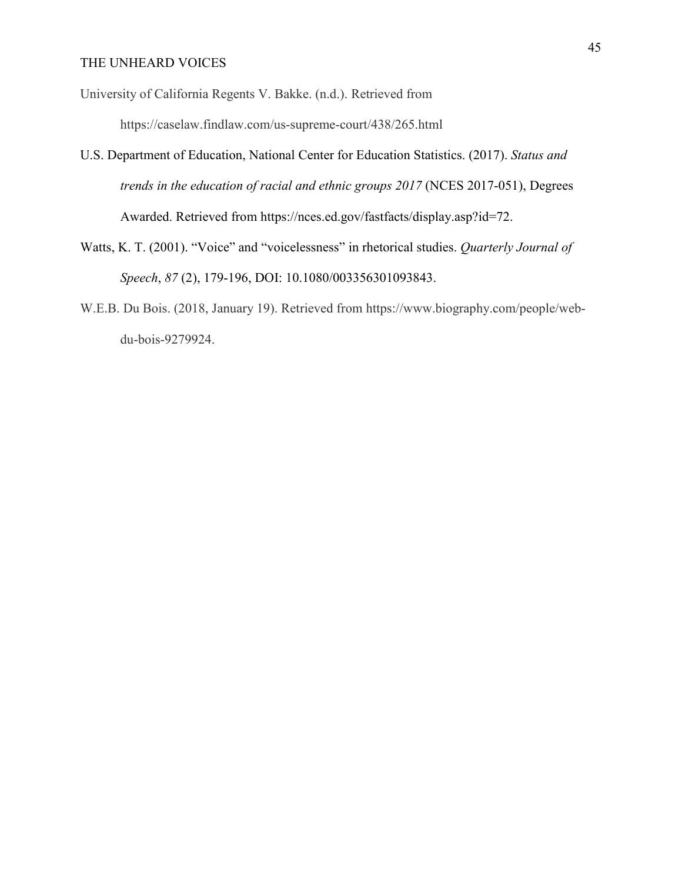University of California Regents V. Bakke. (n.d.). Retrieved from https://caselaw.findlaw.com/us-supreme-court/438/265.html

U.S. Department of Education, National Center for Education Statistics. (2017). *Status and trends in the education of racial and ethnic groups 2017* (NCES 2017-051), Degrees Awarded. Retrieved from https://nces.ed.gov/fastfacts/display.asp?id=72.

Watts, K. T. (2001). "Voice" and "voicelessness" in rhetorical studies. *Quarterly Journal of Speech*, *87* (2), 179-196, DOI: 10.1080/003356301093843.

W.E.B. Du Bois. (2018, January 19). Retrieved from https://www.biography.com/people/web-du-bois-9279924.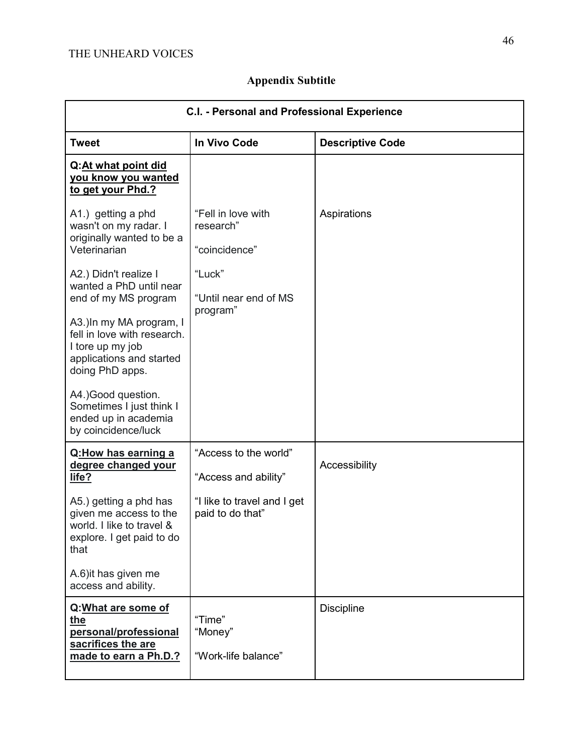## Appendix Subtitle

| C.I. - Personal and Professional Experience | | |
|---|---|---|
| **Tweet** | **In Vivo Code** | **Descriptive Code** |
| **Q:<u>At what point did you know you wanted to get your Phd.?</u>**<br><br>A1.) getting a phd wasn't on my radar. I originally wanted to be a Veterinarian<br><br>A2.) Didn't realize I wanted a PhD until near end of my MS program<br><br>A3.)In my MA program, I fell in love with research. I tore up my job applications and started doing PhD apps.<br><br>A4.)Good question. Sometimes I just think I ended up in academia by coincidence/luck | "Fell in love with research"<br><br>"coincidence"<br><br>"Luck"<br><br>"Until near end of MS program" | Aspirations |
| **Q:<u>How has earning a degree changed your life?</u>**<br><br>A5.) getting a phd has given me access to the world. I like to travel & explore. I get paid to do that<br><br>A.6)it has given me access and ability. | "Access to the world"<br><br>"Access and ability"<br><br>"I like to travel and I get paid to do that" | Accessibility |
| **Q:<u>What are some of the personal/professional sacrifices the are made to earn a Ph.D.?</u>** | "Time"<br>"Money"<br><br>"Work-life balance" | Discipline |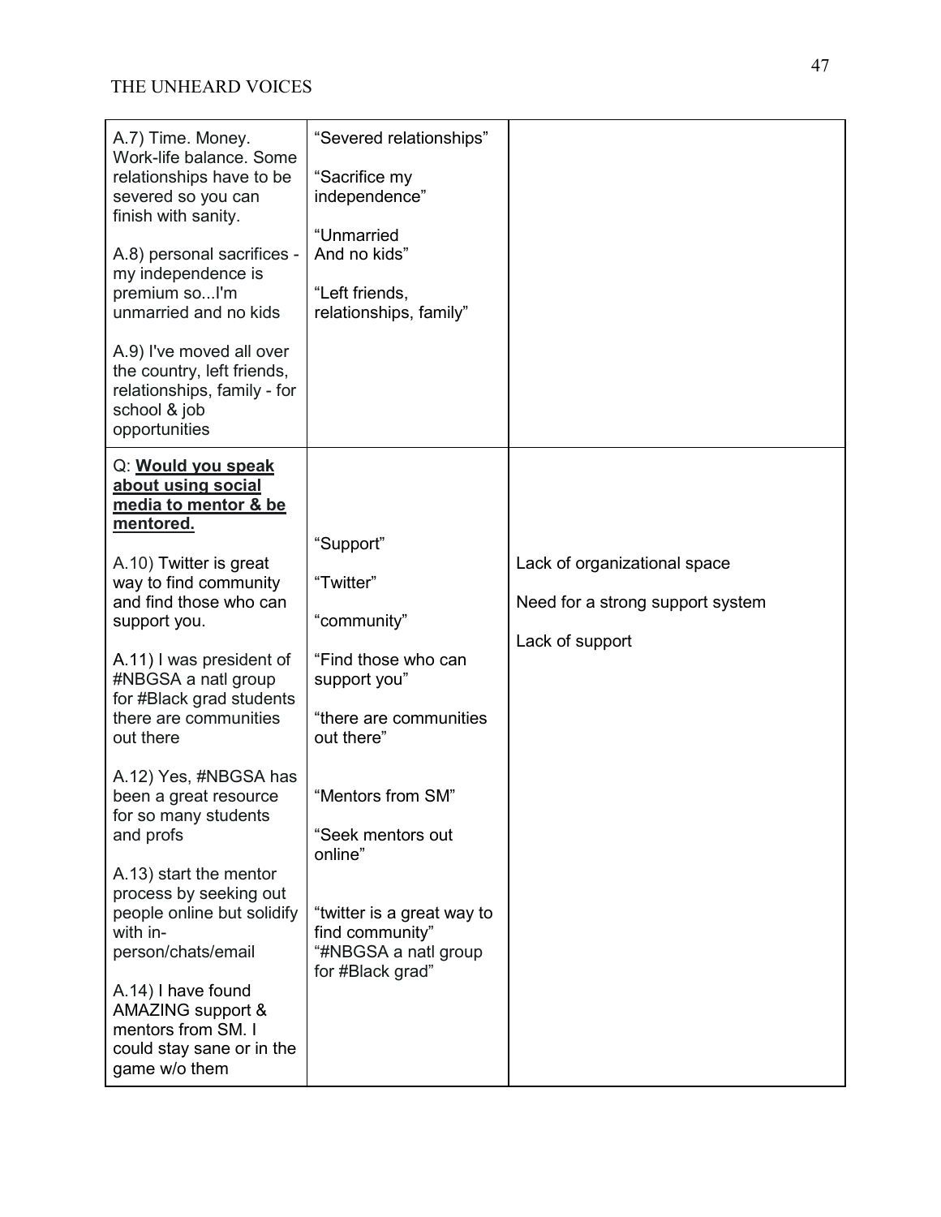| | | |
|---|---|---|
| A.7) Time. Money. Work-life balance. Some relationships have to be severed so you can finish with sanity.<br><br>A.8) personal sacrifices - my independence is premium so...I'm unmarried and no kids<br><br>A.9) I've moved all over the country, left friends, relationships, family - for school & job opportunities | "Severed relationships"<br><br>"Sacrifice my independence"<br><br>"Unmarried And no kids"<br><br>"Left friends, relationships, family" | |
| Q: **<u>Would you speak about using social media to mentor & be mentored.</u>**<br><br>A.10) Twitter is great way to find community and find those who can support you.<br><br>A.11) I was president of #NBGSA a natl group for #Black grad students there are communities out there<br><br>A.12) Yes, #NBGSA has been a great resource for so many students and profs<br><br>A.13) start the mentor process by seeking out people online but solidify with in-person/chats/email<br><br>A.14) I have found AMAZING support & mentors from SM. I could stay sane or in the game w/o them | "Support"<br><br>"Twitter"<br><br>"community"<br><br>"Find those who can support you"<br><br>"there are communities out there"<br><br>"Mentors from SM"<br><br>"Seek mentors out online"<br><br>"twitter is a great way to find community"<br>"#NBGSA a natl group for #Black grad" | Lack of organizational space<br><br>Need for a strong support system<br><br>Lack of support |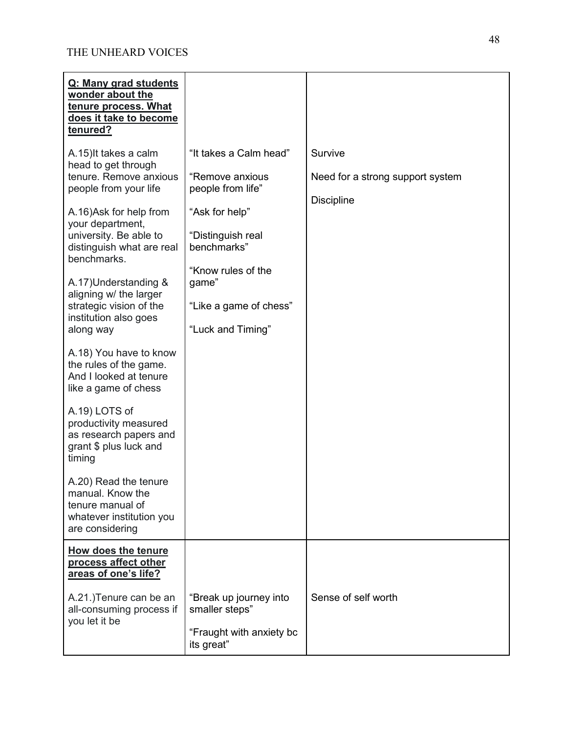| **Q: Many grad students wonder about the tenure process. What does it take to become tenured?** | | |
|---|---|---|
| A.15)It takes a calm head to get through tenure. Remove anxious people from your life<br><br>A.16)Ask for help from your department, university. Be able to distinguish what are real benchmarks.<br><br>A.17)Understanding & aligning w/ the larger strategic vision of the institution also goes along way<br><br>A.18) You have to know the rules of the game. And I looked at tenure like a game of chess<br><br>A.19) LOTS of productivity measured as research papers and grant $ plus luck and timing<br><br>A.20) Read the tenure manual. Know the tenure manual of whatever institution you are considering | "It takes a Calm head"<br><br>"Remove anxious people from life"<br><br>"Ask for help"<br><br>"Distinguish real benchmarks"<br><br>"Know rules of the game"<br><br>"Like a game of chess"<br><br>"Luck and Timing" | Survive<br><br>Need for a strong support system<br><br>Discipline |
| **How does the tenure process affect other areas of one's life?** | | |
| A.21.)Tenure can be an all-consuming process if you let it be | "Break up journey into smaller steps"<br><br>"Fraught with anxiety bc its great" | Sense of self worth |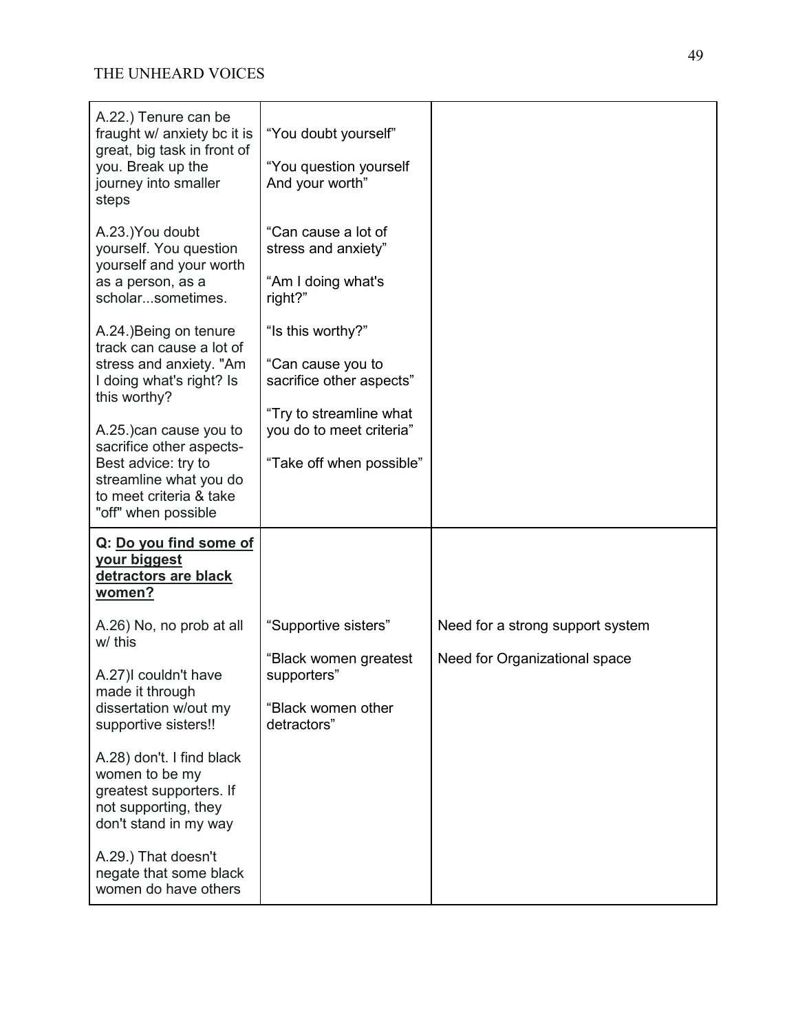| | | |
|---|---|---|
| A.22.) Tenure can be fraught w/ anxiety bc it is great, big task in front of you. Break up the journey into smaller steps<br><br>A.23.)You doubt yourself. You question yourself and your worth as a person, as a scholar...sometimes.<br><br>A.24.)Being on tenure track can cause a lot of stress and anxiety. "Am I doing what's right? Is this worthy?<br><br>A.25.)can cause you to sacrifice other aspects- Best advice: try to streamline what you do to meet criteria & take "off" when possible | "You doubt yourself"<br><br>"You question yourself And your worth"<br><br>"Can cause a lot of stress and anxiety"<br><br>"Am I doing what's right?"<br><br>"Is this worthy?"<br><br>"Can cause you to sacrifice other aspects"<br><br>"Try to streamline what you do to meet criteria"<br><br>"Take off when possible" | |
| **Q: <u>Do you find some of your biggest detractors are black women?</u>**<br><br>A.26) No, no prob at all w/ this<br><br>A.27)I couldn't have made it through dissertation w/out my supportive sisters!!<br><br>A.28) don't. I find black women to be my greatest supporters. If not supporting, they don't stand in my way<br><br>A.29.) That doesn't negate that some black women do have others | "Supportive sisters"<br><br>"Black women greatest supporters"<br><br>"Black women other detractors" | Need for a strong support system<br><br>Need for Organizational space |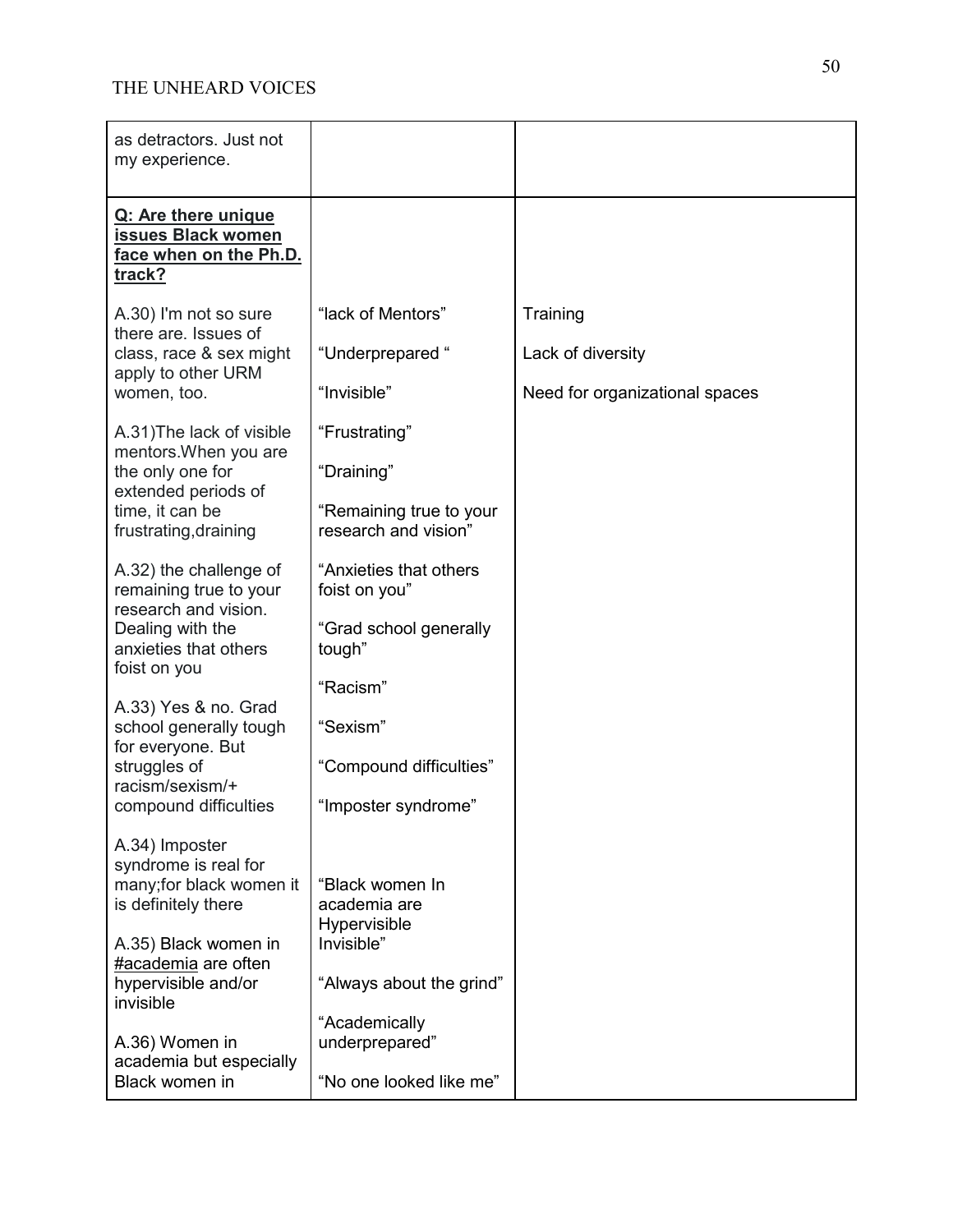| | | |
|---|---|---|
| as detractors. Just not my experience. | | |
| **Q: Are there unique issues Black women face when on the Ph.D. track?**<br><br>A.30) I'm not so sure there are. Issues of class, race & sex might apply to other URM women, too.<br><br>A.31)The lack of visible mentors.When you are the only one for extended periods of time, it can be frustrating,draining<br><br>A.32) the challenge of remaining true to your research and vision. Dealing with the anxieties that others foist on you<br><br>A.33) Yes & no. Grad school generally tough for everyone. But struggles of racism/sexism/+ compound difficulties<br><br>A.34) Imposter syndrome is real for many;for black women it is definitely there<br><br>A.35) Black women in #academia are often hypervisible and/or invisible<br><br>A.36) Women in academia but especially Black women in | "lack of Mentors"<br><br>"Underprepared "<br><br>"Invisible"<br><br>"Frustrating"<br><br>"Draining"<br><br>"Remaining true to your research and vision"<br><br>"Anxieties that others foist on you"<br><br>"Grad school generally tough"<br><br>"Racism"<br><br>"Sexism"<br><br>"Compound difficulties"<br><br>"Imposter syndrome"<br><br>"Black women In academia are Hypervisible Invisible"<br><br>"Always about the grind"<br><br>"Academically underprepared"<br><br>"No one looked like me" | Training<br><br>Lack of diversity<br><br>Need for organizational spaces |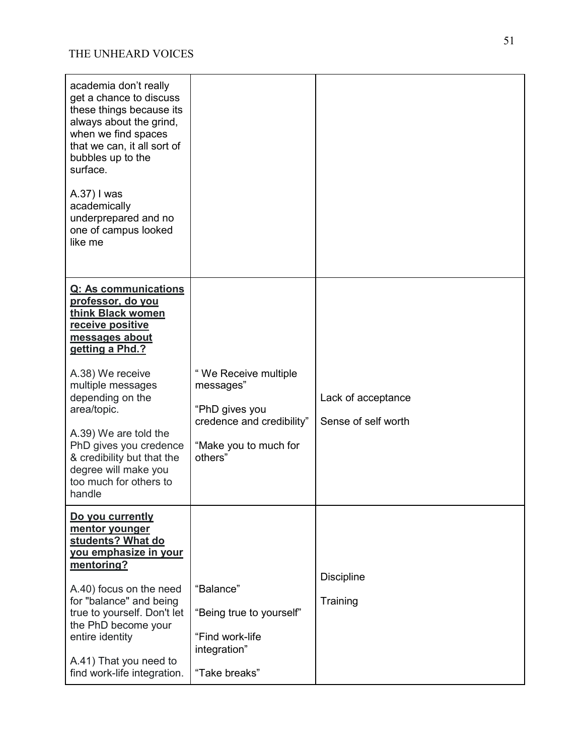| | | |
|---|---|---|
| academia don't really get a chance to discuss these things because its always about the grind, when we find spaces that we can, it all sort of bubbles up to the surface.<br><br>A.37) I was academically underprepared and no one of campus looked like me | | |
| **<u>Q: As communications professor, do you think Black women receive positive messages about getting a Phd.?</u>**<br><br>A.38) We receive multiple messages depending on the area/topic.<br><br>A.39) We are told the PhD gives you credence & credibility but that the degree will make you too much for others to handle | " We Receive multiple messages"<br><br>"PhD gives you credence and credibility"<br><br>"Make you to much for others" | Lack of acceptance<br><br>Sense of self worth |
| **<u>Do you currently mentor younger students? What do you emphasize in your mentoring?</u>**<br><br>A.40) focus on the need for "balance" and being true to yourself. Don't let the PhD become your entire identity<br><br>A.41) That you need to find work-life integration. | "Balance"<br><br>"Being true to yourself"<br><br>"Find work-life integration"<br><br>"Take breaks" | Discipline<br><br>Training |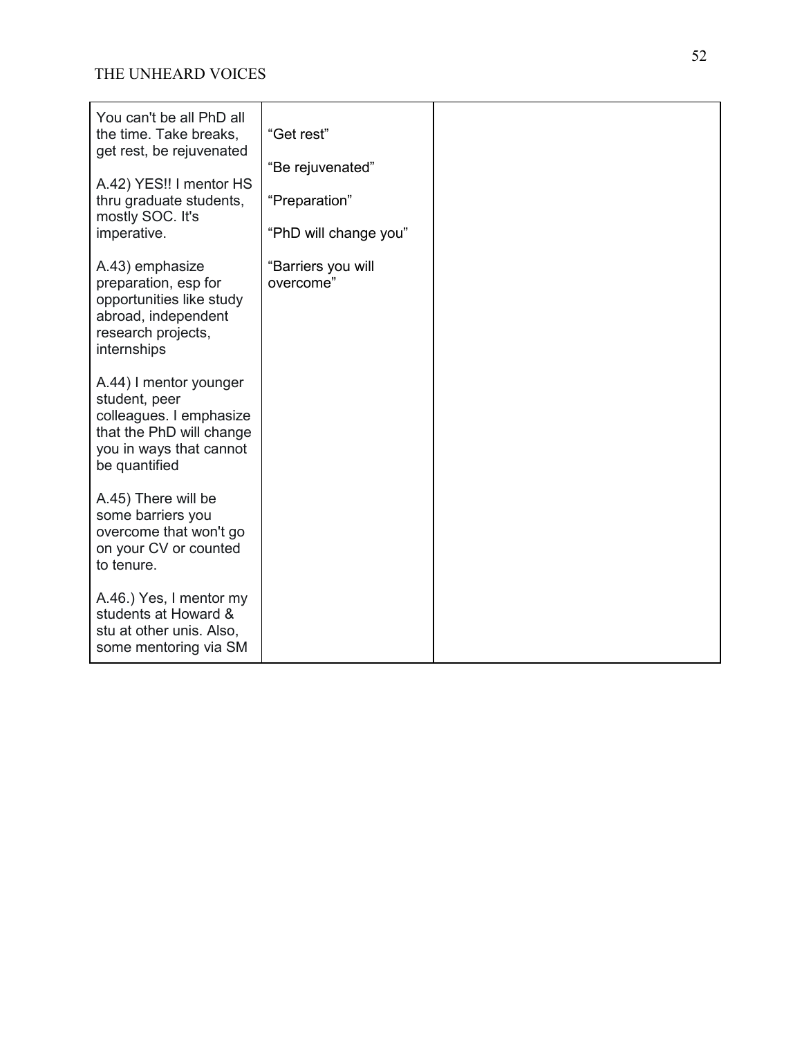| | | |
|---|---|---|
| You can't be all PhD all the time. Take breaks, get rest, be rejuvenated<br><br>A.42) YES!! I mentor HS thru graduate students, mostly SOC. It's imperative.<br><br>A.43) emphasize preparation, esp for opportunities like study abroad, independent research projects, internships<br><br>A.44) I mentor younger student, peer colleagues. I emphasize that the PhD will change you in ways that cannot be quantified<br><br>A.45) There will be some barriers you overcome that won't go on your CV or counted to tenure.<br><br>A.46.) Yes, I mentor my students at Howard & stu at other unis. Also, some mentoring via SM | "Get rest"<br><br>"Be rejuvenated"<br><br>"Preparation"<br><br>"PhD will change you"<br><br>"Barriers you will overcome" | |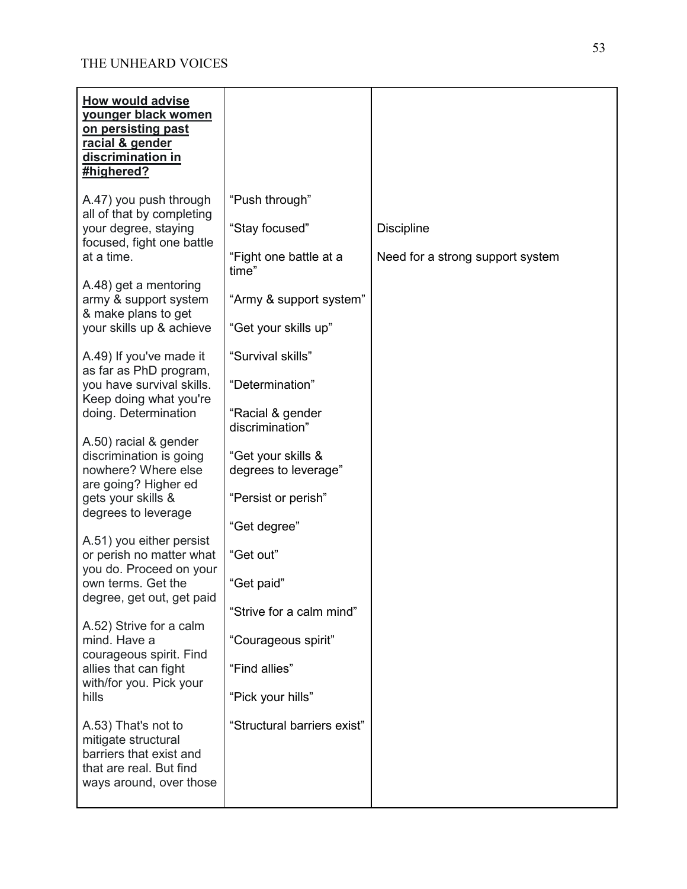| **How would advise younger black women on persisting past racial & gender discrimination in #highered?** | | |
|---|---|---|
| A.47) you push through all of that by completing your degree, staying focused, fight one battle at a time. | "Push through"<br>"Stay focused"<br>"Fight one battle at a time" | Discipline<br>Need for a strong support system |
| A.48) get a mentoring army & support system & make plans to get your skills up & achieve | "Army & support system"<br>"Get your skills up" | |
| A.49) If you've made it as far as PhD program, you have survival skills. Keep doing what you're doing. Determination | "Survival skills"<br>"Determination" | |
| A.50) racial & gender discrimination is going nowhere? Where else are going? Higher ed gets your skills & degrees to leverage | "Racial & gender discrimination"<br>"Get your skills & degrees to leverage" | |
| A.51) you either persist or perish no matter what you do. Proceed on your own terms. Get the degree, get out, get paid | "Persist or perish"<br>"Get degree"<br>"Get out"<br>"Get paid" | |
| A.52) Strive for a calm mind. Have a courageous spirit. Find allies that can fight with/for you. Pick your hills | "Strive for a calm mind"<br>"Courageous spirit"<br>"Find allies"<br>"Pick your hills" | |
| A.53) That's not to mitigate structural barriers that exist and that are real. But find ways around, over those | "Structural barriers exist" | |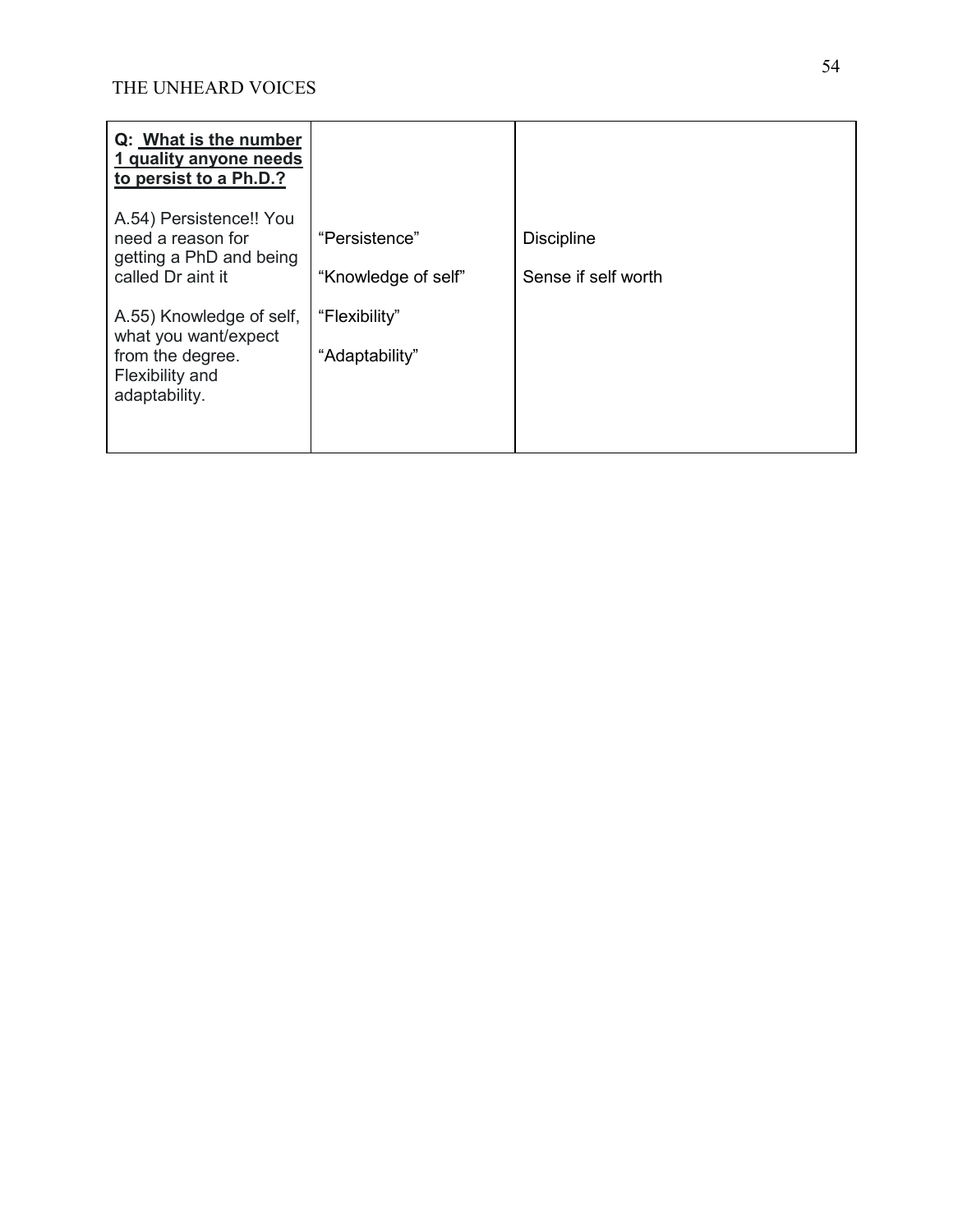| | | |
|---|---|---|
| **Q: What is the number 1 quality anyone needs to persist to a Ph.D.?** | | |
| A.54) Persistence!! You need a reason for getting a PhD and being called Dr aint it | "Persistence"<br><br>"Knowledge of self" | Discipline<br><br>Sense if self worth |
| A.55) Knowledge of self, what you want/expect from the degree. Flexibility and adaptability. | "Flexibility"<br><br>"Adaptability" | |